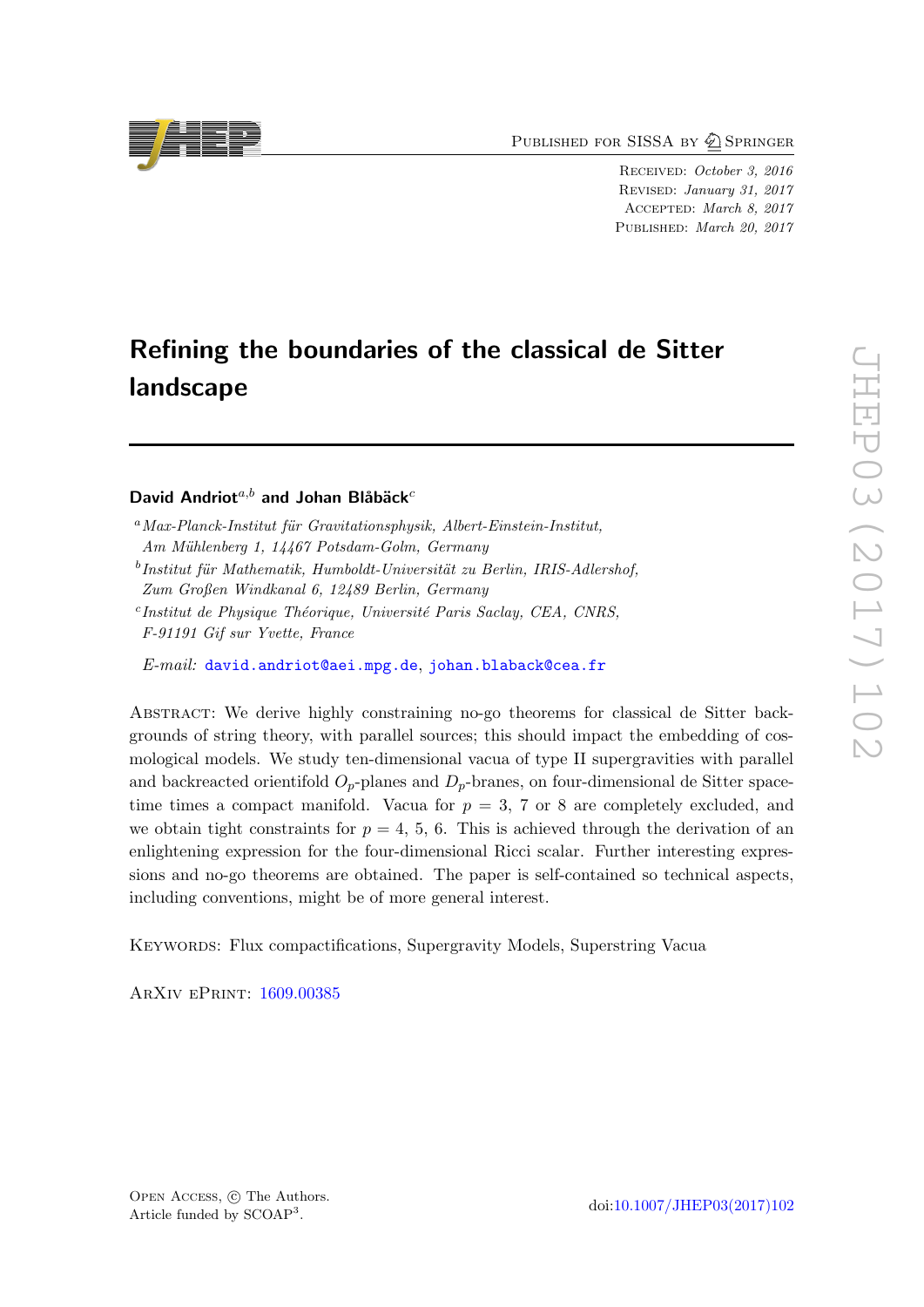Published for SISSA by Springer

Received: *October 3, 2016*
Revised: *January 31, 2017*
Accepted: *March 8, 2017*
Published: *March 20, 2017*

# Refining the boundaries of the classical de Sitter landscape

**David Andriot**[a,b] **and Johan Blåbäck**[c]

[a] *Max-Planck-Institut für Gravitationsphysik, Albert-Einstein-Institut, Am Mühlenberg 1, 14467 Potsdam-Golm, Germany*

[b] *Institut für Mathematik, Humboldt-Universität zu Berlin, IRIS-Adlershof, Zum Großen Windkanal 6, 12489 Berlin, Germany*

[c] *Institut de Physique Théorique, Université Paris Saclay, CEA, CNRS, F-91191 Gif sur Yvette, France*

*E-mail:* david.andriot@aei.mpg.de, johan.blaback@cea.fr

Abstract: We derive highly constraining no-go theorems for classical de Sitter backgrounds of string theory, with parallel sources; this should impact the embedding of cosmological models. We study ten-dimensional vacua of type II supergravities with parallel and backreacted orientifold $O_p$-planes and $D_p$-branes, on four-dimensional de Sitter spacetime times a compact manifold. Vacua for $p$ = 3, 7 or 8 are completely excluded, and we obtain tight constraints for $p$ = 4, 5, 6. This is achieved through the derivation of an enlightening expression for the four-dimensional Ricci scalar. Further interesting expressions and no-go theorems are obtained. The paper is self-contained so technical aspects, including conventions, might be of more general interest.

Keywords: Flux compactifications, Supergravity Models, Superstring Vacua

ArXiv ePrint: 1609.00385

Open Access, © The Authors.
Article funded by SCOAP[3].

doi:10.1007/JHEP03(2017)102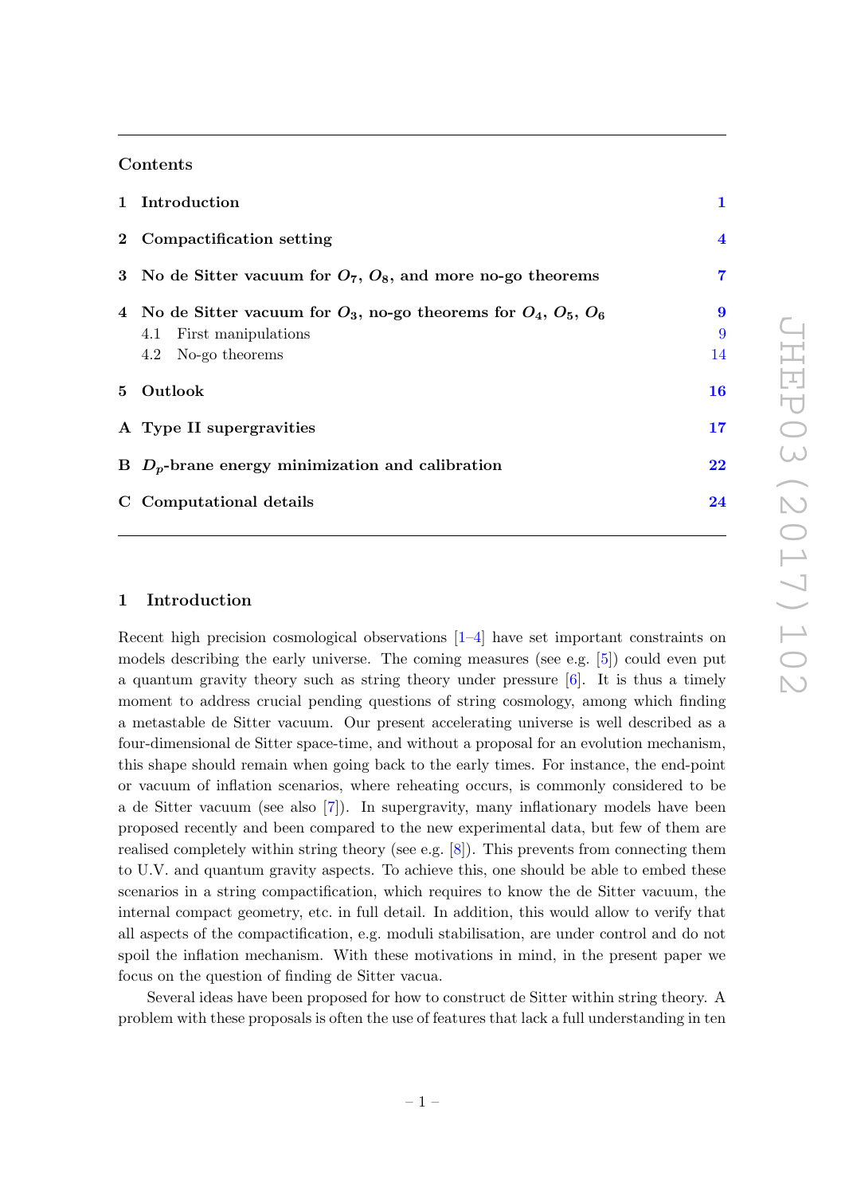## Contents

| | | |
|---|---|---|
| **1** | **Introduction** | **1** |
| **2** | **Compactification setting** | **4** |
| **3** | **No de Sitter vacuum for $O_7$, $O_8$, and more no-go theorems** | **7** |
| **4** | **No de Sitter vacuum for $O_3$, no-go theorems for $O_4$, $O_5$, $O_6$** | **9** |
| | 4.1 First manipulations | 9 |
| | 4.2 No-go theorems | 14 |
| **5** | **Outlook** | **16** |
| **A** | **Type II supergravities** | **17** |
| **B** | **$D_p$-brane energy minimization and calibration** | **22** |
| **C** | **Computational details** | **24** |

## 1 Introduction

Recent high precision cosmological observations [1–4] have set important constraints on models describing the early universe. The coming measures (see e.g. [5]) could even put a quantum gravity theory such as string theory under pressure [6]. It is thus a timely moment to address crucial pending questions of string cosmology, among which finding a metastable de Sitter vacuum. Our present accelerating universe is well described as a four-dimensional de Sitter space-time, and without a proposal for an evolution mechanism, this shape should remain when going back to the early times. For instance, the end-point or vacuum of inflation scenarios, where reheating occurs, is commonly considered to be a de Sitter vacuum (see also [7]). In supergravity, many inflationary models have been proposed recently and been compared to the new experimental data, but few of them are realised completely within string theory (see e.g. [8]). This prevents from connecting them to U.V. and quantum gravity aspects. To achieve this, one should be able to embed these scenarios in a string compactification, which requires to know the de Sitter vacuum, the internal compact geometry, etc. in full detail. In addition, this would allow to verify that all aspects of the compactification, e.g. moduli stabilisation, are under control and do not spoil the inflation mechanism. With these motivations in mind, in the present paper we focus on the question of finding de Sitter vacua.

Several ideas have been proposed for how to construct de Sitter within string theory. A problem with these proposals is often the use of features that lack a full understanding in ten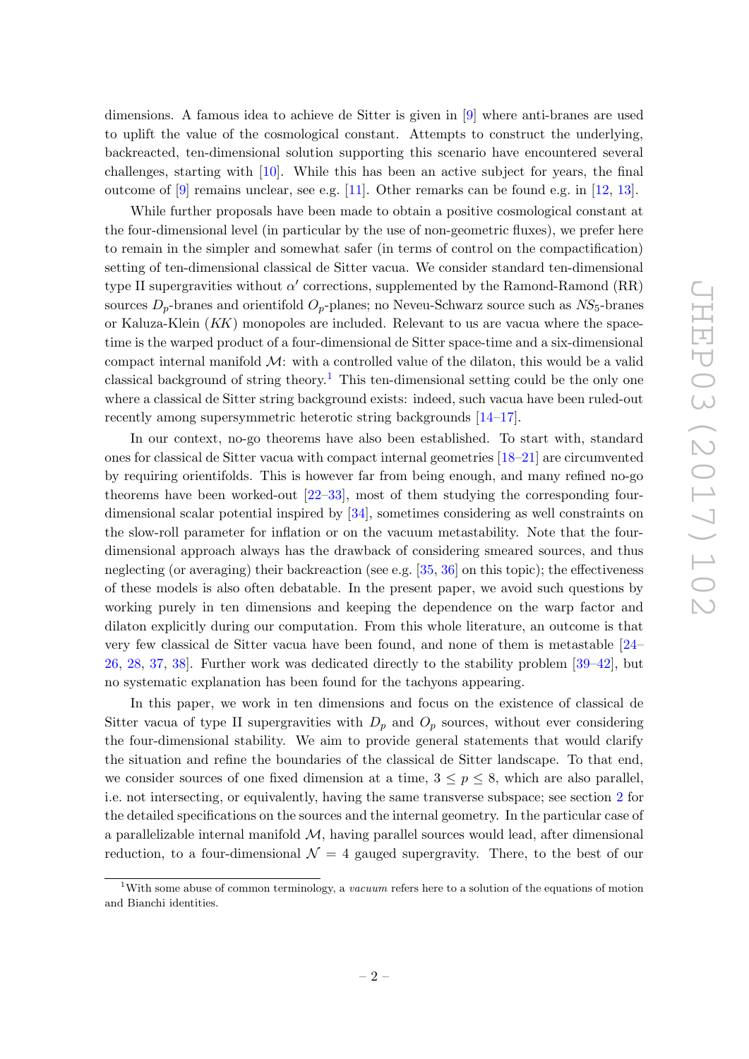dimensions. A famous idea to achieve de Sitter is given in [9] where anti-branes are used to uplift the value of the cosmological constant. Attempts to construct the underlying, backreacted, ten-dimensional solution supporting this scenario have encountered several challenges, starting with [10]. While this has been an active subject for years, the final outcome of [9] remains unclear, see e.g. [11]. Other remarks can be found e.g. in [12, 13].

While further proposals have been made to obtain a positive cosmological constant at the four-dimensional level (in particular by the use of non-geometric fluxes), we prefer here to remain in the simpler and somewhat safer (in terms of control on the compactification) setting of ten-dimensional classical de Sitter vacua. We consider standard ten-dimensional type II supergravities without $\alpha'$ corrections, supplemented by the Ramond-Ramond (RR) sources $D_p$-branes and orientifold $O_p$-planes; no Neveu-Schwarz source such as $NS_5$-branes or Kaluza-Klein ($KK$) monopoles are included. Relevant to us are vacua where the space-time is the warped product of a four-dimensional de Sitter space-time and a six-dimensional compact internal manifold $\mathcal{M}$: with a controlled value of the dilaton, this would be a valid classical background of string theory.[1] This ten-dimensional setting could be the only one where a classical de Sitter string background exists: indeed, such vacua have been ruled-out recently among supersymmetric heterotic string backgrounds [14–17].

In our context, no-go theorems have also been established. To start with, standard ones for classical de Sitter vacua with compact internal geometries [18–21] are circumvented by requiring orientifolds. This is however far from being enough, and many refined no-go theorems have been worked-out [22–33], most of them studying the corresponding four-dimensional scalar potential inspired by [34], sometimes considering as well constraints on the slow-roll parameter for inflation or on the vacuum metastability. Note that the four-dimensional approach always has the drawback of considering smeared sources, and thus neglecting (or averaging) their backreaction (see e.g. [35, 36] on this topic); the effectiveness of these models is also often debatable. In the present paper, we avoid such questions by working purely in ten dimensions and keeping the dependence on the warp factor and dilaton explicitly during our computation. From this whole literature, an outcome is that very few classical de Sitter vacua have been found, and none of them is metastable [24–26, 28, 37, 38]. Further work was dedicated directly to the stability problem [39–42], but no systematic explanation has been found for the tachyons appearing.

In this paper, we work in ten dimensions and focus on the existence of classical de Sitter vacua of type II supergravities with $D_p$ and $O_p$ sources, without ever considering the four-dimensional stability. We aim to provide general statements that would clarify the situation and refine the boundaries of the classical de Sitter landscape. To that end, we consider sources of one fixed dimension at a time, $3 \leq p \leq 8$, which are also parallel, i.e. not intersecting, or equivalently, having the same transverse subspace; see section 2 for the detailed specifications on the sources and the internal geometry. In the particular case of a parallelizable internal manifold $\mathcal{M}$, having parallel sources would lead, after dimensional reduction, to a four-dimensional $\mathcal{N} = 4$ gauged supergravity. There, to the best of our

[1] With some abuse of common terminology, a *vacuum* refers here to a solution of the equations of motion and Bianchi identities.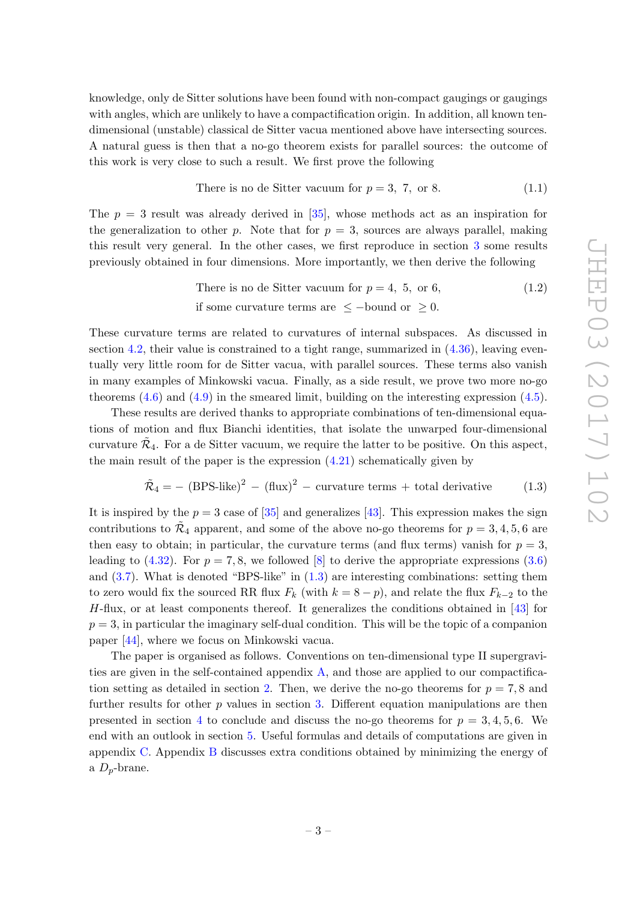knowledge, only de Sitter solutions have been found with non-compact gaugings or gaugings with angles, which are unlikely to have a compactification origin. In addition, all known ten-dimensional (unstable) classical de Sitter vacua mentioned above have intersecting sources. A natural guess is then that a no-go theorem exists for parallel sources: the outcome of this work is very close to such a result. We first prove the following

$$\text{There is no de Sitter vacuum for } p = 3,\ 7,\ \text{or } 8. \tag{1.1}$$

The $p = 3$ result was already derived in [35], whose methods act as an inspiration for the generalization to other $p$. Note that for $p = 3$, sources are always parallel, making this result very general. In the other cases, we first reproduce in section 3 some results previously obtained in four dimensions. More importantly, we then derive the following

$$\begin{aligned} &\text{There is no de Sitter vacuum for } p = 4,\ 5,\ \text{or } 6, \\ &\text{if some curvature terms are } \leq -\text{bound or } \geq 0. \end{aligned} \tag{1.2}$$

These curvature terms are related to curvatures of internal subspaces. As discussed in section 4.2, their value is constrained to a tight range, summarized in (4.36), leaving eventually very little room for de Sitter vacua, with parallel sources. These terms also vanish in many examples of Minkowski vacua. Finally, as a side result, we prove two more no-go theorems (4.6) and (4.9) in the smeared limit, building on the interesting expression (4.5).

These results are derived thanks to appropriate combinations of ten-dimensional equations of motion and flux Bianchi identities, that isolate the unwarped four-dimensional curvature $\tilde{\mathcal{R}}_4$. For a de Sitter vacuum, we require the latter to be positive. On this aspect, the main result of the paper is the expression (4.21) schematically given by

$$\tilde{\mathcal{R}}_4 = -\ (\text{BPS-like})^2\ -\ (\text{flux})^2\ -\ \text{curvature terms}\ +\ \text{total derivative} \tag{1.3}$$

It is inspired by the $p = 3$ case of [35] and generalizes [43]. This expression makes the sign contributions to $\tilde{\mathcal{R}}_4$ apparent, and some of the above no-go theorems for $p = 3, 4, 5, 6$ are then easy to obtain; in particular, the curvature terms (and flux terms) vanish for $p = 3$, leading to (4.32). For $p = 7, 8$, we followed [8] to derive the appropriate expressions (3.6) and (3.7). What is denoted "BPS-like" in (1.3) are interesting combinations: setting them to zero would fix the sourced RR flux $F_k$ (with $k = 8 - p$), and relate the flux $F_{k-2}$ to the $H$-flux, or at least components thereof. It generalizes the conditions obtained in [43] for $p = 3$, in particular the imaginary self-dual condition. This will be the topic of a companion paper [44], where we focus on Minkowski vacua.

The paper is organised as follows. Conventions on ten-dimensional type II supergravities are given in the self-contained appendix A, and those are applied to our compactification setting as detailed in section 2. Then, we derive the no-go theorems for $p = 7, 8$ and further results for other $p$ values in section 3. Different equation manipulations are then presented in section 4 to conclude and discuss the no-go theorems for $p = 3, 4, 5, 6$. We end with an outlook in section 5. Useful formulas and details of computations are given in appendix C. Appendix B discusses extra conditions obtained by minimizing the energy of a $D_p$-brane.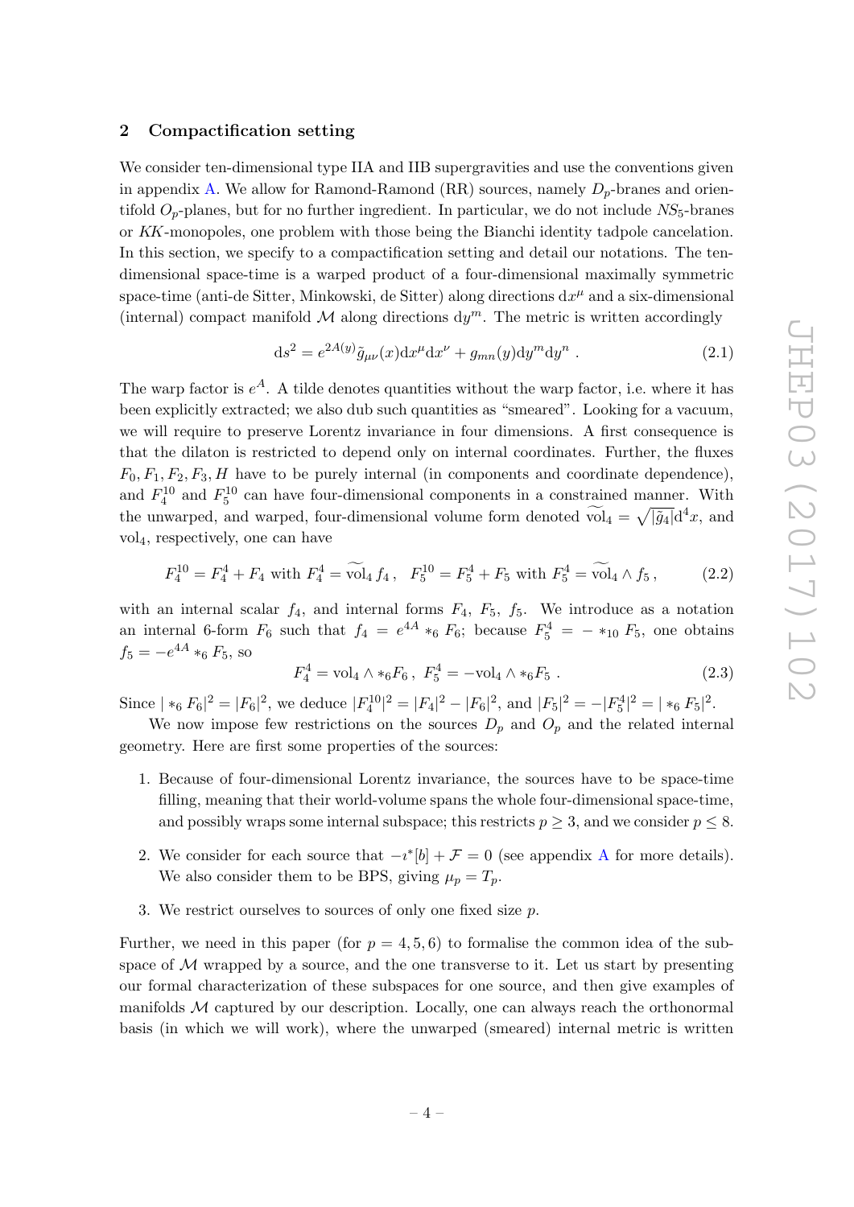## 2 Compactification setting

We consider ten-dimensional type IIA and IIB supergravities and use the conventions given in appendix A. We allow for Ramond-Ramond (RR) sources, namely $D_p$-branes and orientifold $O_p$-planes, but for no further ingredient. In particular, we do not include $NS_5$-branes or $KK$-monopoles, one problem with those being the Bianchi identity tadpole cancelation. In this section, we specify to a compactification setting and detail our notations. The ten-dimensional space-time is a warped product of a four-dimensional maximally symmetric space-time (anti-de Sitter, Minkowski, de Sitter) along directions $\mathrm{d}x^\mu$ and a six-dimensional (internal) compact manifold $\mathcal{M}$ along directions $\mathrm{d}y^m$. The metric is written accordingly

$$\mathrm{d}s^2 = e^{2A(y)}\tilde{g}_{\mu\nu}(x)\mathrm{d}x^\mu \mathrm{d}x^\nu + g_{mn}(y)\mathrm{d}y^m \mathrm{d}y^n \ . \tag{2.1}$$

The warp factor is $e^A$. A tilde denotes quantities without the warp factor, i.e. where it has been explicitly extracted; we also dub such quantities as "smeared". Looking for a vacuum, we will require to preserve Lorentz invariance in four dimensions. A first consequence is that the dilaton is restricted to depend only on internal coordinates. Further, the fluxes $F_0, F_1, F_2, F_3, H$ have to be purely internal (in components and coordinate dependence), and $F_4^{10}$ and $F_5^{10}$ can have four-dimensional components in a constrained manner. With the unwarped, and warped, four-dimensional volume form denoted $\widetilde{\mathrm{vol}}_4 = \sqrt{|\tilde{g}_4|}\mathrm{d}^4x$, and $\mathrm{vol}_4$, respectively, one can have

$$F_4^{10} = F_4^4 + F_4 \text{ with } F_4^4 = \widetilde{\mathrm{vol}}_4\, f_4 \, , \quad F_5^{10} = F_5^4 + F_5 \text{ with } F_5^4 = \widetilde{\mathrm{vol}}_4 \wedge f_5 \, , \tag{2.2}$$

with an internal scalar $f_4$, and internal forms $F_4$, $F_5$, $f_5$. We introduce as a notation an internal 6-form $F_6$ such that $f_4 = e^{4A} *_6 F_6$; because $F_5^4 = - *_{10} F_5$, one obtains $f_5 = -e^{4A} *_6 F_5$, so

$$F_4^4 = \mathrm{vol}_4 \wedge *_6 F_6 \, , \ F_5^4 = -\mathrm{vol}_4 \wedge *_6 F_5 \ . \tag{2.3}$$

Since $| *_6 F_6|^2 = |F_6|^2$, we deduce $|F_4^{10}|^2 = |F_4|^2 - |F_6|^2$, and $|F_5|^2 = -|F_5^4|^2 = | *_6 F_5|^2$.

We now impose few restrictions on the sources $D_p$ and $O_p$ and the related internal geometry. Here are first some properties of the sources:

1. Because of four-dimensional Lorentz invariance, the sources have to be space-time filling, meaning that their world-volume spans the whole four-dimensional space-time, and possibly wraps some internal subspace; this restricts $p \geq 3$, and we consider $p \leq 8$.
2. We consider for each source that $-\imath^*[b] + \mathcal{F} = 0$ (see appendix A for more details). We also consider them to be BPS, giving $\mu_p = T_p$.
3. We restrict ourselves to sources of only one fixed size $p$.

Further, we need in this paper (for $p = 4, 5, 6$) to formalise the common idea of the subspace of $\mathcal{M}$ wrapped by a source, and the one transverse to it. Let us start by presenting our formal characterization of these subspaces for one source, and then give examples of manifolds $\mathcal{M}$ captured by our description. Locally, one can always reach the orthonormal basis (in which we will work), where the unwarped (smeared) internal metric is written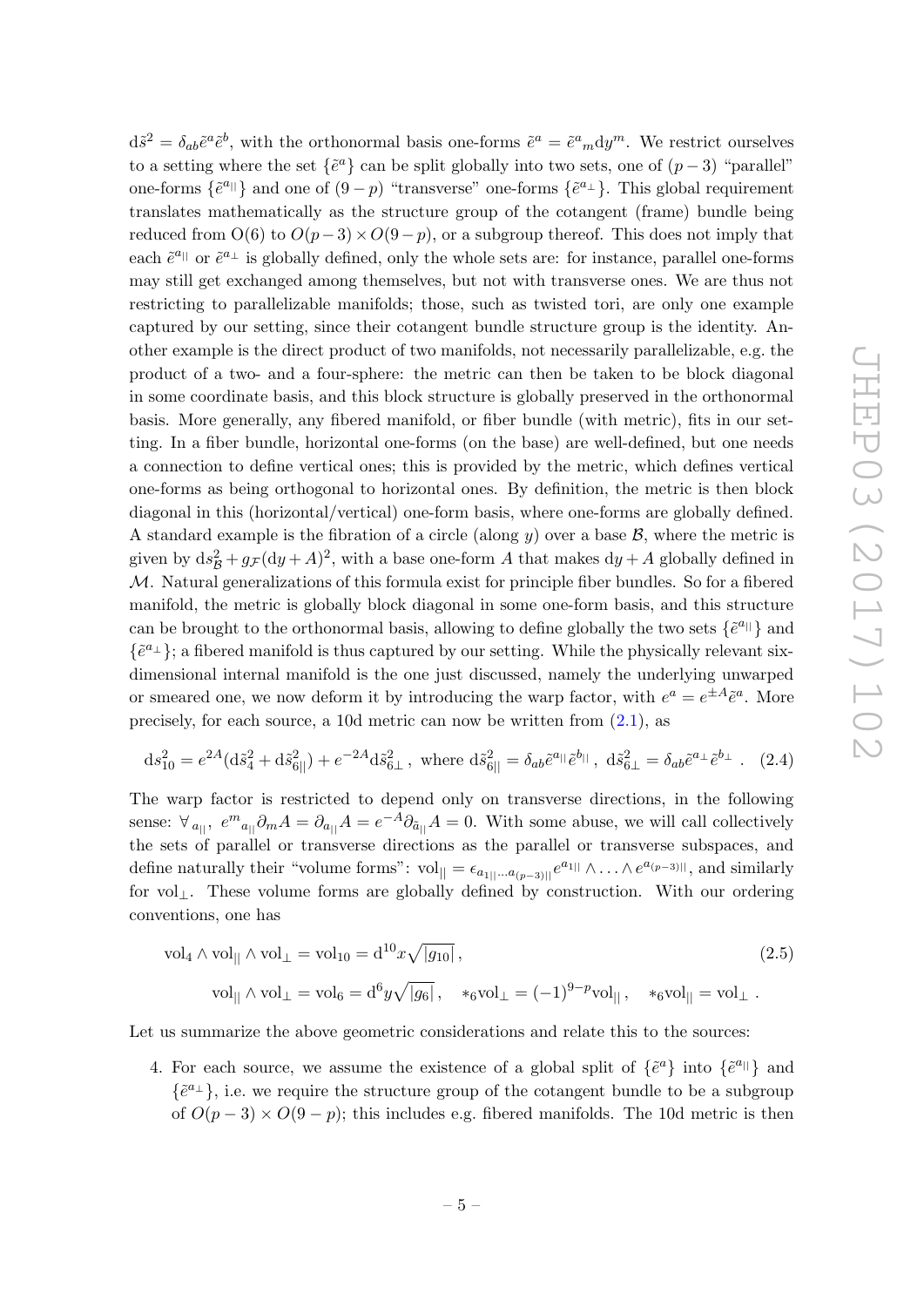$\mathrm{d}\tilde{s}^2 = \delta_{ab}\tilde{e}^a\tilde{e}^b$, with the orthonormal basis one-forms $\tilde{e}^a = \tilde{e}^a{}_m \mathrm{d}y^m$. We restrict ourselves to a setting where the set $\{\tilde{e}^a\}$ can be split globally into two sets, one of $(p-3)$ "parallel" one-forms $\{\tilde{e}^{a_{||}}\}$ and one of $(9-p)$ "transverse" one-forms $\{\tilde{e}^{a_\perp}\}$. This global requirement translates mathematically as the structure group of the cotangent (frame) bundle being reduced from O(6) to $O(p-3)\times O(9-p)$, or a subgroup thereof. This does not imply that each $\tilde{e}^{a_{||}}$ or $\tilde{e}^{a_\perp}$ is globally defined, only the whole sets are: for instance, parallel one-forms may still get exchanged among themselves, but not with transverse ones. We are thus not restricting to parallelizable manifolds; those, such as twisted tori, are only one example captured by our setting, since their cotangent bundle structure group is the identity. Another example is the direct product of two manifolds, not necessarily parallelizable, e.g. the product of a two- and a four-sphere: the metric can then be taken to be block diagonal in some coordinate basis, and this block structure is globally preserved in the orthonormal basis. More generally, any fibered manifold, or fiber bundle (with metric), fits in our setting. In a fiber bundle, horizontal one-forms (on the base) are well-defined, but one needs a connection to define vertical ones; this is provided by the metric, which defines vertical one-forms as being orthogonal to horizontal ones. By definition, the metric is then block diagonal in this (horizontal/vertical) one-form basis, where one-forms are globally defined. A standard example is the fibration of a circle (along $y$) over a base $\mathcal{B}$, where the metric is given by $\mathrm{d}s^2_{\mathcal{B}} + g_{\mathcal{F}}(\mathrm{d}y + A)^2$, with a base one-form $A$ that makes $\mathrm{d}y + A$ globally defined in $\mathcal{M}$. Natural generalizations of this formula exist for principle fiber bundles. So for a fibered manifold, the metric is globally block diagonal in some one-form basis, and this structure can be brought to the orthonormal basis, allowing to define globally the two sets $\{\tilde{e}^{a_{||}}\}$ and $\{\tilde{e}^{a_\perp}\}$; a fibered manifold is thus captured by our setting. While the physically relevant six-dimensional internal manifold is the one just discussed, namely the underlying unwarped or smeared one, we now deform it by introducing the warp factor, with $e^a = e^{\pm A}\tilde{e}^a$. More precisely, for each source, a 10d metric can now be written from (2.1), as

$$\mathrm{d}s^2_{10} = e^{2A}(\mathrm{d}\tilde{s}^2_4 + \mathrm{d}\tilde{s}^2_{6||}) + e^{-2A}\mathrm{d}\tilde{s}^2_{6\perp}\,, \ \text{ where } \mathrm{d}\tilde{s}^2_{6||} = \delta_{ab}\tilde{e}^{a_{||}}\tilde{e}^{b_{||}}\,,\ \mathrm{d}\tilde{s}^2_{6\perp} = \delta_{ab}\tilde{e}^{a_\perp}\tilde{e}^{b_\perp}\ . \quad (2.4)$$

The warp factor is restricted to depend only on transverse directions, in the following sense: $\forall_{a_{||}},\ e^m{}_{a_{||}}\partial_m A = \partial_{a_{||}} A = e^{-A}\partial_{\tilde{a}_{||}} A = 0$. With some abuse, we will call collectively the sets of parallel or transverse directions as the parallel or transverse subspaces, and define naturally their "volume forms": $\mathrm{vol}_{||} = \epsilon_{a_{1||}\dots a_{(p-3)||}} e^{a_{1||}}\wedge\ldots\wedge e^{a_{(p-3)||}}$, and similarly for $\mathrm{vol}_\perp$. These volume forms are globally defined by construction. With our ordering conventions, one has

$$\mathrm{vol}_4 \wedge \mathrm{vol}_{||} \wedge \mathrm{vol}_\perp = \mathrm{vol}_{10} = \mathrm{d}^{10}x\sqrt{|g_{10}|}\,, \quad (2.5)$$

$$\mathrm{vol}_{||}\wedge\mathrm{vol}_\perp = \mathrm{vol}_6 = \mathrm{d}^6 y\sqrt{|g_6|}\,,\quad *_6\mathrm{vol}_\perp = (-1)^{9-p}\mathrm{vol}_{||}\,,\quad *_6\mathrm{vol}_{||} = \mathrm{vol}_\perp\ .$$

Let us summarize the above geometric considerations and relate this to the sources:

4. For each source, we assume the existence of a global split of $\{\tilde{e}^a\}$ into $\{\tilde{e}^{a_{||}}\}$ and $\{\tilde{e}^{a_\perp}\}$, i.e. we require the structure group of the cotangent bundle to be a subgroup of $O(p-3)\times O(9-p)$; this includes e.g. fibered manifolds. The 10d metric is then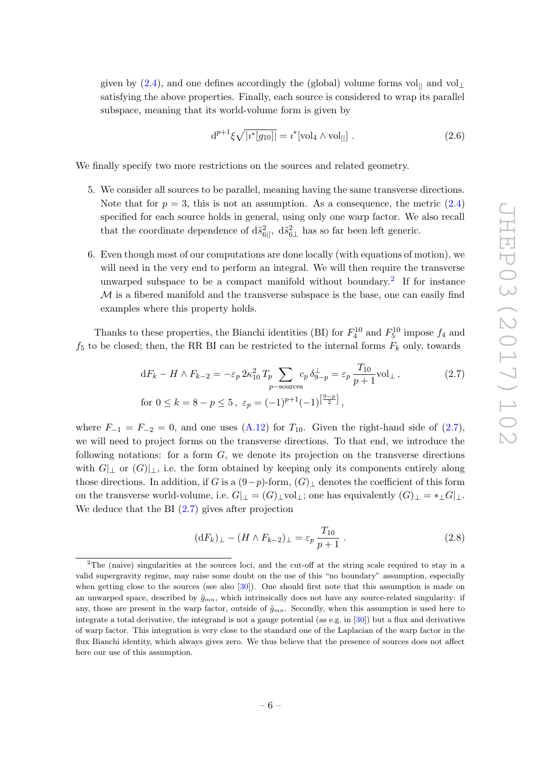given by (2.4), and one defines accordingly the (global) volume forms $\text{vol}_{||}$ and $\text{vol}_{\perp}$ satisfying the above properties. Finally, each source is considered to wrap its parallel subspace, meaning that its world-volume form is given by

$$\mathrm{d}^{p+1}\xi\sqrt{|\imath^*[g_{10}]|} = \imath^*[\text{vol}_4 \wedge \text{vol}_{||}] \ . \tag{2.6}$$

We finally specify two more restrictions on the sources and related geometry.

5. We consider all sources to be parallel, meaning having the same transverse directions. Note that for $p = 3$, this is not an assumption. As a consequence, the metric (2.4) specified for each source holds in general, using only one warp factor. We also recall that the coordinate dependence of $\mathrm{d}\tilde{s}^2_{6||}$, $\mathrm{d}\tilde{s}^2_{6\perp}$ has so far been left generic.

6. Even though most of our computations are done locally (with equations of motion), we will need in the very end to perform an integral. We will then require the transverse unwarped subspace to be a compact manifold without boundary.[2] If for instance $\mathcal{M}$ is a fibered manifold and the transverse subspace is the base, one can easily find examples where this property holds.

Thanks to these properties, the Bianchi identities (BI) for $F_4^{10}$ and $F_5^{10}$ impose $f_4$ and $f_5$ to be closed; then, the RR BI can be restricted to the internal forms $F_k$ only, towards

$$\begin{aligned}
&\mathrm{d}F_k - H \wedge F_{k-2} = -\varepsilon_p\, 2\kappa_{10}^2\, T_p \sum_{p-\text{sources}} c_p\, \delta^{\perp}_{9-p} = \varepsilon_p\, \frac{T_{10}}{p+1} \text{vol}_{\perp} \,, \\
&\text{for } 0 \leq k = 8-p \leq 5 \,, \ \ \varepsilon_p = (-1)^{p+1}(-1)^{\left[\frac{9-p}{2}\right]} \,,
\end{aligned} \tag{2.7}$$

where $F_{-1} = F_{-2} = 0$, and one uses (A.12) for $T_{10}$. Given the right-hand side of (2.7), we will need to project forms on the transverse directions. To that end, we introduce the following notations: for a form $G$, we denote its projection on the transverse directions with $G|_{\perp}$ or $(G)|_{\perp}$, i.e. the form obtained by keeping only its components entirely along those directions. In addition, if $G$ is a $(9-p)$-form, $(G)_{\perp}$ denotes the coefficient of this form on the transverse world-volume, i.e. $G|_{\perp} = (G)_{\perp}\text{vol}_{\perp}$; one has equivalently $(G)_{\perp} = *_{\perp}G|_{\perp}$. We deduce that the BI (2.7) gives after projection

$$(\mathrm{d}F_k)_{\perp} - (H \wedge F_{k-2})_{\perp} = \varepsilon_p\, \frac{T_{10}}{p+1} \ . \tag{2.8}$$

[2]The (naive) singularities at the sources loci, and the cut-off at the string scale required to stay in a valid supergravity regime, may raise some doubt on the use of this "no boundary" assumption, especially when getting close to the sources (see also [30]). One should first note that this assumption is made on an unwarped space, described by $\tilde{g}_{mn}$, which intrinsically does not have any source-related singularity: if any, those are present in the warp factor, outside of $\tilde{g}_{mn}$. Secondly, when this assumption is used here to integrate a total derivative, the integrand is not a gauge potential (as e.g. in [30]) but a flux and derivatives of warp factor. This integration is very close to the standard one of the Laplacian of the warp factor in the flux Bianchi identity, which always gives zero. We thus believe that the presence of sources does not affect here our use of this assumption.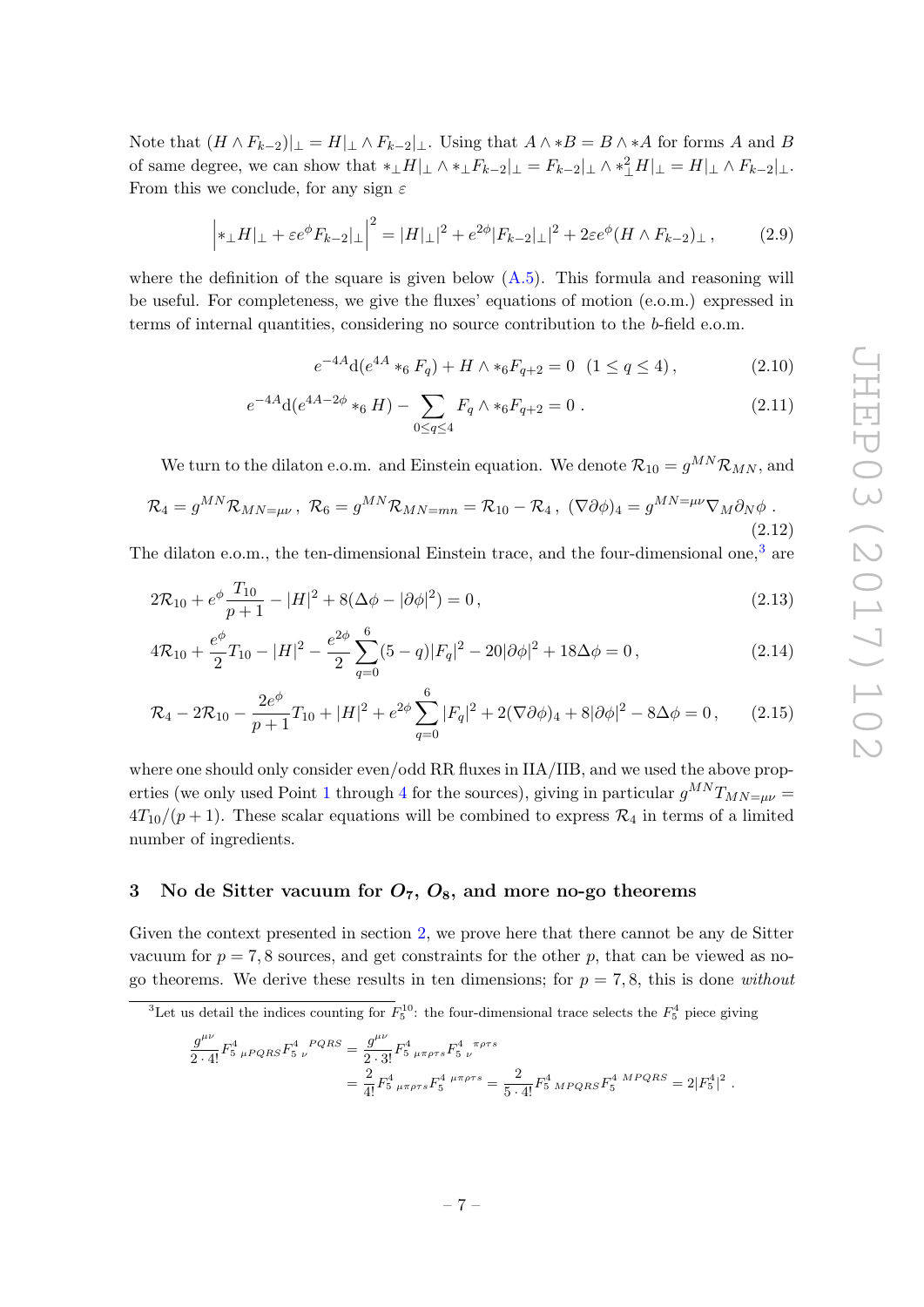Note that $(H \wedge F_{k-2})|_\perp = H|_\perp \wedge F_{k-2}|_\perp$. Using that $A \wedge *B = B \wedge *A$ for forms $A$ and $B$ of same degree, we can show that $*_\perp H|_\perp \wedge *_\perp F_{k-2}|_\perp = F_{k-2}|_\perp \wedge *_\perp^2 H|_\perp = H|_\perp \wedge F_{k-2}|_\perp$. From this we conclude, for any sign $\varepsilon$

$$\left| *_\perp H|_\perp + \varepsilon e^\phi F_{k-2}|_\perp \right|^2 = |H|_\perp|^2 + e^{2\phi} |F_{k-2}|_\perp|^2 + 2\varepsilon e^\phi (H \wedge F_{k-2})_\perp \,, \tag{2.9}$$

where the definition of the square is given below (A.5). This formula and reasoning will be useful. For completeness, we give the fluxes' equations of motion (e.o.m.) expressed in terms of internal quantities, considering no source contribution to the $b$-field e.o.m.

$$e^{-4A} \mathrm{d}(e^{4A} *_6 F_q) + H \wedge *_6 F_{q+2} = 0 \quad (1 \leq q \leq 4) \,, \tag{2.10}$$

$$e^{-4A} \mathrm{d}(e^{4A-2\phi} *_6 H) - \sum_{0 \leq q \leq 4} F_q \wedge *_6 F_{q+2} = 0 \,. \tag{2.11}$$

We turn to the dilaton e.o.m. and Einstein equation. We denote $\mathcal{R}_{10} = g^{MN} \mathcal{R}_{MN}$, and

$$\mathcal{R}_4 = g^{MN} \mathcal{R}_{MN=\mu\nu} \,, \ \mathcal{R}_6 = g^{MN} \mathcal{R}_{MN=mn} = \mathcal{R}_{10} - \mathcal{R}_4 \,, \ (\nabla \partial \phi)_4 = g^{MN=\mu\nu} \nabla_M \partial_N \phi \,. \tag{2.12}$$

The dilaton e.o.m., the ten-dimensional Einstein trace, and the four-dimensional one,[3] are

$$2\mathcal{R}_{10} + e^\phi \frac{T_{10}}{p+1} - |H|^2 + 8(\Delta\phi - |\partial\phi|^2) = 0 \,, \tag{2.13}$$

$$4\mathcal{R}_{10} + \frac{e^\phi}{2} T_{10} - |H|^2 - \frac{e^{2\phi}}{2} \sum_{q=0}^{6} (5-q) |F_q|^2 - 20 |\partial\phi|^2 + 18 \Delta\phi = 0 \,, \tag{2.14}$$

$$\mathcal{R}_4 - 2\mathcal{R}_{10} - \frac{2e^\phi}{p+1} T_{10} + |H|^2 + e^{2\phi} \sum_{q=0}^{6} |F_q|^2 + 2(\nabla\partial\phi)_4 + 8|\partial\phi|^2 - 8\Delta\phi = 0 \,, \tag{2.15}$$

where one should only consider even/odd RR fluxes in IIA/IIB, and we used the above properties (we only used Point 1 through 4 for the sources), giving in particular $g^{MN} T_{MN=\mu\nu} = 4T_{10}/(p+1)$. These scalar equations will be combined to express $\mathcal{R}_4$ in terms of a limited number of ingredients.

## 3 No de Sitter vacuum for $O_7$, $O_8$, and more no-go theorems

Given the context presented in section 2, we prove here that there cannot be any de Sitter vacuum for $p = 7, 8$ sources, and get constraints for the other $p$, that can be viewed as no-go theorems. We derive these results in ten dimensions; for $p = 7, 8$, this is done *without*

---

[3] Let us detail the indices counting for $F_5^{10}$: the four-dimensional trace selects the $F_5^4$ piece giving

$$\frac{g^{\mu\nu}}{2 \cdot 4!} F^4_{5\ \mu PQRS} F_{5\ \nu}^{4\ \ PQRS} = \frac{g^{\mu\nu}}{2 \cdot 3!} F^4_{5\ \mu\pi\rho\tau s} F_{5\ \nu}^{4\ \ \pi\rho\tau s}$$
$$= \frac{2}{4!} F^4_{5\ \mu\pi\rho\tau s} F_5^{4\ \mu\pi\rho\tau s} = \frac{2}{5 \cdot 4!} F^4_{5\ MPQRS} F_5^{4\ MPQRS} = 2|F_5^4|^2 \,.$$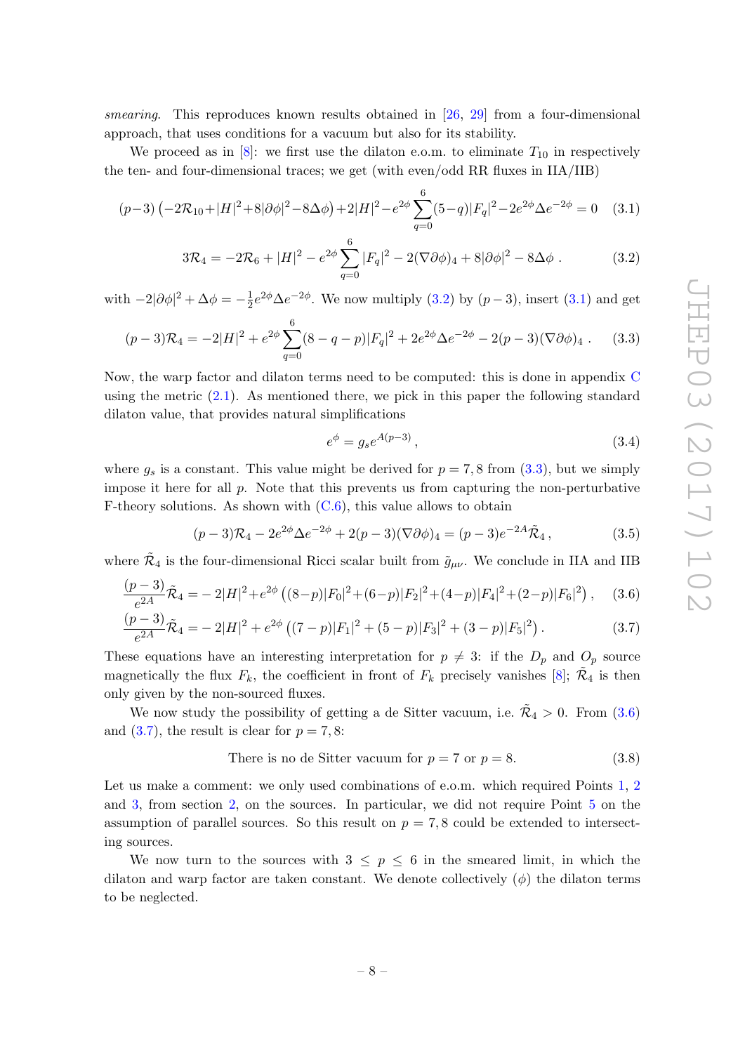*smearing*. This reproduces known results obtained in [26, 29] from a four-dimensional approach, that uses conditions for a vacuum but also for its stability.

We proceed as in [8]: we first use the dilaton e.o.m. to eliminate $T_{10}$ in respectively the ten- and four-dimensional traces; we get (with even/odd RR fluxes in IIA/IIB)

$$(p-3)\left(-2\mathcal{R}_{10}+|H|^2+8|\partial\phi|^2-8\Delta\phi\right)+2|H|^2-e^{2\phi}\sum_{q=0}^{6}(5-q)|F_q|^2-2e^{2\phi}\Delta e^{-2\phi}=0 \quad (3.1)$$

$$3\mathcal{R}_4 = -2\mathcal{R}_6 + |H|^2 - e^{2\phi}\sum_{q=0}^{6}|F_q|^2 - 2(\nabla\partial\phi)_4 + 8|\partial\phi|^2 - 8\Delta\phi\ . \quad (3.2)$$

with $-2|\partial\phi|^2 + \Delta\phi = -\frac{1}{2}e^{2\phi}\Delta e^{-2\phi}$. We now multiply (3.2) by $(p-3)$, insert (3.1) and get

$$(p-3)\mathcal{R}_4 = -2|H|^2 + e^{2\phi}\sum_{q=0}^{6}(8-q-p)|F_q|^2 + 2e^{2\phi}\Delta e^{-2\phi} - 2(p-3)(\nabla\partial\phi)_4\ . \quad (3.3)$$

Now, the warp factor and dilaton terms need to be computed: this is done in appendix C using the metric (2.1). As mentioned there, we pick in this paper the following standard dilaton value, that provides natural simplifications

$$e^{\phi} = g_s e^{A(p-3)}\,, \quad (3.4)$$

where $g_s$ is a constant. This value might be derived for $p=7,8$ from (3.3), but we simply impose it here for all $p$. Note that this prevents us from capturing the non-perturbative F-theory solutions. As shown with (C.6), this value allows to obtain

$$(p-3)\mathcal{R}_4 - 2e^{2\phi}\Delta e^{-2\phi} + 2(p-3)(\nabla\partial\phi)_4 = (p-3)e^{-2A}\tilde{\mathcal{R}}_4\,, \quad (3.5)$$

where $\tilde{\mathcal{R}}_4$ is the four-dimensional Ricci scalar built from $\tilde{g}_{\mu\nu}$. We conclude in IIA and IIB

$$\frac{(p-3)}{e^{2A}}\tilde{\mathcal{R}}_4 = -2|H|^2 + e^{2\phi}\left((8-p)|F_0|^2+(6-p)|F_2|^2+(4-p)|F_4|^2+(2-p)|F_6|^2\right), \quad (3.6)$$

$$\frac{(p-3)}{e^{2A}}\tilde{\mathcal{R}}_4 = -2|H|^2 + e^{2\phi}\left((7-p)|F_1|^2+(5-p)|F_3|^2+(3-p)|F_5|^2\right). \quad (3.7)$$

These equations have an interesting interpretation for $p\neq 3$: if the $D_p$ and $O_p$ source magnetically the flux $F_k$, the coefficient in front of $F_k$ precisely vanishes [8]; $\tilde{\mathcal{R}}_4$ is then only given by the non-sourced fluxes.

We now study the possibility of getting a de Sitter vacuum, i.e. $\tilde{\mathcal{R}}_4 > 0$. From (3.6) and (3.7), the result is clear for $p=7,8$:

$$\text{There is no de Sitter vacuum for } p=7 \text{ or } p=8. \quad (3.8)$$

Let us make a comment: we only used combinations of e.o.m. which required Points 1, 2 and 3, from section 2, on the sources. In particular, we did not require Point 5 on the assumption of parallel sources. So this result on $p=7,8$ could be extended to intersecting sources.

We now turn to the sources with $3\leq p\leq 6$ in the smeared limit, in which the dilaton and warp factor are taken constant. We denote collectively $(\phi)$ the dilaton terms to be neglected.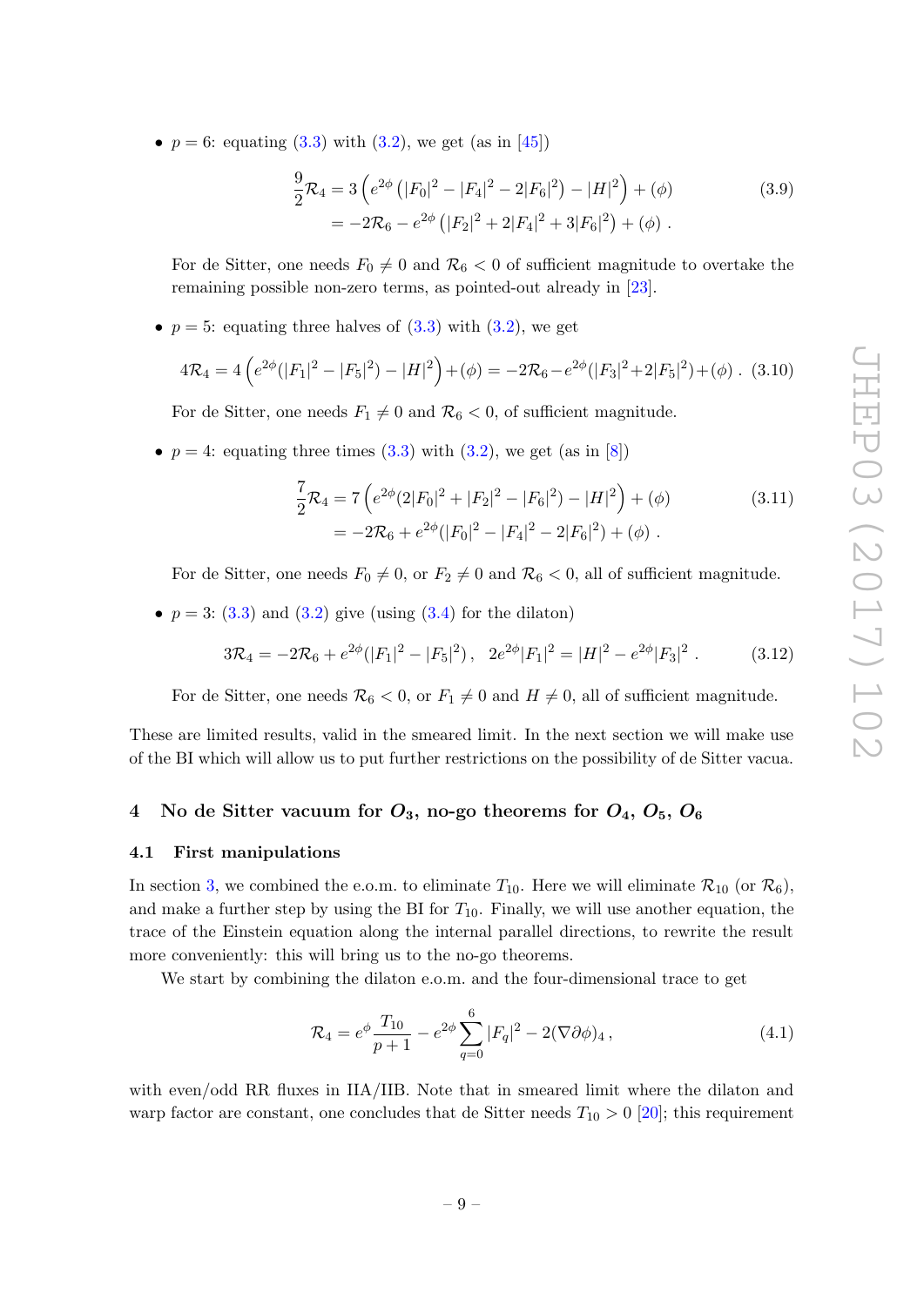- $p = 6$: equating (3.3) with (3.2), we get (as in [45])

$$\begin{aligned}\frac{9}{2}\mathcal{R}_4 &= 3\left(e^{2\phi}\left(|F_0|^2 - |F_4|^2 - 2|F_6|^2\right) - |H|^2\right) + (\phi) \\ &= -2\mathcal{R}_6 - e^{2\phi}\left(|F_2|^2 + 2|F_4|^2 + 3|F_6|^2\right) + (\phi)\ .\end{aligned} \tag{3.9}$$

For de Sitter, one needs $F_0 \neq 0$ and $\mathcal{R}_6 < 0$ of sufficient magnitude to overtake the remaining possible non-zero terms, as pointed-out already in [23].

- $p = 5$: equating three halves of (3.3) with (3.2), we get

$$4\mathcal{R}_4 = 4\left(e^{2\phi}(|F_1|^2 - |F_5|^2) - |H|^2\right) + (\phi) = -2\mathcal{R}_6 - e^{2\phi}(|F_3|^2 + 2|F_5|^2) + (\phi)\ . \tag{3.10}$$

For de Sitter, one needs $F_1 \neq 0$ and $\mathcal{R}_6 < 0$, of sufficient magnitude.

- $p = 4$: equating three times (3.3) with (3.2), we get (as in [8])

$$\begin{aligned}\frac{7}{2}\mathcal{R}_4 &= 7\left(e^{2\phi}(2|F_0|^2 + |F_2|^2 - |F_6|^2) - |H|^2\right) + (\phi) \\ &= -2\mathcal{R}_6 + e^{2\phi}(|F_0|^2 - |F_4|^2 - 2|F_6|^2) + (\phi)\ .\end{aligned} \tag{3.11}$$

For de Sitter, one needs $F_0 \neq 0$, or $F_2 \neq 0$ and $\mathcal{R}_6 < 0$, all of sufficient magnitude.

- $p = 3$: (3.3) and (3.2) give (using (3.4) for the dilaton)

$$3\mathcal{R}_4 = -2\mathcal{R}_6 + e^{2\phi}(|F_1|^2 - |F_5|^2)\,, \quad 2e^{2\phi}|F_1|^2 = |H|^2 - e^{2\phi}|F_3|^2\ . \tag{3.12}$$

For de Sitter, one needs $\mathcal{R}_6 < 0$, or $F_1 \neq 0$ and $H \neq 0$, all of sufficient magnitude.

These are limited results, valid in the smeared limit. In the next section we will make use of the BI which will allow us to put further restrictions on the possibility of de Sitter vacua.

## 4 No de Sitter vacuum for $O_3$, no-go theorems for $O_4$, $O_5$, $O_6$

### 4.1 First manipulations

In section 3, we combined the e.o.m. to eliminate $T_{10}$. Here we will eliminate $\mathcal{R}_{10}$ (or $\mathcal{R}_6$), and make a further step by using the BI for $T_{10}$. Finally, we will use another equation, the trace of the Einstein equation along the internal parallel directions, to rewrite the result more conveniently: this will bring us to the no-go theorems.

We start by combining the dilaton e.o.m. and the four-dimensional trace to get

$$\mathcal{R}_4 = e^{\phi}\frac{T_{10}}{p+1} - e^{2\phi}\sum_{q=0}^{6}|F_q|^2 - 2(\nabla\partial\phi)_4\,, \tag{4.1}$$

with even/odd RR fluxes in IIA/IIB. Note that in smeared limit where the dilaton and warp factor are constant, one concludes that de Sitter needs $T_{10} > 0$ [20]; this requirement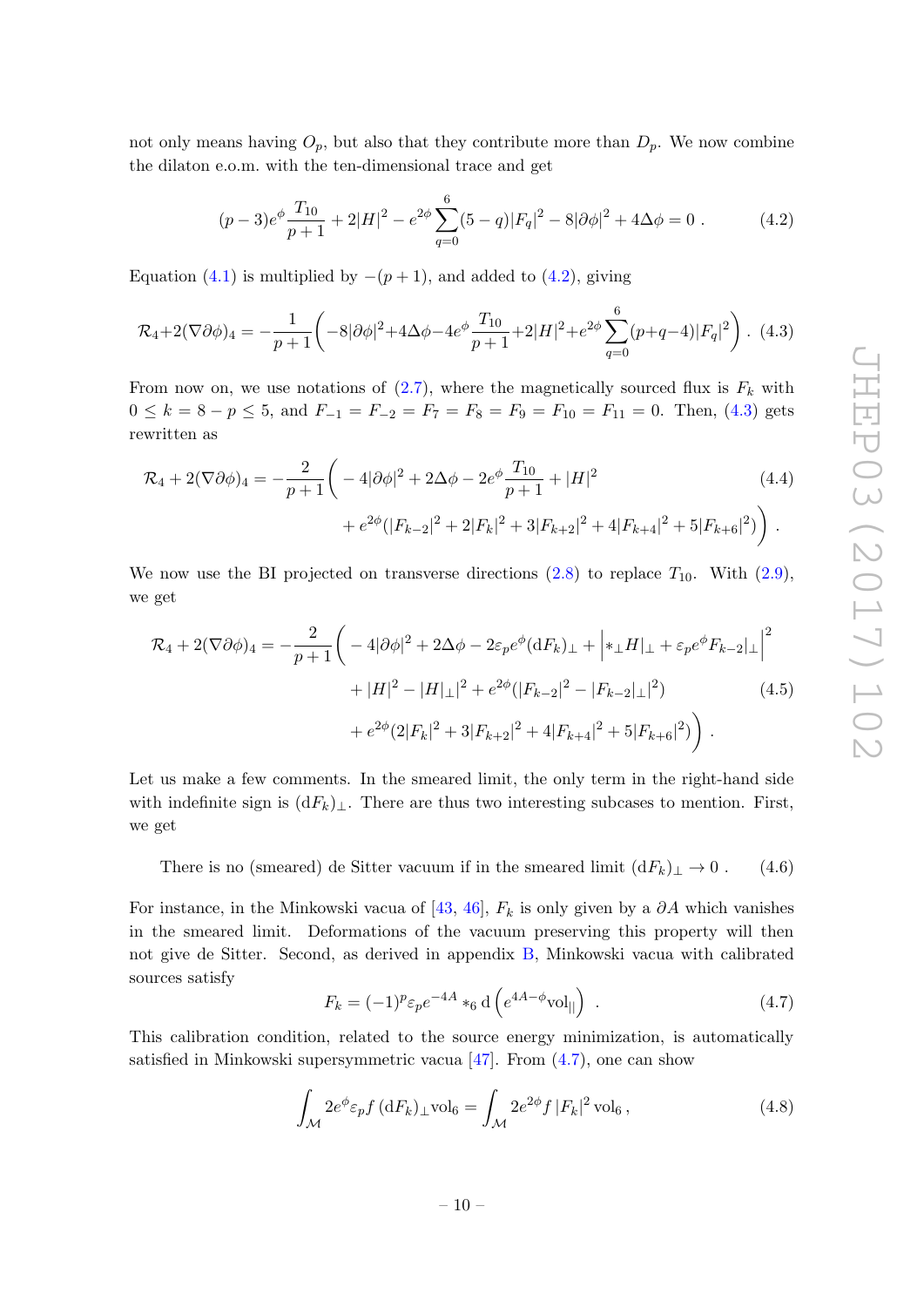not only means having $O_p$, but also that they contribute more than $D_p$. We now combine the dilaton e.o.m. with the ten-dimensional trace and get

$$(p-3)e^{\phi}\frac{T_{10}}{p+1} + 2|H|^2 - e^{2\phi}\sum_{q=0}^{6}(5-q)|F_q|^2 - 8|\partial\phi|^2 + 4\Delta\phi = 0 \,. \tag{4.2}$$

Equation (4.1) is multiplied by $-(p+1)$, and added to (4.2), giving

$$\mathcal{R}_4 + 2(\nabla\partial\phi)_4 = -\frac{1}{p+1}\bigg(-8|\partial\phi|^2 + 4\Delta\phi - 4e^{\phi}\frac{T_{10}}{p+1} + 2|H|^2 + e^{2\phi}\sum_{q=0}^{6}(p+q-4)|F_q|^2\bigg) \,. \tag{4.3}$$

From now on, we use notations of (2.7), where the magnetically sourced flux is $F_k$ with $0 \leq k = 8-p \leq 5$, and $F_{-1} = F_{-2} = F_7 = F_8 = F_9 = F_{10} = F_{11} = 0$. Then, (4.3) gets rewritten as

$$\begin{aligned}\mathcal{R}_4 + 2(\nabla\partial\phi)_4 = -\frac{2}{p+1}\bigg(& -4|\partial\phi|^2 + 2\Delta\phi - 2e^{\phi}\frac{T_{10}}{p+1} + |H|^2 \\ & + e^{2\phi}(|F_{k-2}|^2 + 2|F_k|^2 + 3|F_{k+2}|^2 + 4|F_{k+4}|^2 + 5|F_{k+6}|^2)\bigg) \,.\end{aligned} \tag{4.4}$$

We now use the BI projected on transverse directions (2.8) to replace $T_{10}$. With (2.9), we get

$$\begin{aligned}\mathcal{R}_4 + 2(\nabla\partial\phi)_4 = -\frac{2}{p+1}\bigg(& -4|\partial\phi|^2 + 2\Delta\phi - 2\varepsilon_p e^{\phi}(\mathrm{d}F_k)_\perp + \Big|*_\perp H|_\perp + \varepsilon_p e^{\phi}F_{k-2}|_\perp\Big|^2 \\ & + |H|^2 - |H|_\perp|^2 + e^{2\phi}(|F_{k-2}|^2 - |F_{k-2}|_\perp|^2) \\ & + e^{2\phi}(2|F_k|^2 + 3|F_{k+2}|^2 + 4|F_{k+4}|^2 + 5|F_{k+6}|^2)\bigg) \,.\end{aligned} \tag{4.5}$$

Let us make a few comments. In the smeared limit, the only term in the right-hand side with indefinite sign is $(\mathrm{d}F_k)_\perp$. There are thus two interesting subcases to mention. First, we get

$$\text{There is no (smeared) de Sitter vacuum if in the smeared limit } (\mathrm{d}F_k)_\perp \to 0 \,. \tag{4.6}$$

For instance, in the Minkowski vacua of [43, 46], $F_k$ is only given by a $\partial A$ which vanishes in the smeared limit. Deformations of the vacuum preserving this property will then not give de Sitter. Second, as derived in appendix B, Minkowski vacua with calibrated sources satisfy

$$F_k = (-1)^p \varepsilon_p e^{-4A} *_6 \mathrm{d}\left(e^{4A-\phi}\mathrm{vol}_{||}\right) \,. \tag{4.7}$$

This calibration condition, related to the source energy minimization, is automatically satisfied in Minkowski supersymmetric vacua [47]. From (4.7), one can show

$$\int_{\mathcal{M}} 2e^{\phi}\varepsilon_p f\,(\mathrm{d}F_k)_\perp \mathrm{vol}_6 = \int_{\mathcal{M}} 2e^{2\phi} f\,|F_k|^2\,\mathrm{vol}_6 \,, \tag{4.8}$$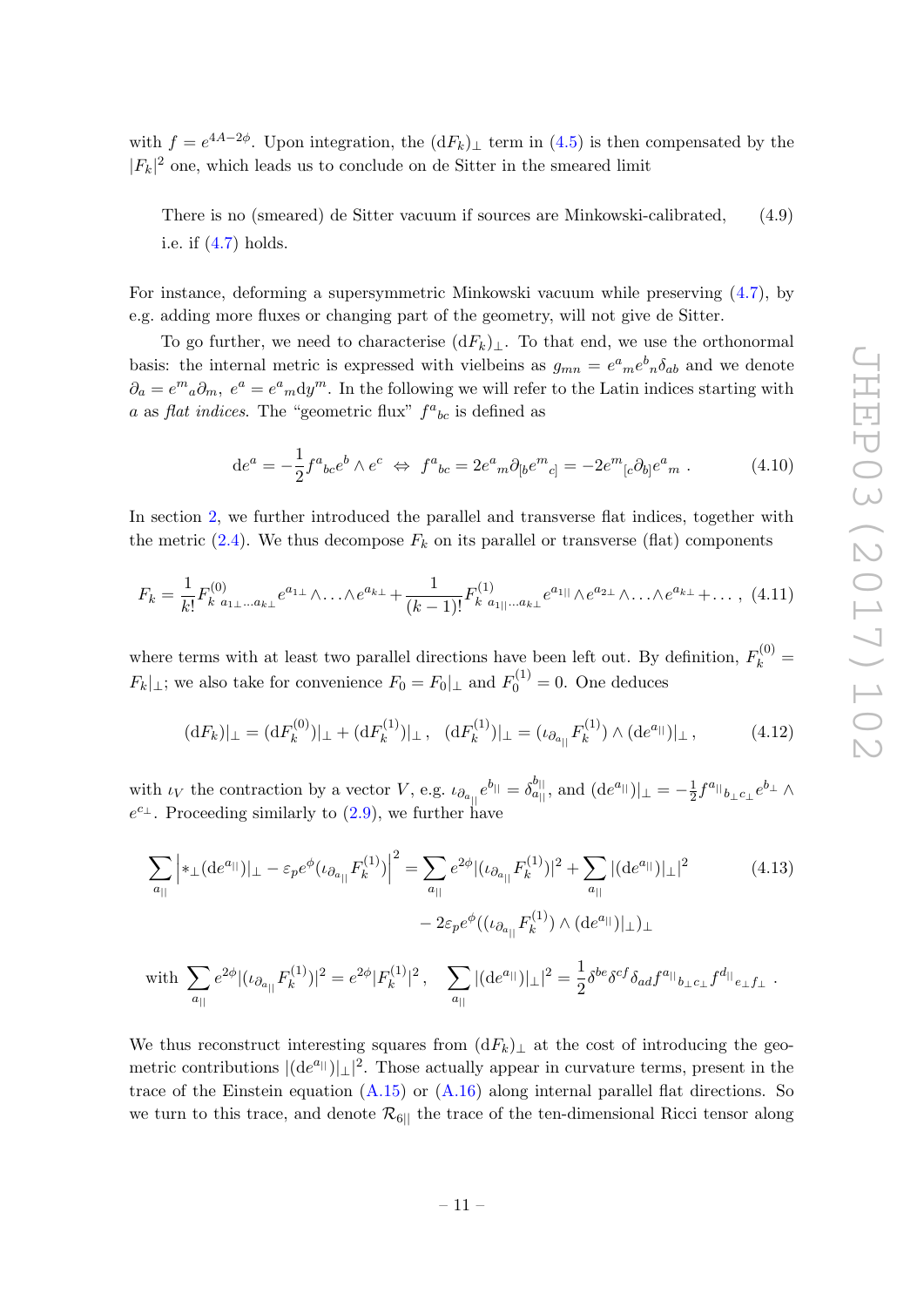with $f = e^{4A-2\phi}$. Upon integration, the $(\mathrm{d}F_k)_\perp$ term in (4.5) is then compensated by the $|F_k|^2$ one, which leads us to conclude on de Sitter in the smeared limit

$$\text{There is no (smeared) de Sitter vacuum if sources are Minkowski-calibrated, i.e. if (4.7) holds.} \tag{4.9}$$

For instance, deforming a supersymmetric Minkowski vacuum while preserving (4.7), by e.g. adding more fluxes or changing part of the geometry, will not give de Sitter.

To go further, we need to characterise $(\mathrm{d}F_k)_\perp$. To that end, we use the orthonormal basis: the internal metric is expressed with vielbeins as $g_{mn} = e^a{}_m e^b{}_n \delta_{ab}$ and we denote $\partial_a = e^m{}_a \partial_m$, $e^a = e^a{}_m \mathrm{d}y^m$. In the following we will refer to the Latin indices starting with $a$ as *flat indices*. The "geometric flux" $f^a{}_{bc}$ is defined as

$$\mathrm{d}e^a = -\frac{1}{2} f^a{}_{bc} e^b \wedge e^c \ \Leftrightarrow\ f^a{}_{bc} = 2 e^a{}_m \partial_{[b} e^m{}_{c]} = -2 e^m{}_{[c} \partial_{b]} e^a{}_m \ . \tag{4.10}$$

In section 2, we further introduced the parallel and transverse flat indices, together with the metric (2.4). We thus decompose $F_k$ on its parallel or transverse (flat) components

$$F_k = \frac{1}{k!} F^{(0)}_{k\ a_{1\perp}\dots a_{k\perp}} e^{a_{1\perp}} \wedge \dots \wedge e^{a_{k\perp}} + \frac{1}{(k-1)!} F^{(1)}_{k\ a_{1||}\dots a_{k\perp}} e^{a_{1||}} \wedge e^{a_{2\perp}} \wedge \dots \wedge e^{a_{k\perp}} + \dots \, , \tag{4.11}$$

where terms with at least two parallel directions have been left out. By definition, $F^{(0)}_k = F_k|_\perp$; we also take for convenience $F_0 = F_0|_\perp$ and $F^{(1)}_0 = 0$. One deduces

$$(\mathrm{d}F_k)|_\perp = (\mathrm{d}F^{(0)}_k)|_\perp + (\mathrm{d}F^{(1)}_k)|_\perp \, , \quad (\mathrm{d}F^{(1)}_k)|_\perp = (\iota_{\partial_{a_{||}}} F^{(1)}_k) \wedge (\mathrm{d}e^{a_{||}})|_\perp \, , \tag{4.12}$$

with $\iota_V$ the contraction by a vector $V$, e.g. $\iota_{\partial_{a_{||}}} e^{b_{||}} = \delta^{b_{||}}_{a_{||}}$, and $(\mathrm{d}e^{a_{||}})|_\perp = -\frac{1}{2} f^{a_{||}}{}_{b_\perp c_\perp} e^{b_\perp} \wedge e^{c_\perp}$. Proceeding similarly to (2.9), we further have

$$\begin{aligned}\sum_{a_{||}} \left| *_\perp (\mathrm{d}e^{a_{||}})|_\perp - \varepsilon_p e^\phi (\iota_{\partial_{a_{||}}} F^{(1)}_k) \right|^2 &= \sum_{a_{||}} e^{2\phi} |(\iota_{\partial_{a_{||}}} F^{(1)}_k)|^2 + \sum_{a_{||}} |(\mathrm{d}e^{a_{||}})|_\perp|^2 \\ &\quad - 2\varepsilon_p e^\phi ((\iota_{\partial_{a_{||}}} F^{(1)}_k) \wedge (\mathrm{d}e^{a_{||}})|_\perp)_\perp \end{aligned} \tag{4.13}$$

$$\text{with } \sum_{a_{||}} e^{2\phi} |(\iota_{\partial_{a_{||}}} F^{(1)}_k)|^2 = e^{2\phi} |F^{(1)}_k|^2 \, , \quad \sum_{a_{||}} |(\mathrm{d}e^{a_{||}})|_\perp|^2 = \frac{1}{2} \delta^{be} \delta^{cf} \delta_{ad} f^{a_{||}}{}_{b_\perp c_\perp} f^{d_{||}}{}_{e_\perp f_\perp} \ .$$

We thus reconstruct interesting squares from $(\mathrm{d}F_k)_\perp$ at the cost of introducing the geometric contributions $|(\mathrm{d}e^{a_{||}})|_\perp|^2$. Those actually appear in curvature terms, present in the trace of the Einstein equation (A.15) or (A.16) along internal parallel flat directions. So we turn to this trace, and denote $\mathcal{R}_{6||}$ the trace of the ten-dimensional Ricci tensor along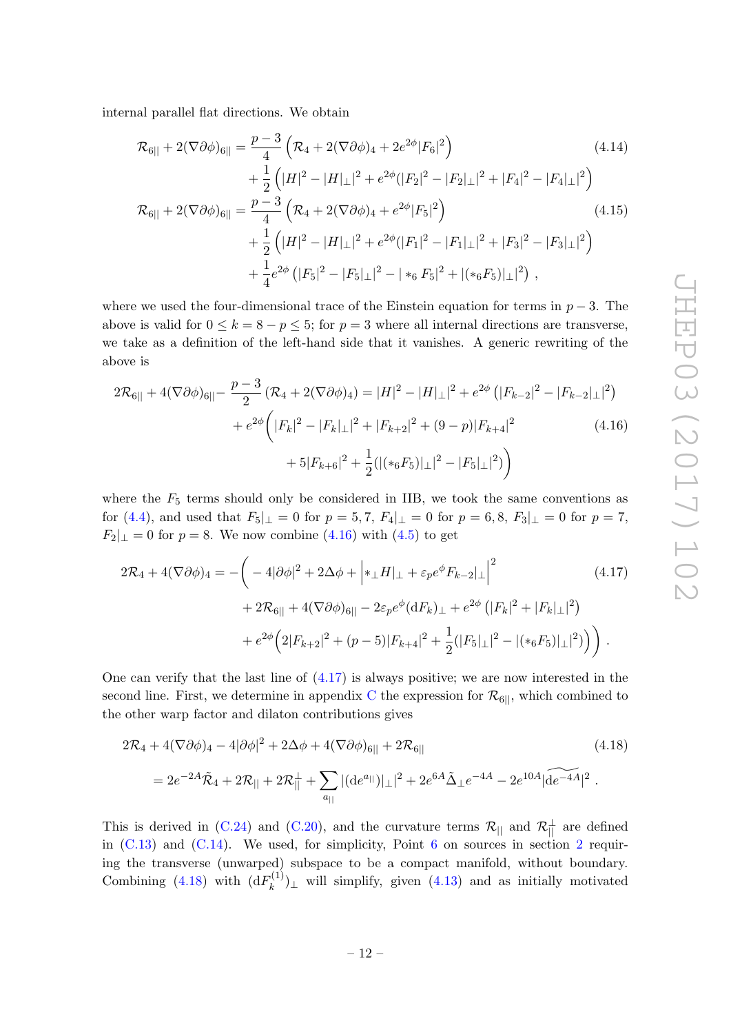internal parallel flat directions. We obtain

$$
\begin{aligned}
\mathcal{R}_{6||} + 2(\nabla\partial\phi)_{6||} = &\frac{p-3}{4}\left(\mathcal{R}_4 + 2(\nabla\partial\phi)_4 + 2e^{2\phi}|F_6|^2\right) \\
&+ \frac{1}{2}\left(|H|^2 - |H|_\perp|^2 + e^{2\phi}(|F_2|^2 - |F_2|_\perp|^2 + |F_4|^2 - |F_4|_\perp|^2\right)
\end{aligned} \tag{4.14}
$$

$$
\begin{aligned}
\mathcal{R}_{6||} + 2(\nabla\partial\phi)_{6||} = &\frac{p-3}{4}\left(\mathcal{R}_4 + 2(\nabla\partial\phi)_4 + e^{2\phi}|F_5|^2\right) \\
&+ \frac{1}{2}\left(|H|^2 - |H|_\perp|^2 + e^{2\phi}(|F_1|^2 - |F_1|_\perp|^2 + |F_3|^2 - |F_3|_\perp|^2\right) \\
&+ \frac{1}{4}e^{2\phi}\left(|F_5|^2 - |F_5|_\perp|^2 - |*_6 F_5|^2 + |(*_6 F_5)|_\perp|^2\right) ,
\end{aligned} \tag{4.15}
$$

where we used the four-dimensional trace of the Einstein equation for terms in $p-3$. The above is valid for $0 \leq k = 8-p \leq 5$; for $p=3$ where all internal directions are transverse, we take as a definition of the left-hand side that it vanishes. A generic rewriting of the above is

$$
\begin{aligned}
2\mathcal{R}_{6||} + 4(\nabla\partial\phi)_{6||} - \frac{p-3}{2}\left(\mathcal{R}_4 + 2(\nabla\partial\phi)_4\right) = &|H|^2 - |H|_\perp|^2 + e^{2\phi}\left(|F_{k-2}|^2 - |F_{k-2}|_\perp|^2\right) \\
&+ e^{2\phi}\bigg(|F_k|^2 - |F_k|_\perp|^2 + |F_{k+2}|^2 + (9-p)|F_{k+4}|^2 \\
&\qquad + 5|F_{k+6}|^2 + \frac{1}{2}(|(*_6 F_5)|_\perp|^2 - |F_5|_\perp|^2)\bigg)
\end{aligned} \tag{4.16}
$$

where the $F_5$ terms should only be considered in IIB, we took the same conventions as for (4.4), and used that $F_5|_\perp = 0$ for $p = 5,7$, $F_4|_\perp = 0$ for $p = 6,8$, $F_3|_\perp = 0$ for $p = 7$, $F_2|_\perp = 0$ for $p = 8$. We now combine (4.16) with (4.5) to get

$$
\begin{aligned}
2\mathcal{R}_4 + 4(\nabla\partial\phi)_4 = -\bigg(&-4|\partial\phi|^2 + 2\Delta\phi + \left|*_\perp H|_\perp + \varepsilon_p e^{\phi} F_{k-2}|_\perp\right|^2 \\
&+ 2\mathcal{R}_{6||} + 4(\nabla\partial\phi)_{6||} - 2\varepsilon_p e^{\phi}(\mathrm{d}F_k)_\perp + e^{2\phi}\left(|F_k|^2 + |F_k|_\perp|^2\right) \\
&+ e^{2\phi}\Big(2|F_{k+2}|^2 + (p-5)|F_{k+4}|^2 + \frac{1}{2}(|F_5|_\perp|^2 - |(*_6 F_5)|_\perp|^2)\Big)\bigg) .
\end{aligned} \tag{4.17}
$$

One can verify that the last line of (4.17) is always positive; we are now interested in the second line. First, we determine in appendix C the expression for $\mathcal{R}_{6||}$, which combined to the other warp factor and dilaton contributions gives

$$
\begin{aligned}
&2\mathcal{R}_4 + 4(\nabla\partial\phi)_4 - 4|\partial\phi|^2 + 2\Delta\phi + 4(\nabla\partial\phi)_{6||} + 2\mathcal{R}_{6||} \\
&= 2e^{-2A}\tilde{\mathcal{R}}_4 + 2\mathcal{R}_{||} + 2\mathcal{R}_{||}^{\perp} + \sum_{a_{||}} |(\mathrm{d}e^{a_{||}})|_\perp|^2 + 2e^{6A}\tilde{\Delta}_\perp e^{-4A} - 2e^{10A}|\widetilde{\mathrm{d}e^{-4A}}|^2 .
\end{aligned} \tag{4.18}
$$

This is derived in (C.24) and (C.20), and the curvature terms $\mathcal{R}_{||}$ and $\mathcal{R}_{||}^{\perp}$ are defined in (C.13) and (C.14). We used, for simplicity, Point 6 on sources in section 2 requiring the transverse (unwarped) subspace to be a compact manifold, without boundary. Combining (4.18) with $(\mathrm{d}F_k^{(1)})_\perp$ will simplify, given (4.13) and as initially motivated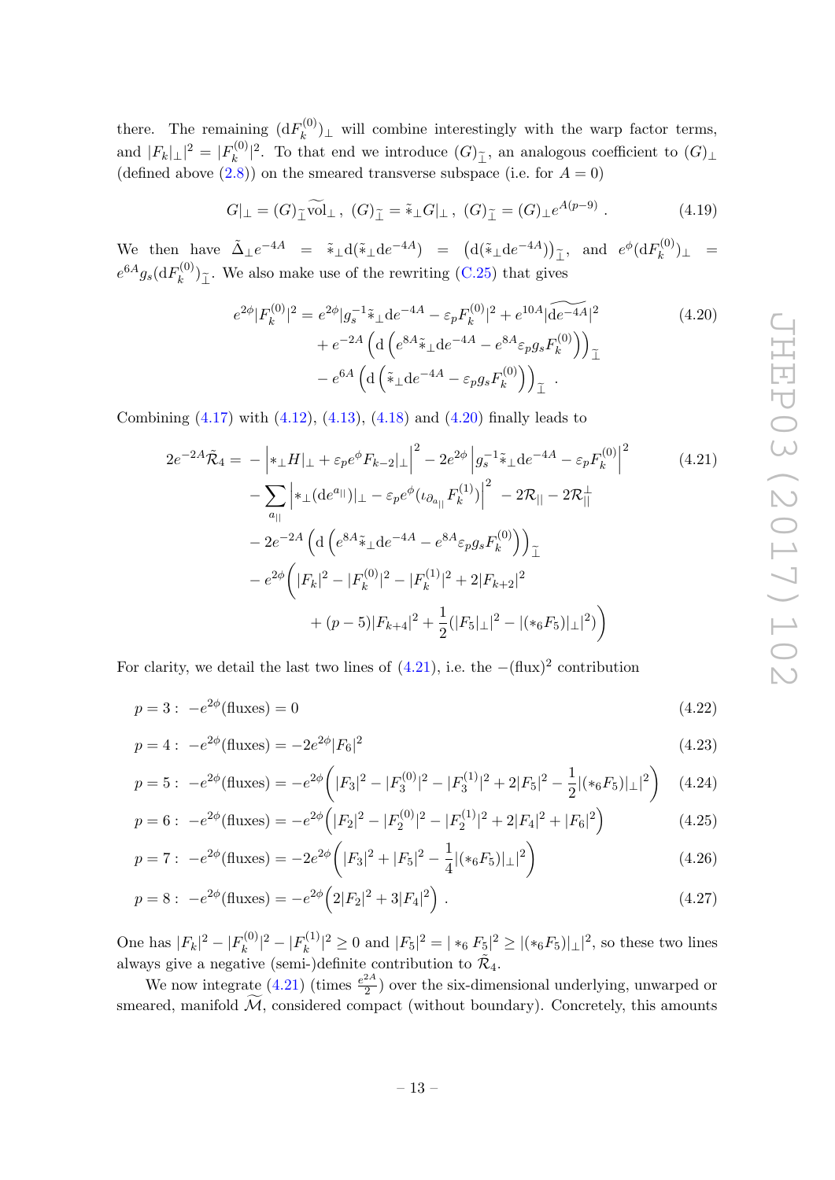there. The remaining $(\mathrm{d}F_k^{(0)})_\perp$ will combine interestingly with the warp factor terms, and $|F_k|_\perp|^2 = |F_k^{(0)}|^2$. To that end we introduce $(G)_{\tilde\perp}$, an analogous coefficient to $(G)_\perp$ (defined above (2.8)) on the smeared transverse subspace (i.e. for $A=0$)

$$G|_\perp = (G)_{\tilde\perp}\widetilde{\mathrm{vol}}_\perp \,, \ (G)_{\tilde\perp} = \tilde{*}_\perp G|_\perp \,, \ (G)_{\tilde\perp} = (G)_\perp e^{A(p-9)} \,. \tag{4.19}$$

We then have $\tilde\Delta_\perp e^{-4A} = \tilde{*}_\perp \mathrm{d}(\tilde{*}_\perp \mathrm{d}e^{-4A}) = \left(\mathrm{d}(\tilde{*}_\perp \mathrm{d}e^{-4A})\right)_{\tilde\perp}$, and $e^{\phi}(\mathrm{d}F_k^{(0)})_\perp = e^{6A} g_s (\mathrm{d}F_k^{(0)})_{\tilde\perp}$. We also make use of the rewriting (C.25) that gives

$$\begin{aligned} e^{2\phi}|F_k^{(0)}|^2 = {} & e^{2\phi}|g_s^{-1}\tilde{*}_\perp \mathrm{d}e^{-4A} - \varepsilon_p F_k^{(0)}|^2 + e^{10A}|\widetilde{\mathrm{d}e^{-4A}}|^2 \\ & + e^{-2A}\left(\mathrm{d}\left(e^{8A}\tilde{*}_\perp \mathrm{d}e^{-4A} - e^{8A}\varepsilon_p g_s F_k^{(0)}\right)\right)_{\tilde\perp} \\ & - e^{6A}\left(\mathrm{d}\left(\tilde{*}_\perp \mathrm{d}e^{-4A} - \varepsilon_p g_s F_k^{(0)}\right)\right)_{\tilde\perp} \,. \end{aligned} \tag{4.20}$$

Combining (4.17) with (4.12), (4.13), (4.18) and (4.20) finally leads to

$$\begin{aligned} 2e^{-2A}\tilde{\mathcal{R}}_4 = {} & -\left|*_\perp H|_\perp + \varepsilon_p e^{\phi} F_{k-2}|_\perp\right|^2 - 2e^{2\phi}\left|g_s^{-1}\tilde{*}_\perp \mathrm{d}e^{-4A} - \varepsilon_p F_k^{(0)}\right|^2 \\ & - \sum_{a_{||}}\left|*_\perp(\mathrm{d}e^{a_{||}})|_\perp - \varepsilon_p e^{\phi}(\iota_{\partial_{a_{||}}} F_k^{(1)})\right|^2 - 2\mathcal{R}_{||} - 2\mathcal{R}_{||}^{\perp} \\ & - 2e^{-2A}\left(\mathrm{d}\left(e^{8A}\tilde{*}_\perp \mathrm{d}e^{-4A} - e^{8A}\varepsilon_p g_s F_k^{(0)}\right)\right)_{\tilde\perp} \\ & - e^{2\phi}\bigg(|F_k|^2 - |F_k^{(0)}|^2 - |F_k^{(1)}|^2 + 2|F_{k+2}|^2 \\ & \qquad + (p-5)|F_{k+4}|^2 + \frac{1}{2}(|F_5|_\perp|^2 - |(*_6F_5)|_\perp|^2)\bigg) \end{aligned} \tag{4.21}$$

For clarity, we detail the last two lines of (4.21), i.e. the $-(\text{flux})^2$ contribution

$$p=3: \ -e^{2\phi}(\text{fluxes}) = 0 \tag{4.22}$$

$$p=4: \ -e^{2\phi}(\text{fluxes}) = -2e^{2\phi}|F_6|^2 \tag{4.23}$$

$$p=5: \ -e^{2\phi}(\text{fluxes}) = -e^{2\phi}\left(|F_3|^2 - |F_3^{(0)}|^2 - |F_3^{(1)}|^2 + 2|F_5|^2 - \frac{1}{2}|(*_6F_5)|_\perp|^2\right) \tag{4.24}$$

$$p=6: \ -e^{2\phi}(\text{fluxes}) = -e^{2\phi}\left(|F_2|^2 - |F_2^{(0)}|^2 - |F_2^{(1)}|^2 + 2|F_4|^2 + |F_6|^2\right) \tag{4.25}$$

$$p=7: \ -e^{2\phi}(\text{fluxes}) = -2e^{2\phi}\left(|F_3|^2 + |F_5|^2 - \frac{1}{4}|(*_6F_5)|_\perp|^2\right) \tag{4.26}$$

$$p=8: \ -e^{2\phi}(\text{fluxes}) = -e^{2\phi}\left(2|F_2|^2 + 3|F_4|^2\right) \,. \tag{4.27}$$

One has $|F_k|^2 - |F_k^{(0)}|^2 - |F_k^{(1)}|^2 \geq 0$ and $|F_5|^2 = |*_6 F_5|^2 \geq |(*_6F_5)|_\perp|^2$, so these two lines always give a negative (semi-)definite contribution to $\tilde{\mathcal{R}}_4$.

We now integrate (4.21) (times $\frac{e^{2A}}{2}$) over the six-dimensional underlying, unwarped or smeared, manifold $\widetilde{\mathcal{M}}$, considered compact (without boundary). Concretely, this amounts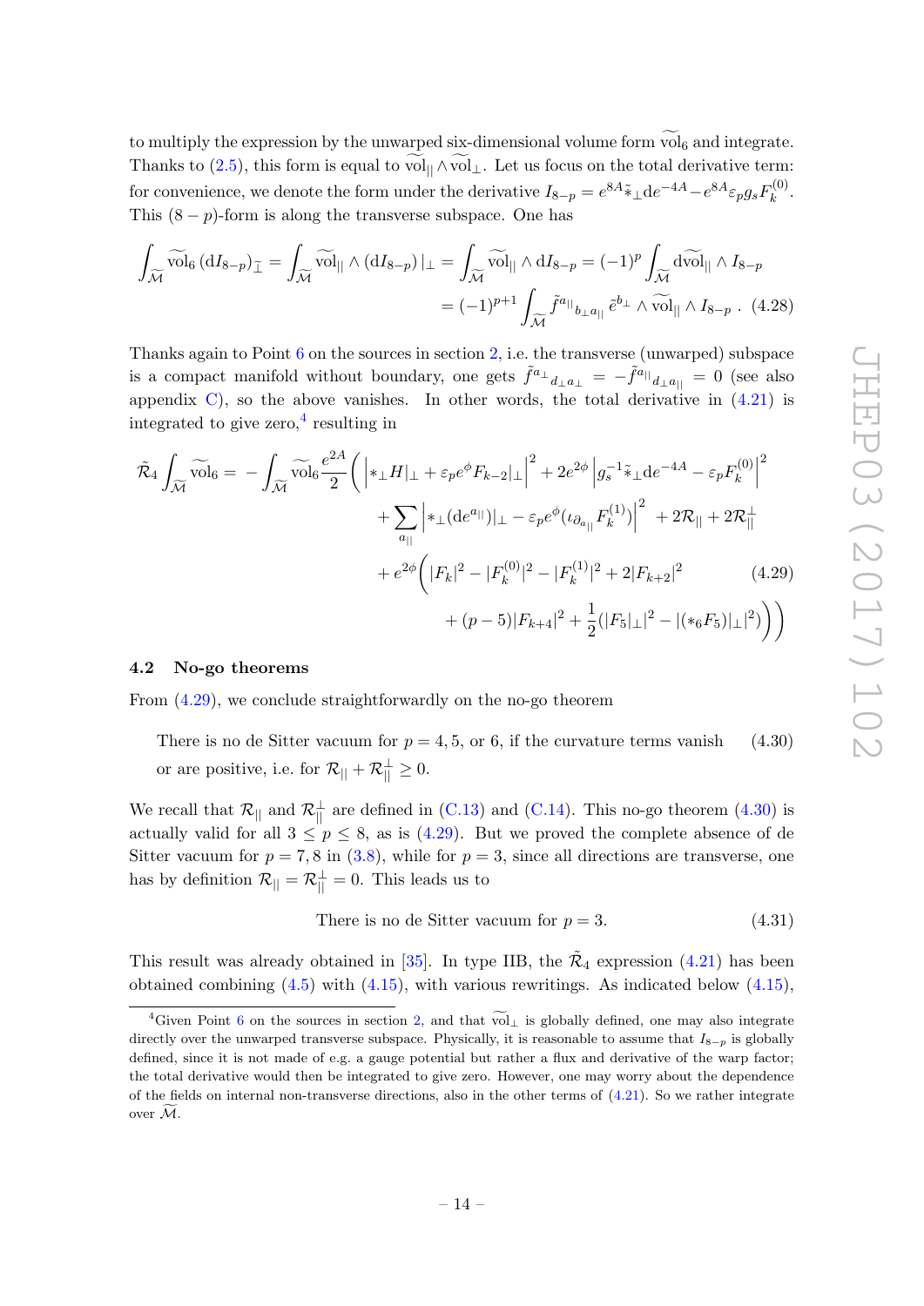to multiply the expression by the unwarped six-dimensional volume form $\widetilde{\text{vol}}_6$ and integrate. Thanks to (2.5), this form is equal to $\widetilde{\text{vol}}_{||} \wedge \widetilde{\text{vol}}_{\perp}$. Let us focus on the total derivative term: for convenience, we denote the form under the derivative $I_{8-p} = e^{8A} \tilde{*}_{\perp} \mathrm{d}e^{-4A} - e^{8A} \varepsilon_p g_s F_k^{(0)}$. This $(8-p)$-form is along the transverse subspace. One has

$$\begin{aligned} \int_{\widetilde{\mathcal{M}}} \widetilde{\text{vol}}_6 \, (\mathrm{d}I_{8-p})_{\widetilde{\perp}} &= \int_{\widetilde{\mathcal{M}}} \widetilde{\text{vol}}_{||} \wedge (\mathrm{d}I_{8-p})\,|_{\perp} = \int_{\widetilde{\mathcal{M}}} \widetilde{\text{vol}}_{||} \wedge \mathrm{d}I_{8-p} = (-1)^p \int_{\widetilde{\mathcal{M}}} \mathrm{d}\widetilde{\text{vol}}_{||} \wedge I_{8-p} \\ &= (-1)^{p+1} \int_{\widetilde{\mathcal{M}}} \tilde{f}^{a_{||}}{}_{b_{\perp} a_{||}} \, \tilde{e}^{b_{\perp}} \wedge \widetilde{\text{vol}}_{||} \wedge I_{8-p} \ . \end{aligned} \tag{4.28}$$

Thanks again to Point 6 on the sources in section 2, i.e. the transverse (unwarped) subspace is a compact manifold without boundary, one gets $\tilde{f}^{a_{\perp}}{}_{d_{\perp} a_{\perp}} = -\tilde{f}^{a_{||}}{}_{d_{\perp} a_{||}} = 0$ (see also appendix C), so the above vanishes. In other words, the total derivative in (4.21) is integrated to give zero,[4] resulting in

$$\begin{aligned} \tilde{\mathcal{R}}_4 \int_{\widetilde{\mathcal{M}}} \widetilde{\text{vol}}_6 = - \int_{\widetilde{\mathcal{M}}} \widetilde{\text{vol}}_6 \frac{e^{2A}}{2} \Bigg( & \left| *_{\perp} H|_{\perp} + \varepsilon_p e^{\phi} F_{k-2}|_{\perp} \right|^2 + 2 e^{2\phi} \left| g_s^{-1} \tilde{*}_{\perp} \mathrm{d}e^{-4A} - \varepsilon_p F_k^{(0)} \right|^2 \\ & + \sum_{a_{||}} \left| *_{\perp} (\mathrm{d}e^{a_{||}})|_{\perp} - \varepsilon_p e^{\phi} (\iota_{\partial_{a_{||}}} F_k^{(1)}) \right|^2 + 2\mathcal{R}_{||} + 2\mathcal{R}_{||}^{\perp} \\ & + e^{2\phi} \Big( |F_k|^2 - |F_k^{(0)}|^2 - |F_k^{(1)}|^2 + 2|F_{k+2}|^2 \\ & \quad + (p-5)|F_{k+4}|^2 + \frac{1}{2}(|F_5|_{\perp}|^2 - |(*_6 F_5)|_{\perp}|^2) \Big) \Bigg) \end{aligned} \tag{4.29}$$

### 4.2 No-go theorems

From (4.29), we conclude straightforwardly on the no-go theorem

> There is no de Sitter vacuum for $p = 4, 5$, or $6$, if the curvature terms vanish or are positive, i.e. for $\mathcal{R}_{||} + \mathcal{R}_{||}^{\perp} \geq 0$. (4.30)

We recall that $\mathcal{R}_{||}$ and $\mathcal{R}_{||}^{\perp}$ are defined in (C.13) and (C.14). This no-go theorem (4.30) is actually valid for all $3 \leq p \leq 8$, as is (4.29). But we proved the complete absence of de Sitter vacuum for $p = 7, 8$ in (3.8), while for $p = 3$, since all directions are transverse, one has by definition $\mathcal{R}_{||} = \mathcal{R}_{||}^{\perp} = 0$. This leads us to

> There is no de Sitter vacuum for $p = 3$. (4.31)

This result was already obtained in [35]. In type IIB, the $\tilde{\mathcal{R}}_4$ expression (4.21) has been obtained combining (4.5) with (4.15), with various rewritings. As indicated below (4.15),

[4] Given Point 6 on the sources in section 2, and that $\widetilde{\text{vol}}_{\perp}$ is globally defined, one may also integrate directly over the unwarped transverse subspace. Physically, it is reasonable to assume that $I_{8-p}$ is globally defined, since it is not made of e.g. a gauge potential but rather a flux and derivative of the warp factor; the total derivative would then be integrated to give zero. However, one may worry about the dependence of the fields on internal non-transverse directions, also in the other terms of (4.21). So we rather integrate over $\widetilde{\mathcal{M}}$.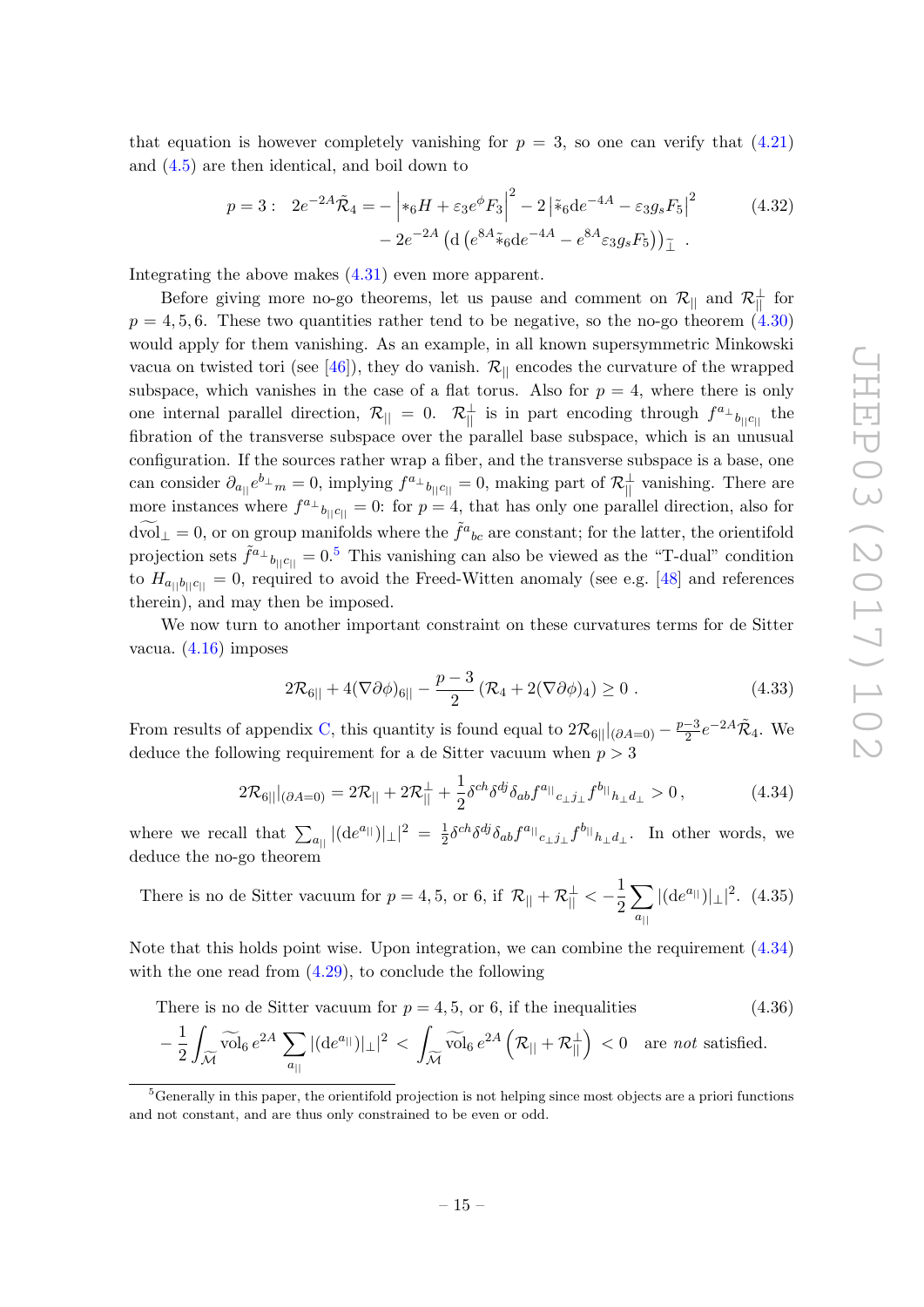that equation is however completely vanishing for $p = 3$, so one can verify that (4.21) and (4.5) are then identical, and boil down to

$$p=3: \quad 2e^{-2A}\tilde{\mathcal{R}}_4 = -\left|*_6 H + \varepsilon_3 e^{\phi} F_3\right|^2 - 2\left|\tilde{*}_6 \mathrm{d}e^{-4A} - \varepsilon_3 g_s F_5\right|^2 \\ - 2e^{-2A}\left(\mathrm{d}\left(e^{8A}\tilde{*}_6 \mathrm{d}e^{-4A} - e^{8A}\varepsilon_3 g_s F_5\right)\right)_{\tilde{\perp}} \ . \tag{4.32}$$

Integrating the above makes (4.31) even more apparent.

Before giving more no-go theorems, let us pause and comment on $\mathcal{R}_{||}$ and $\mathcal{R}_{||}^{\perp}$ for $p = 4, 5, 6$. These two quantities rather tend to be negative, so the no-go theorem (4.30) would apply for them vanishing. As an example, in all known supersymmetric Minkowski vacua on twisted tori (see [46]), they do vanish. $\mathcal{R}_{||}$ encodes the curvature of the wrapped subspace, which vanishes in the case of a flat torus. Also for $p = 4$, where there is only one internal parallel direction, $\mathcal{R}_{||} = 0$. $\mathcal{R}_{||}^{\perp}$ is in part encoding through $f^{a_\perp}{}_{b_{||}c_{||}}$ the fibration of the transverse subspace over the parallel base subspace, which is an unusual configuration. If the sources rather wrap a fiber, and the transverse subspace is a base, one can consider $\partial_{a_{||}} e^{b_\perp}{}_m = 0$, implying $f^{a_\perp}{}_{b_{||}c_{||}} = 0$, making part of $\mathcal{R}_{||}^{\perp}$ vanishing. There are more instances where $f^{a_\perp}{}_{b_{||}c_{||}} = 0$: for $p = 4$, that has only one parallel direction, also for $\mathrm{d}\widetilde{\mathrm{vol}}_\perp = 0$, or on group manifolds where the $\tilde{f}^a{}_{bc}$ are constant; for the latter, the orientifold projection sets $\tilde{f}^{a_\perp}{}_{b_{||}c_{||}} = 0$.[5] This vanishing can also be viewed as the "T-dual" condition to $H_{a_{||}b_{||}c_{||}} = 0$, required to avoid the Freed-Witten anomaly (see e.g. [48] and references therein), and may then be imposed.

We now turn to another important constraint on these curvatures terms for de Sitter vacua. (4.16) imposes

$$2\mathcal{R}_{6||} + 4(\nabla\partial\phi)_{6||} - \frac{p-3}{2}\left(\mathcal{R}_4 + 2(\nabla\partial\phi)_4\right) \geq 0 \ . \tag{4.33}$$

From results of appendix C, this quantity is found equal to $2\mathcal{R}_{6||}|_{(\partial A=0)} - \frac{p-3}{2}e^{-2A}\tilde{\mathcal{R}}_4$. We deduce the following requirement for a de Sitter vacuum when $p > 3$

$$2\mathcal{R}_{6||}|_{(\partial A=0)} = 2\mathcal{R}_{||} + 2\mathcal{R}_{||}^{\perp} + \frac{1}{2}\delta^{ch}\delta^{dj}\delta_{ab} f^{a_{||}}{}_{c_\perp j_\perp} f^{b_{||}}{}_{h_\perp d_\perp} > 0 \,, \tag{4.34}$$

where we recall that $\sum_{a_{||}} |(\mathrm{d}e^{a_{||}})|_\perp|^2 = \frac{1}{2}\delta^{ch}\delta^{dj}\delta_{ab} f^{a_{||}}{}_{c_\perp j_\perp} f^{b_{||}}{}_{h_\perp d_\perp}$. In other words, we deduce the no-go theorem

$$\text{There is no de Sitter vacuum for } p = 4, 5, \text{ or } 6, \text{ if } \ \mathcal{R}_{||} + \mathcal{R}_{||}^{\perp} < -\frac{1}{2}\sum_{a_{||}} |(\mathrm{d}e^{a_{||}})|_\perp|^2 . \tag{4.35}$$

Note that this holds point wise. Upon integration, we can combine the requirement (4.34) with the one read from (4.29), to conclude the following

$$\text{There is no de Sitter vacuum for } p = 4, 5, \text{ or } 6, \text{ if the inequalities} \tag{4.36}$$
$$-\frac{1}{2}\int_{\widetilde{\mathcal{M}}} \widetilde{\mathrm{vol}}_6 \, e^{2A} \sum_{a_{||}} |(\mathrm{d}e^{a_{||}})|_\perp|^2 < \int_{\widetilde{\mathcal{M}}} \widetilde{\mathrm{vol}}_6 \, e^{2A}\left(\mathcal{R}_{||} + \mathcal{R}_{||}^{\perp}\right) < 0 \quad \text{are } \textit{not} \text{ satisfied.}$$

[5] Generally in this paper, the orientifold projection is not helping since most objects are a priori functions and not constant, and are thus only constrained to be even or odd.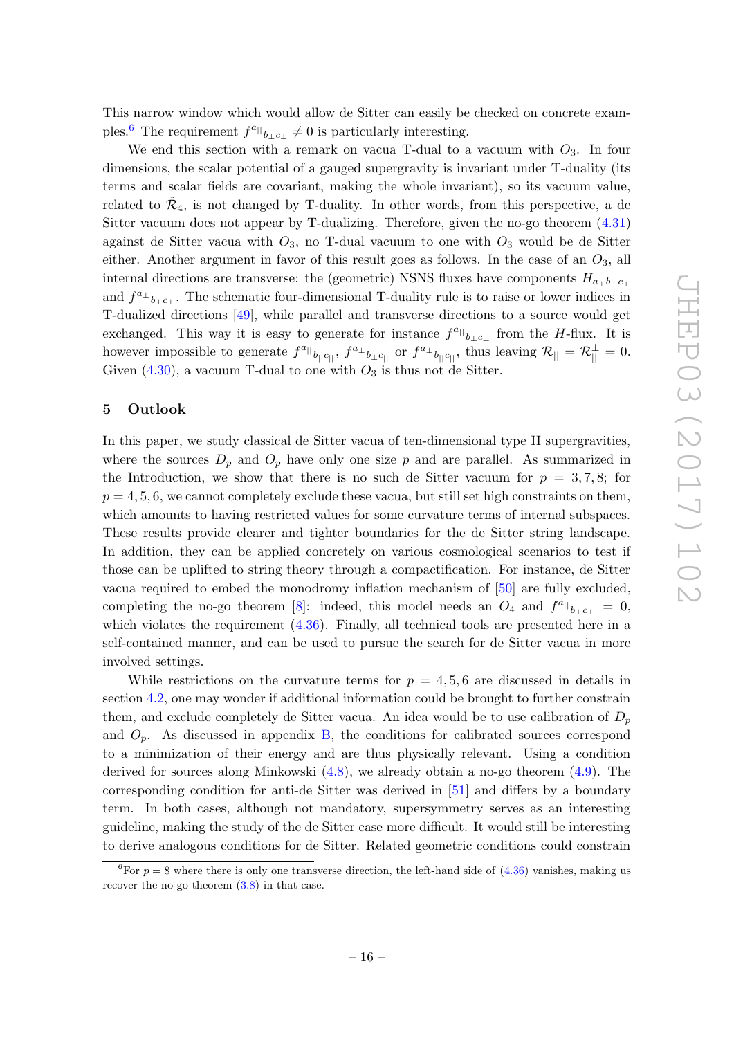This narrow window which would allow de Sitter can easily be checked on concrete examples.[6] The requirement ${f^{a_{||}}}_{b_\perp c_\perp} \neq 0$ is particularly interesting.

We end this section with a remark on vacua T-dual to a vacuum with $O_3$. In four dimensions, the scalar potential of a gauged supergravity is invariant under T-duality (its terms and scalar fields are covariant, making the whole invariant), so its vacuum value, related to $\tilde{\mathcal{R}}_4$, is not changed by T-duality. In other words, from this perspective, a de Sitter vacuum does not appear by T-dualizing. Therefore, given the no-go theorem (4.31) against de Sitter vacua with $O_3$, no T-dual vacuum to one with $O_3$ would be de Sitter either. Another argument in favor of this result goes as follows. In the case of an $O_3$, all internal directions are transverse: the (geometric) NSNS fluxes have components $H_{a_\perp b_\perp c_\perp}$ and ${f^{a_\perp}}_{b_\perp c_\perp}$. The schematic four-dimensional T-duality rule is to raise or lower indices in T-dualized directions [49], while parallel and transverse directions to a source would get exchanged. This way it is easy to generate for instance ${f^{a_{||}}}_{b_\perp c_\perp}$ from the $H$-flux. It is however impossible to generate ${f^{a_{||}}}_{b_{||} c_{||}}$, ${f^{a_\perp}}_{b_\perp c_{||}}$ or ${f^{a_\perp}}_{b_{||} c_{||}}$, thus leaving $\mathcal{R}_{||} = \mathcal{R}_{||}^{\perp} = 0$. Given (4.30), a vacuum T-dual to one with $O_3$ is thus not de Sitter.

# 5 Outlook

In this paper, we study classical de Sitter vacua of ten-dimensional type II supergravities, where the sources $D_p$ and $O_p$ have only one size $p$ and are parallel. As summarized in the Introduction, we show that there is no such de Sitter vacuum for $p = 3, 7, 8$; for $p = 4, 5, 6$, we cannot completely exclude these vacua, but still set high constraints on them, which amounts to having restricted values for some curvature terms of internal subspaces. These results provide clearer and tighter boundaries for the de Sitter string landscape. In addition, they can be applied concretely on various cosmological scenarios to test if those can be uplifted to string theory through a compactification. For instance, de Sitter vacua required to embed the monodromy inflation mechanism of [50] are fully excluded, completing the no-go theorem [8]: indeed, this model needs an $O_4$ and ${f^{a_{||}}}_{b_\perp c_\perp} = 0$, which violates the requirement (4.36). Finally, all technical tools are presented here in a self-contained manner, and can be used to pursue the search for de Sitter vacua in more involved settings.

While restrictions on the curvature terms for $p = 4, 5, 6$ are discussed in details in section 4.2, one may wonder if additional information could be brought to further constrain them, and exclude completely de Sitter vacua. An idea would be to use calibration of $D_p$ and $O_p$. As discussed in appendix B, the conditions for calibrated sources correspond to a minimization of their energy and are thus physically relevant. Using a condition derived for sources along Minkowski (4.8), we already obtain a no-go theorem (4.9). The corresponding condition for anti-de Sitter was derived in [51] and differs by a boundary term. In both cases, although not mandatory, supersymmetry serves as an interesting guideline, making the study of the de Sitter case more difficult. It would still be interesting to derive analogous conditions for de Sitter. Related geometric conditions could constrain

[6] For $p = 8$ where there is only one transverse direction, the left-hand side of (4.36) vanishes, making us recover the no-go theorem (3.8) in that case.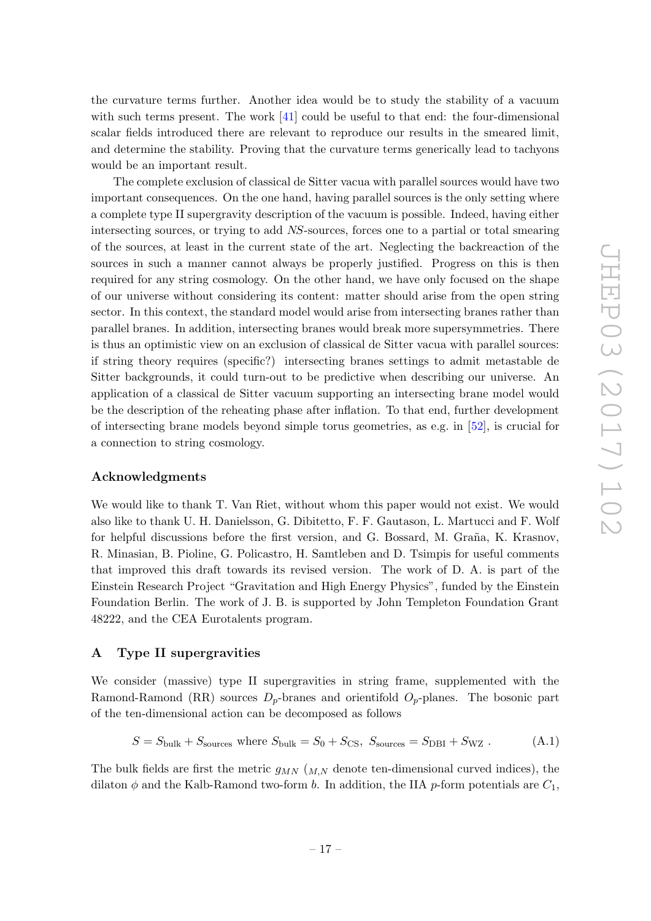the curvature terms further. Another idea would be to study the stability of a vacuum with such terms present. The work [41] could be useful to that end: the four-dimensional scalar fields introduced there are relevant to reproduce our results in the smeared limit, and determine the stability. Proving that the curvature terms generically lead to tachyons would be an important result.

The complete exclusion of classical de Sitter vacua with parallel sources would have two important consequences. On the one hand, having parallel sources is the only setting where a complete type II supergravity description of the vacuum is possible. Indeed, having either intersecting sources, or trying to add *NS*-sources, forces one to a partial or total smearing of the sources, at least in the current state of the art. Neglecting the backreaction of the sources in such a manner cannot always be properly justified. Progress on this is then required for any string cosmology. On the other hand, we have only focused on the shape of our universe without considering its content: matter should arise from the open string sector. In this context, the standard model would arise from intersecting branes rather than parallel branes. In addition, intersecting branes would break more supersymmetries. There is thus an optimistic view on an exclusion of classical de Sitter vacua with parallel sources: if string theory requires (specific?) intersecting branes settings to admit metastable de Sitter backgrounds, it could turn-out to be predictive when describing our universe. An application of a classical de Sitter vacuum supporting an intersecting brane model would be the description of the reheating phase after inflation. To that end, further development of intersecting brane models beyond simple torus geometries, as e.g. in [52], is crucial for a connection to string cosmology.

## Acknowledgments

We would like to thank T. Van Riet, without whom this paper would not exist. We would also like to thank U. H. Danielsson, G. Dibitetto, F. F. Gautason, L. Martucci and F. Wolf for helpful discussions before the first version, and G. Bossard, M. Graña, K. Krasnov, R. Minasian, B. Pioline, G. Policastro, H. Samtleben and D. Tsimpis for useful comments that improved this draft towards its revised version. The work of D. A. is part of the Einstein Research Project "Gravitation and High Energy Physics", funded by the Einstein Foundation Berlin. The work of J. B. is supported by John Templeton Foundation Grant 48222, and the CEA Eurotalents program.

## A Type II supergravities

We consider (massive) type II supergravities in string frame, supplemented with the Ramond-Ramond (RR) sources $D_p$-branes and orientifold $O_p$-planes. The bosonic part of the ten-dimensional action can be decomposed as follows

$$S = S_{\text{bulk}} + S_{\text{sources}} \text{ where } S_{\text{bulk}} = S_0 + S_{\text{CS}},\ S_{\text{sources}} = S_{\text{DBI}} + S_{\text{WZ}} \ . \tag{A.1}$$

The bulk fields are first the metric $g_{MN}$ ($_{M,N}$ denote ten-dimensional curved indices), the dilaton $\phi$ and the Kalb-Ramond two-form $b$. In addition, the IIA $p$-form potentials are $C_1$,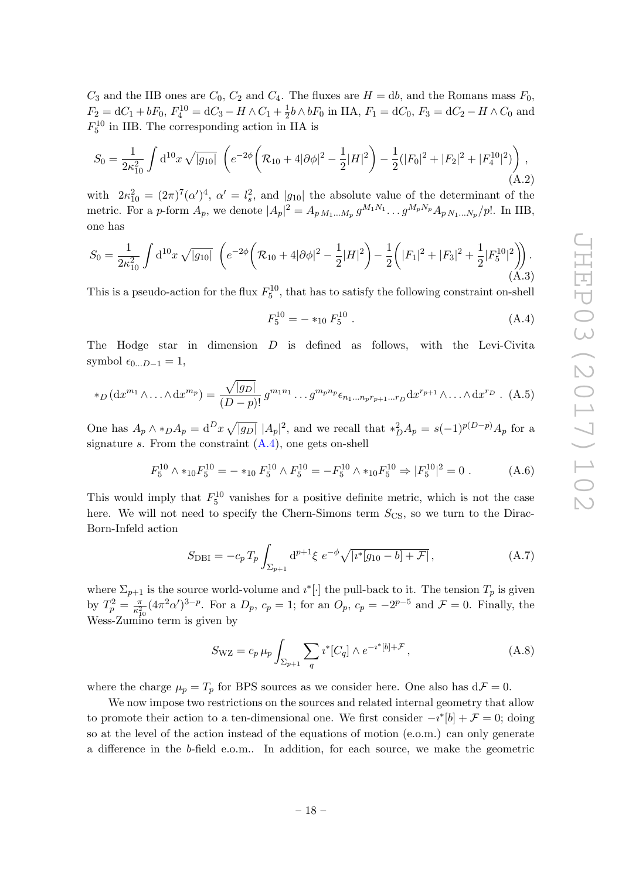$C_3$ and the IIB ones are $C_0$, $C_2$ and $C_4$. The fluxes are $H = \mathrm{d}b$, and the Romans mass $F_0$, $F_2 = \mathrm{d}C_1 + bF_0$, $F_4^{10} = \mathrm{d}C_3 - H \wedge C_1 + \frac{1}{2} b \wedge bF_0$ in IIA, $F_1 = \mathrm{d}C_0$, $F_3 = \mathrm{d}C_2 - H \wedge C_0$ and $F_5^{10}$ in IIB. The corresponding action in IIA is

$$S_0 = \frac{1}{2\kappa_{10}^2} \int \mathrm{d}^{10}x \sqrt{|g_{10}|} \left( e^{-2\phi} \left( \mathcal{R}_{10} + 4|\partial\phi|^2 - \frac{1}{2}|H|^2 \right) - \frac{1}{2}(|F_0|^2 + |F_2|^2 + |F_4^{10}|^2) \right) , \tag{A.2}$$

with $2\kappa_{10}^2 = (2\pi)^7 (\alpha')^4$, $\alpha' = l_s^2$, and $|g_{10}|$ the absolute value of the determinant of the metric. For a $p$-form $A_p$, we denote $|A_p|^2 = A_{p\, M_1 \ldots M_p}\, g^{M_1 N_1} \ldots g^{M_p N_p} A_{p\, N_1 \ldots N_p}/p!$. In IIB, one has

$$S_0 = \frac{1}{2\kappa_{10}^2} \int \mathrm{d}^{10}x \sqrt{|g_{10}|} \left( e^{-2\phi} \left( \mathcal{R}_{10} + 4|\partial\phi|^2 - \frac{1}{2}|H|^2 \right) - \frac{1}{2}\left( |F_1|^2 + |F_3|^2 + \frac{1}{2}|F_5^{10}|^2 \right) \right) . \tag{A.3}$$

This is a pseudo-action for the flux $F_5^{10}$, that has to satisfy the following constraint on-shell

$$F_5^{10} = - *_{10} F_5^{10} \ . \tag{A.4}$$

The Hodge star in dimension $D$ is defined as follows, with the Levi-Civita symbol $\epsilon_{0 \ldots D-1} = 1$,

$$*_D\, (\mathrm{d}x^{m_1} \wedge \ldots \wedge \mathrm{d}x^{m_p}) = \frac{\sqrt{|g_D|}}{(D-p)!}\, g^{m_1 n_1} \ldots g^{m_p n_p} \epsilon_{n_1 \ldots n_p r_{p+1} \ldots r_D} \mathrm{d}x^{r_{p+1}} \wedge \ldots \wedge \mathrm{d}x^{r_D} \ . \tag{A.5}$$

One has $A_p \wedge *_D A_p = \mathrm{d}^D x \sqrt{|g_D|}\ |A_p|^2$, and we recall that $*_D^2 A_p = s(-1)^{p(D-p)} A_p$ for a signature $s$. From the constraint (A.4), one gets on-shell

$$F_5^{10} \wedge *_{10} F_5^{10} = - *_{10} F_5^{10} \wedge F_5^{10} = -F_5^{10} \wedge *_{10} F_5^{10} \Rightarrow |F_5^{10}|^2 = 0 \ . \tag{A.6}$$

This would imply that $F_5^{10}$ vanishes for a positive definite metric, which is not the case here. We will not need to specify the Chern-Simons term $S_{\mathrm{CS}}$, so we turn to the Dirac-Born-Infeld action

$$S_{\mathrm{DBI}} = -c_p\, T_p \int_{\Sigma_{p+1}} \mathrm{d}^{p+1}\xi\ e^{-\phi} \sqrt{|\imath^*[g_{10} - b] + \mathcal{F}|} \, , \tag{A.7}$$

where $\Sigma_{p+1}$ is the source world-volume and $\imath^*[\cdot]$ the pull-back to it. The tension $T_p$ is given by $T_p^2 = \frac{\pi}{\kappa_{10}^2}(4\pi^2\alpha')^{3-p}$. For a $D_p$, $c_p = 1$; for an $O_p$, $c_p = -2^{p-5}$ and $\mathcal{F} = 0$. Finally, the Wess-Zumino term is given by

$$S_{\mathrm{WZ}} = c_p\, \mu_p \int_{\Sigma_{p+1}} \sum_q \imath^*[C_q] \wedge e^{-\imath^*[b] + \mathcal{F}} \, , \tag{A.8}$$

where the charge $\mu_p = T_p$ for BPS sources as we consider here. One also has $\mathrm{d}\mathcal{F} = 0$.

We now impose two restrictions on the sources and related internal geometry that allow to promote their action to a ten-dimensional one. We first consider $-\imath^*[b] + \mathcal{F} = 0$; doing so at the level of the action instead of the equations of motion (e.o.m.) can only generate a difference in the $b$-field e.o.m.. In addition, for each source, we make the geometric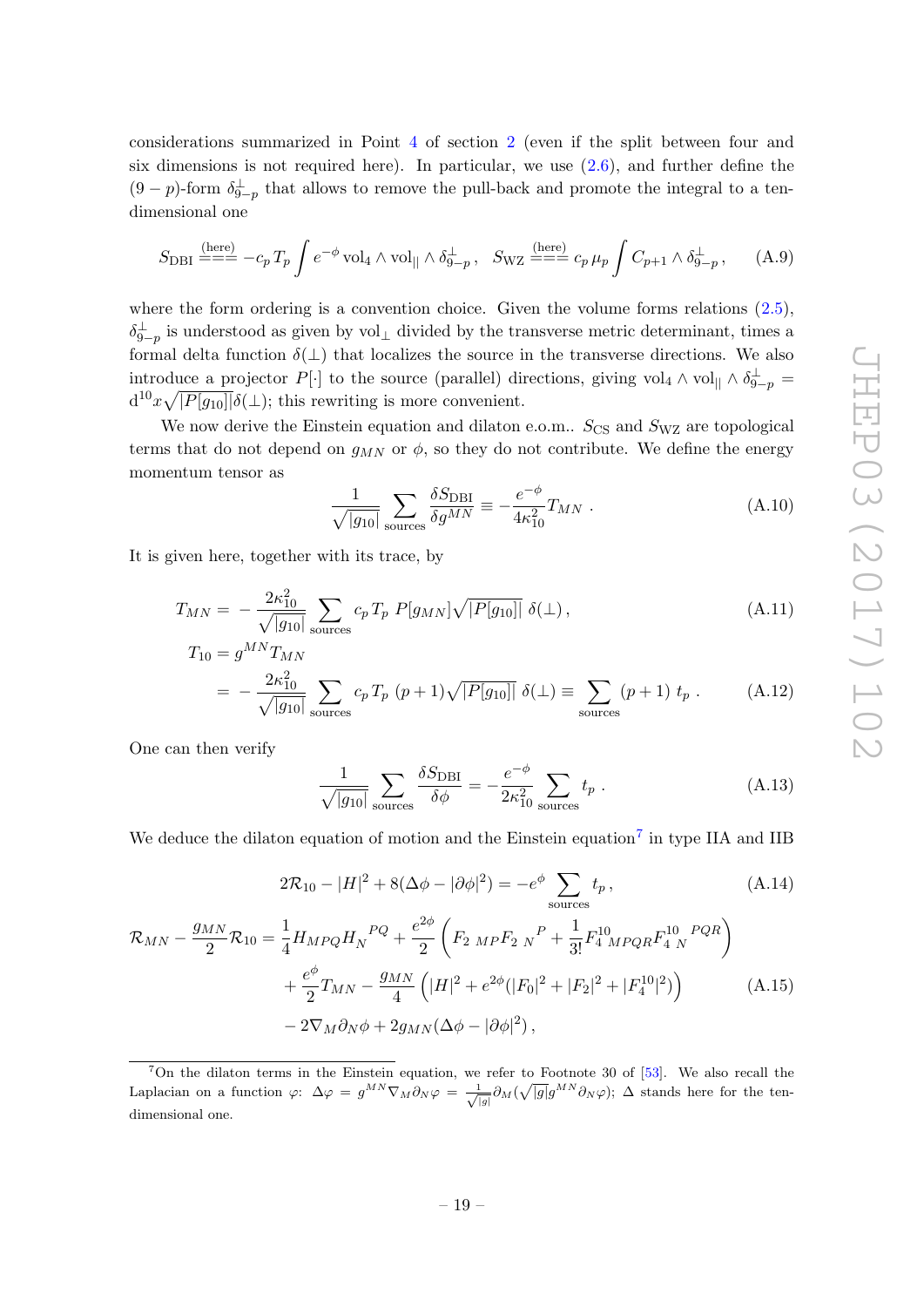considerations summarized in Point 4 of section 2 (even if the split between four and six dimensions is not required here). In particular, we use (2.6), and further define the $(9-p)$-form $\delta^{\perp}_{9-p}$ that allows to remove the pull-back and promote the integral to a ten-dimensional one

$$
S_{\rm DBI} \overset{\rm (here)}{=\!=\!=} -c_p\, T_p \int e^{-\phi}\, {\rm vol}_4 \wedge {\rm vol}_{||} \wedge \delta^{\perp}_{9-p}\,, \quad S_{\rm WZ} \overset{\rm (here)}{=\!=\!=} c_p\, \mu_p \int C_{p+1} \wedge \delta^{\perp}_{9-p}\,, \tag{A.9}
$$

where the form ordering is a convention choice. Given the volume forms relations (2.5), $\delta^{\perp}_{9-p}$ is understood as given by ${\rm vol}_{\perp}$ divided by the transverse metric determinant, times a formal delta function $\delta(\perp)$ that localizes the source in the transverse directions. We also introduce a projector $P[\cdot]$ to the source (parallel) directions, giving ${\rm vol}_4 \wedge {\rm vol}_{||} \wedge \delta^{\perp}_{9-p} = {\rm d}^{10}x \sqrt{|P[g_{10}]|}\delta(\perp)$; this rewriting is more convenient.

We now derive the Einstein equation and dilaton e.o.m.. $S_{\rm CS}$ and $S_{\rm WZ}$ are topological terms that do not depend on $g_{MN}$ or $\phi$, so they do not contribute. We define the energy momentum tensor as

$$
\frac{1}{\sqrt{|g_{10}|}} \sum_{\rm sources} \frac{\delta S_{\rm DBI}}{\delta g^{MN}} \equiv -\frac{e^{-\phi}}{4\kappa_{10}^2} T_{MN}\ . \tag{A.10}
$$

It is given here, together with its trace, by

$$
T_{MN} = -\frac{2\kappa_{10}^2}{\sqrt{|g_{10}|}} \sum_{\rm sources} c_p\, T_p\ P[g_{MN}] \sqrt{|P[g_{10}]|}\ \delta(\perp)\,, \tag{A.11}
$$

$$
\begin{aligned}
T_{10} &= g^{MN} T_{MN} \\
&= -\frac{2\kappa_{10}^2}{\sqrt{|g_{10}|}} \sum_{\rm sources} c_p\, T_p\ (p+1) \sqrt{|P[g_{10}]|}\ \delta(\perp) \equiv \sum_{\rm sources} (p+1)\ t_p\ .
\end{aligned} \tag{A.12}
$$

One can then verify

$$
\frac{1}{\sqrt{|g_{10}|}} \sum_{\rm sources} \frac{\delta S_{\rm DBI}}{\delta \phi} = -\frac{e^{-\phi}}{2\kappa_{10}^2} \sum_{\rm sources} t_p\ . \tag{A.13}
$$

We deduce the dilaton equation of motion and the Einstein equation[7] in type IIA and IIB

$$
2\mathcal{R}_{10} - |H|^2 + 8(\Delta\phi - |\partial\phi|^2) = -e^{\phi} \sum_{\rm sources} t_p\,, \tag{A.14}
$$

$$
\begin{aligned}
\mathcal{R}_{MN} - \frac{g_{MN}}{2}\mathcal{R}_{10} = &\ \frac{1}{4} H_{MPQ} H_N{}^{PQ} + \frac{e^{2\phi}}{2}\left(F_{2\ MP} F_{2\ N}{}^P + \frac{1}{3!} F^{10}_{4\ MPQR} F^{10}_{4\ N}{}^{PQR}\right) \\
&+ \frac{e^{\phi}}{2} T_{MN} - \frac{g_{MN}}{4}\left(|H|^2 + e^{2\phi}(|F_0|^2 + |F_2|^2 + |F_4^{10}|^2)\right) \\
&- 2\nabla_M \partial_N \phi + 2 g_{MN} (\Delta\phi - |\partial\phi|^2)\,,
\end{aligned} \tag{A.15}
$$

---

[7] On the dilaton terms in the Einstein equation, we refer to Footnote 30 of [53]. We also recall the Laplacian on a function $\varphi$: $\Delta\varphi = g^{MN}\nabla_M \partial_N \varphi = \frac{1}{\sqrt{|g|}}\partial_M(\sqrt{|g|} g^{MN} \partial_N \varphi)$; $\Delta$ stands here for the ten-dimensional one.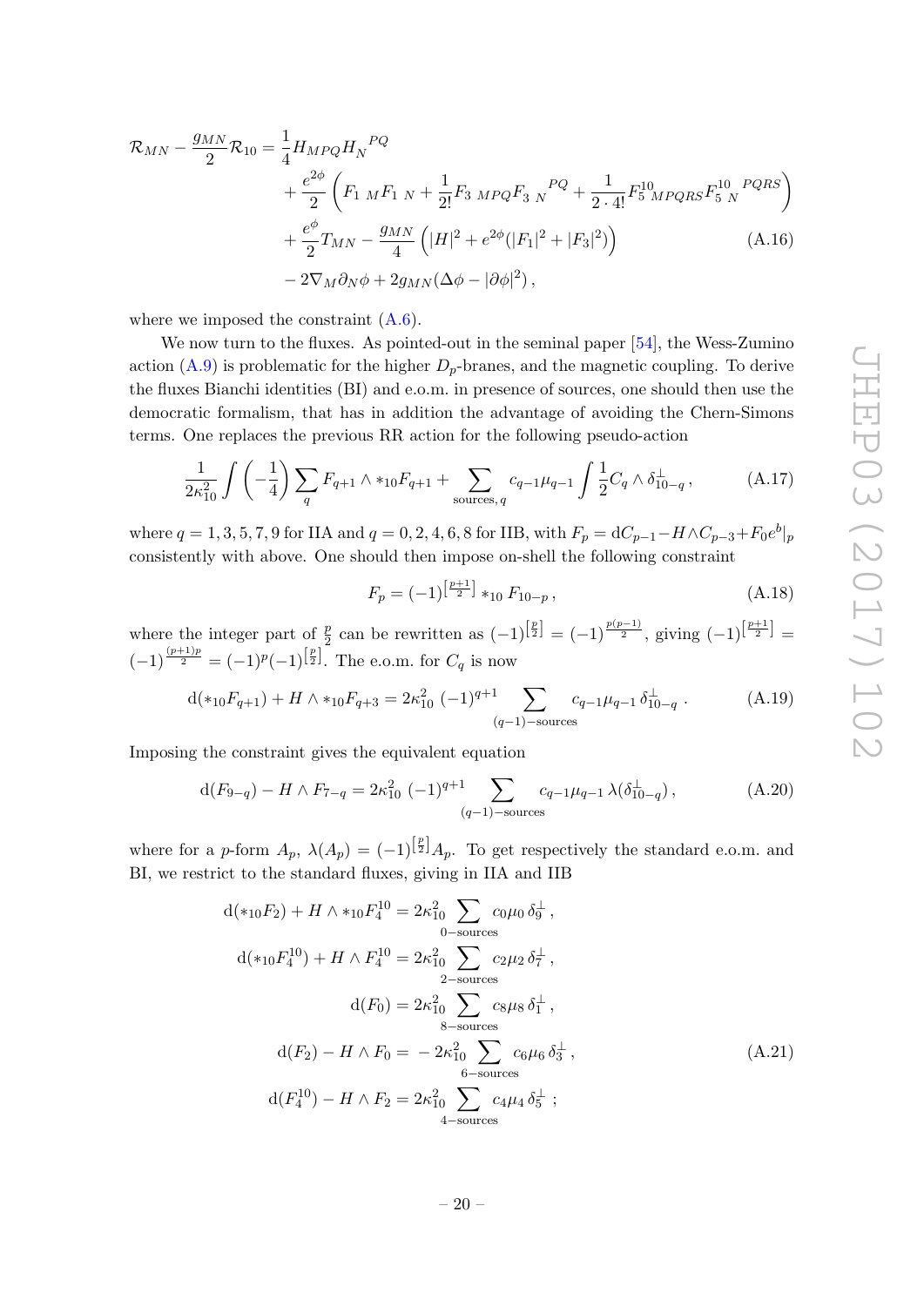$$
\begin{aligned}
\mathcal{R}_{MN} - \frac{g_{MN}}{2}\mathcal{R}_{10} = & \frac{1}{4} H_{MPQ} H_N{}^{PQ} \\
& + \frac{e^{2\phi}}{2}\left( F_{1\ M} F_{1\ N} + \frac{1}{2!} F_{3\ MPQ} F_{3\ N}{}^{PQ} + \frac{1}{2\cdot 4!} F^{10}_{5\ MPQRS} F^{10}_{5\ N}{}^{PQRS} \right) \\
& + \frac{e^{\phi}}{2} T_{MN} - \frac{g_{MN}}{4}\left( |H|^2 + e^{2\phi}(|F_1|^2 + |F_3|^2) \right) \\
& - 2\nabla_M \partial_N \phi + 2 g_{MN}(\Delta\phi - |\partial\phi|^2) \,,
\end{aligned} \tag{A.16}
$$

where we imposed the constraint (A.6).

We now turn to the fluxes. As pointed-out in the seminal paper [54], the Wess-Zumino action (A.9) is problematic for the higher $D_p$-branes, and the magnetic coupling. To derive the fluxes Bianchi identities (BI) and e.o.m. in presence of sources, one should then use the democratic formalism, that has in addition the advantage of avoiding the Chern-Simons terms. One replaces the previous RR action for the following pseudo-action

$$
\frac{1}{2\kappa_{10}^2}\int \left(-\frac{1}{4}\right)\sum_q F_{q+1}\wedge *_{10} F_{q+1} + \sum_{\text{sources},\, q} c_{q-1}\mu_{q-1}\int \frac{1}{2} C_q \wedge \delta^\perp_{10-q} \,, \tag{A.17}
$$

where $q = 1, 3, 5, 7, 9$ for IIA and $q = 0, 2, 4, 6, 8$ for IIB, with $F_p = \mathrm{d}C_{p-1} - H\wedge C_{p-3} + F_0 e^b|_p$ consistently with above. One should then impose on-shell the following constraint

$$
F_p = (-1)^{\left[\frac{p+1}{2}\right]} *_{10} F_{10-p} \,, \tag{A.18}
$$

where the integer part of $\frac{p}{2}$ can be rewritten as $(-1)^{\left[\frac{p}{2}\right]} = (-1)^{\frac{p(p-1)}{2}}$, giving $(-1)^{\left[\frac{p+1}{2}\right]} = (-1)^{\frac{(p+1)p}{2}} = (-1)^p (-1)^{\left[\frac{p}{2}\right]}$. The e.o.m. for $C_q$ is now

$$
\mathrm{d}(*_{10} F_{q+1}) + H\wedge *_{10} F_{q+3} = 2\kappa_{10}^2\ (-1)^{q+1} \sum_{(q-1)-\text{sources}} c_{q-1}\mu_{q-1}\, \delta^\perp_{10-q} \,. \tag{A.19}
$$

Imposing the constraint gives the equivalent equation

$$
\mathrm{d}(F_{9-q}) - H\wedge F_{7-q} = 2\kappa_{10}^2\ (-1)^{q+1} \sum_{(q-1)-\text{sources}} c_{q-1}\mu_{q-1}\, \lambda(\delta^\perp_{10-q}) \,, \tag{A.20}
$$

where for a $p$-form $A_p$, $\lambda(A_p) = (-1)^{\left[\frac{p}{2}\right]} A_p$. To get respectively the standard e.o.m. and BI, we restrict to the standard fluxes, giving in IIA and IIB

$$
\begin{aligned}
\mathrm{d}(*_{10} F_2) + H\wedge *_{10} F_4^{10} &= 2\kappa_{10}^2 \sum_{0-\text{sources}} c_0\mu_0\, \delta^\perp_9 \,, \\
\mathrm{d}(*_{10} F_4^{10}) + H\wedge F_4^{10} &= 2\kappa_{10}^2 \sum_{2-\text{sources}} c_2\mu_2\, \delta^\perp_7 \,, \\
\mathrm{d}(F_0) &= 2\kappa_{10}^2 \sum_{8-\text{sources}} c_8\mu_8\, \delta^\perp_1 \,, \\
\mathrm{d}(F_2) - H\wedge F_0 &= -2\kappa_{10}^2 \sum_{6-\text{sources}} c_6\mu_6\, \delta^\perp_3 \,, \\
\mathrm{d}(F_4^{10}) - H\wedge F_2 &= 2\kappa_{10}^2 \sum_{4-\text{sources}} c_4\mu_4\, \delta^\perp_5 \ ;
\end{aligned} \tag{A.21}
$$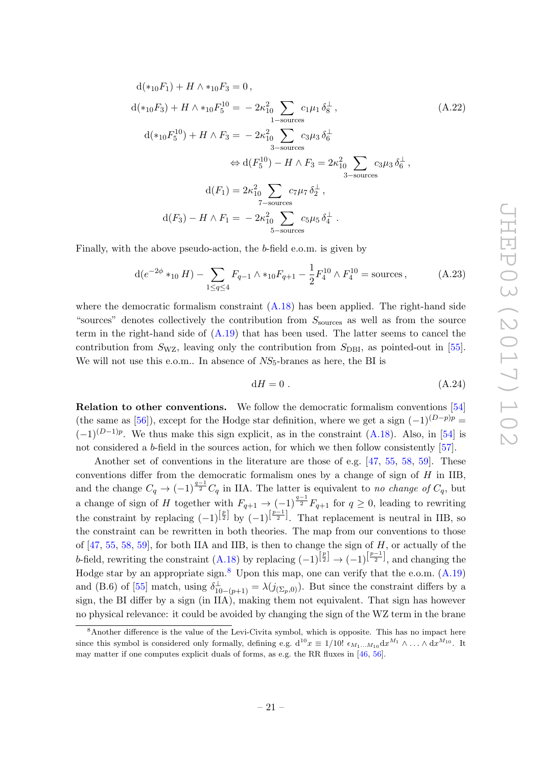$$
\begin{aligned}
\mathrm{d}(*_{10}F_1) + H \wedge *_{10}F_3 &= 0\,,\\
\mathrm{d}(*_{10}F_3) + H \wedge *_{10}F_5^{10} &= -2\kappa_{10}^2 \sum_{1-\text{sources}} c_1\mu_1\,\delta_8^\perp\,, \qquad\qquad (\text{A.22})\\
\mathrm{d}(*_{10}F_5^{10}) + H \wedge F_3 &= -2\kappa_{10}^2 \sum_{3-\text{sources}} c_3\mu_3\,\delta_6^\perp\\
&\Leftrightarrow \mathrm{d}(F_5^{10}) - H \wedge F_3 = 2\kappa_{10}^2 \sum_{3-\text{sources}} c_3\mu_3\,\delta_6^\perp\,,\\
\mathrm{d}(F_1) &= 2\kappa_{10}^2 \sum_{7-\text{sources}} c_7\mu_7\,\delta_2^\perp\,,\\
\mathrm{d}(F_3) - H \wedge F_1 &= -2\kappa_{10}^2 \sum_{5-\text{sources}} c_5\mu_5\,\delta_4^\perp\,.
\end{aligned}
$$

Finally, with the above pseudo-action, the $b$-field e.o.m. is given by

$$
\mathrm{d}(e^{-2\phi} *_{10} H) - \sum_{1\leq q\leq 4} F_{q-1} \wedge *_{10}F_{q+1} - \frac{1}{2}F_4^{10} \wedge F_4^{10} = \text{sources}\,, \qquad (\text{A.23})
$$

where the democratic formalism constraint (A.18) has been applied. The right-hand side "sources" denotes collectively the contribution from $S_{\text{sources}}$ as well as from the source term in the right-hand side of (A.19) that has been used. The latter seems to cancel the contribution from $S_{\text{WZ}}$, leaving only the contribution from $S_{\text{DBI}}$, as pointed-out in [55]. We will not use this e.o.m.. In absence of $NS_5$-branes as here, the BI is

$$
\mathrm{d}H = 0\,. \qquad (\text{A.24})
$$

**Relation to other conventions.** We follow the democratic formalism conventions [54] (the same as [56]), except for the Hodge star definition, where we get a sign $(-1)^{(D-p)p} = (-1)^{(D-1)p}$. We thus make this sign explicit, as in the constraint (A.18). Also, in [54] is not considered a $b$-field in the sources action, for which we then follow consistently [57].

Another set of conventions in the literature are those of e.g. [47, 55, 58, 59]. These conventions differ from the democratic formalism ones by a change of sign of $H$ in IIB, and the change $C_q \to (-1)^{\frac{q-1}{2}} C_q$ in IIA. The latter is equivalent to *no change of* $C_q$, but a change of sign of $H$ together with $F_{q+1} \to (-1)^{\frac{q-1}{2}} F_{q+1}$ for $q \geq 0$, leading to rewriting the constraint by replacing $(-1)^{\left[\frac{p}{2}\right]}$ by $(-1)^{\left[\frac{p-1}{2}\right]}$. That replacement is neutral in IIB, so the constraint can be rewritten in both theories. The map from our conventions to those of [47, 55, 58, 59], for both IIA and IIB, is then to change the sign of $H$, or actually of the $b$-field, rewriting the constraint (A.18) by replacing $(-1)^{\left[\frac{p}{2}\right]} \to (-1)^{\left[\frac{p-1}{2}\right]}$, and changing the Hodge star by an appropriate sign.[8] Upon this map, one can verify that the e.o.m. (A.19) and (B.6) of [55] match, using $\delta^\perp_{10-(p+1)} = \lambda(j_{(\Sigma_p,0)})$. But since the constraint differs by a sign, the BI differ by a sign (in IIA), making them not equivalent. That sign has however no physical relevance: it could be avoided by changing the sign of the WZ term in the brane

[8] Another difference is the value of the Levi-Civita symbol, which is opposite. This has no impact here since this symbol is considered only formally, defining e.g. $\mathrm{d}^{10}x \equiv 1/10!\ \epsilon_{M_1\ldots M_{10}}\mathrm{d}x^{M_1} \wedge \ldots \wedge \mathrm{d}x^{M_{10}}$. It may matter if one computes explicit duals of forms, as e.g. the RR fluxes in [46, 56].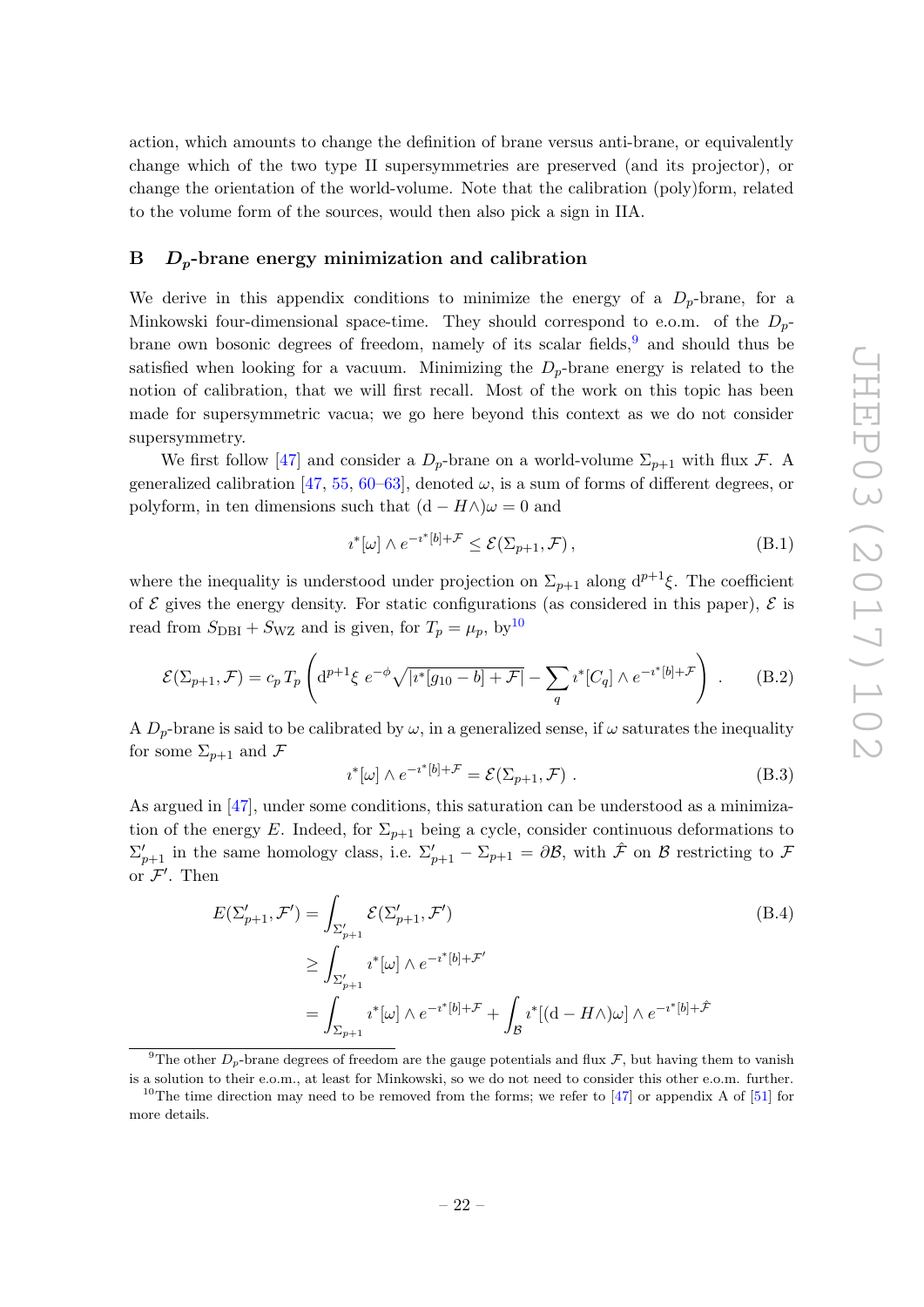action, which amounts to change the definition of brane versus anti-brane, or equivalently change which of the two type II supersymmetries are preserved (and its projector), or change the orientation of the world-volume. Note that the calibration (poly)form, related to the volume form of the sources, would then also pick a sign in IIA.

## B $D_p$-brane energy minimization and calibration

We derive in this appendix conditions to minimize the energy of a $D_p$-brane, for a Minkowski four-dimensional space-time. They should correspond to e.o.m. of the $D_p$-brane own bosonic degrees of freedom, namely of its scalar fields,[9] and should thus be satisfied when looking for a vacuum. Minimizing the $D_p$-brane energy is related to the notion of calibration, that we will first recall. Most of the work on this topic has been made for supersymmetric vacua; we go here beyond this context as we do not consider supersymmetry.

We first follow [47] and consider a $D_p$-brane on a world-volume $\Sigma_{p+1}$ with flux $\mathcal{F}$. A generalized calibration [47, 55, 60–63], denoted $\omega$, is a sum of forms of different degrees, or polyform, in ten dimensions such that $(\mathrm{d} - H\wedge)\omega = 0$ and

$$\imath^*[\omega] \wedge e^{-\imath^*[b]+\mathcal{F}} \leq \mathcal{E}(\Sigma_{p+1}, \mathcal{F})\,, \tag{B.1}$$

where the inequality is understood under projection on $\Sigma_{p+1}$ along $\mathrm{d}^{p+1}\xi$. The coefficient of $\mathcal{E}$ gives the energy density. For static configurations (as considered in this paper), $\mathcal{E}$ is read from $S_{\rm DBI} + S_{\rm WZ}$ and is given, for $T_p = \mu_p$, by[10]

$$\mathcal{E}(\Sigma_{p+1}, \mathcal{F}) = c_p\, T_p \left( \mathrm{d}^{p+1}\xi \; e^{-\phi} \sqrt{|\imath^*[g_{10} - b] + \mathcal{F}|} - \sum_q \imath^*[C_q] \wedge e^{-\imath^*[b]+\mathcal{F}} \right) . \tag{B.2}$$

A $D_p$-brane is said to be calibrated by $\omega$, in a generalized sense, if $\omega$ saturates the inequality for some $\Sigma_{p+1}$ and $\mathcal{F}$

$$\imath^*[\omega] \wedge e^{-\imath^*[b]+\mathcal{F}} = \mathcal{E}(\Sigma_{p+1}, \mathcal{F})\ . \tag{B.3}$$

As argued in [47], under some conditions, this saturation can be understood as a minimization of the energy $E$. Indeed, for $\Sigma_{p+1}$ being a cycle, consider continuous deformations to $\Sigma'_{p+1}$ in the same homology class, i.e. $\Sigma'_{p+1} - \Sigma_{p+1} = \partial\mathcal{B}$, with $\hat{\mathcal{F}}$ on $\mathcal{B}$ restricting to $\mathcal{F}$ or $\mathcal{F}'$. Then

$$\begin{aligned} E(\Sigma'_{p+1}, \mathcal{F}') &= \int_{\Sigma'_{p+1}} \mathcal{E}(\Sigma'_{p+1}, \mathcal{F}') \\ &\geq \int_{\Sigma'_{p+1}} \imath^*[\omega] \wedge e^{-\imath^*[b]+\mathcal{F}'} \\ &= \int_{\Sigma_{p+1}} \imath^*[\omega] \wedge e^{-\imath^*[b]+\mathcal{F}} + \int_{\mathcal{B}} \imath^*[(\mathrm{d} - H\wedge)\omega] \wedge e^{-\imath^*[b]+\hat{\mathcal{F}}} \end{aligned} \tag{B.4}$$

[9] The other $D_p$-brane degrees of freedom are the gauge potentials and flux $\mathcal{F}$, but having them to vanish is a solution to their e.o.m., at least for Minkowski, so we do not need to consider this other e.o.m. further.

[10] The time direction may need to be removed from the forms; we refer to [47] or appendix A of [51] for more details.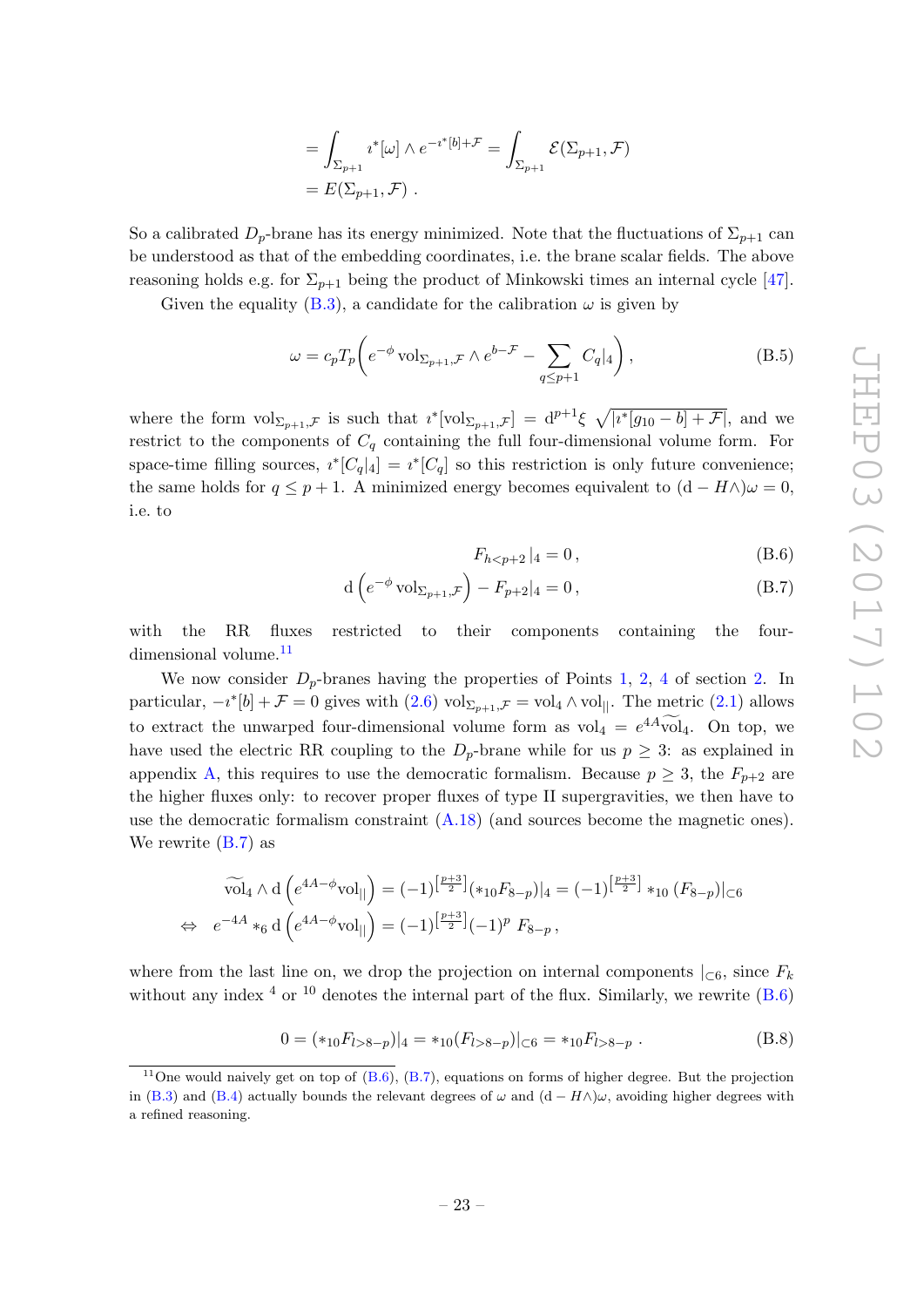$$
\begin{aligned}
&= \int_{\Sigma_{p+1}} \imath^*[\omega] \wedge e^{-\imath^*[b]+\mathcal{F}} = \int_{\Sigma_{p+1}} \mathcal{E}(\Sigma_{p+1}, \mathcal{F}) \\
&= E(\Sigma_{p+1}, \mathcal{F}) \ .
\end{aligned}
$$

So a calibrated $D_p$-brane has its energy minimized. Note that the fluctuations of $\Sigma_{p+1}$ can be understood as that of the embedding coordinates, i.e. the brane scalar fields. The above reasoning holds e.g. for $\Sigma_{p+1}$ being the product of Minkowski times an internal cycle [47].

Given the equality (B.3), a candidate for the calibration $\omega$ is given by

$$
\omega = c_p T_p \bigg( e^{-\phi}\, \mathrm{vol}_{\Sigma_{p+1},\mathcal{F}} \wedge e^{b-\mathcal{F}} - \sum_{q \leq p+1} C_q|_4 \bigg) \,, \tag{B.5}
$$

where the form $\mathrm{vol}_{\Sigma_{p+1},\mathcal{F}}$ is such that $\imath^*[\mathrm{vol}_{\Sigma_{p+1},\mathcal{F}}] = \mathrm{d}^{p+1}\xi \, \sqrt{|\imath^*[g_{10}-b]+\mathcal{F}|}$, and we restrict to the components of $C_q$ containing the full four-dimensional volume form. For space-time filling sources, $\imath^*[C_q|_4] = \imath^*[C_q]$ so this restriction is only future convenience; the same holds for $q \leq p+1$. A minimized energy becomes equivalent to $(\mathrm{d} - H\wedge)\omega = 0$, i.e. to

$$
F_{h<p+2}|_4 = 0 \,, \tag{B.6}
$$

$$
\mathrm{d}\left(e^{-\phi}\, \mathrm{vol}_{\Sigma_{p+1},\mathcal{F}}\right) - F_{p+2}|_4 = 0 \,, \tag{B.7}
$$

with the RR fluxes restricted to their components containing the four-dimensional volume.[11]

We now consider $D_p$-branes having the properties of Points 1, 2, 4 of section 2. In particular, $-\imath^*[b]+\mathcal{F} = 0$ gives with (2.6) $\mathrm{vol}_{\Sigma_{p+1},\mathcal{F}} = \mathrm{vol}_4 \wedge \mathrm{vol}_{||}$. The metric (2.1) allows to extract the unwarped four-dimensional volume form as $\mathrm{vol}_4 = e^{4A}\widetilde{\mathrm{vol}}_4$. On top, we have used the electric RR coupling to the $D_p$-brane while for us $p \geq 3$: as explained in appendix A, this requires to use the democratic formalism. Because $p \geq 3$, the $F_{p+2}$ are the higher fluxes only: to recover proper fluxes of type II supergravities, we then have to use the democratic formalism constraint (A.18) (and sources become the magnetic ones). We rewrite (B.7) as

$$
\begin{aligned}
\widetilde{\mathrm{vol}}_4 \wedge \mathrm{d}\left(e^{4A-\phi}\mathrm{vol}_{||}\right) &= (-1)^{\left[\frac{p+3}{2}\right]} (*_{10}F_{8-p})|_4 = (-1)^{\left[\frac{p+3}{2}\right]} *_{10} (F_{8-p})|_{\subset 6} \\
\Leftrightarrow \quad e^{-4A} *_6 \mathrm{d}\left(e^{4A-\phi}\mathrm{vol}_{||}\right) &= (-1)^{\left[\frac{p+3}{2}\right]} (-1)^p \, F_{8-p} \,,
\end{aligned}
$$

where from the last line on, we drop the projection on internal components $|_{\subset 6}$, since $F_k$ without any index $^4$ or $^{10}$ denotes the internal part of the flux. Similarly, we rewrite (B.6)

$$
0 = (*_{10}F_{l>8-p})|_4 = *_{10}(F_{l>8-p})|_{\subset 6} = *_{10}F_{l>8-p} \ . \tag{B.8}
$$

---

[11] One would naively get on top of (B.6), (B.7), equations on forms of higher degree. But the projection in (B.3) and (B.4) actually bounds the relevant degrees of $\omega$ and $(\mathrm{d} - H\wedge)\omega$, avoiding higher degrees with a refined reasoning.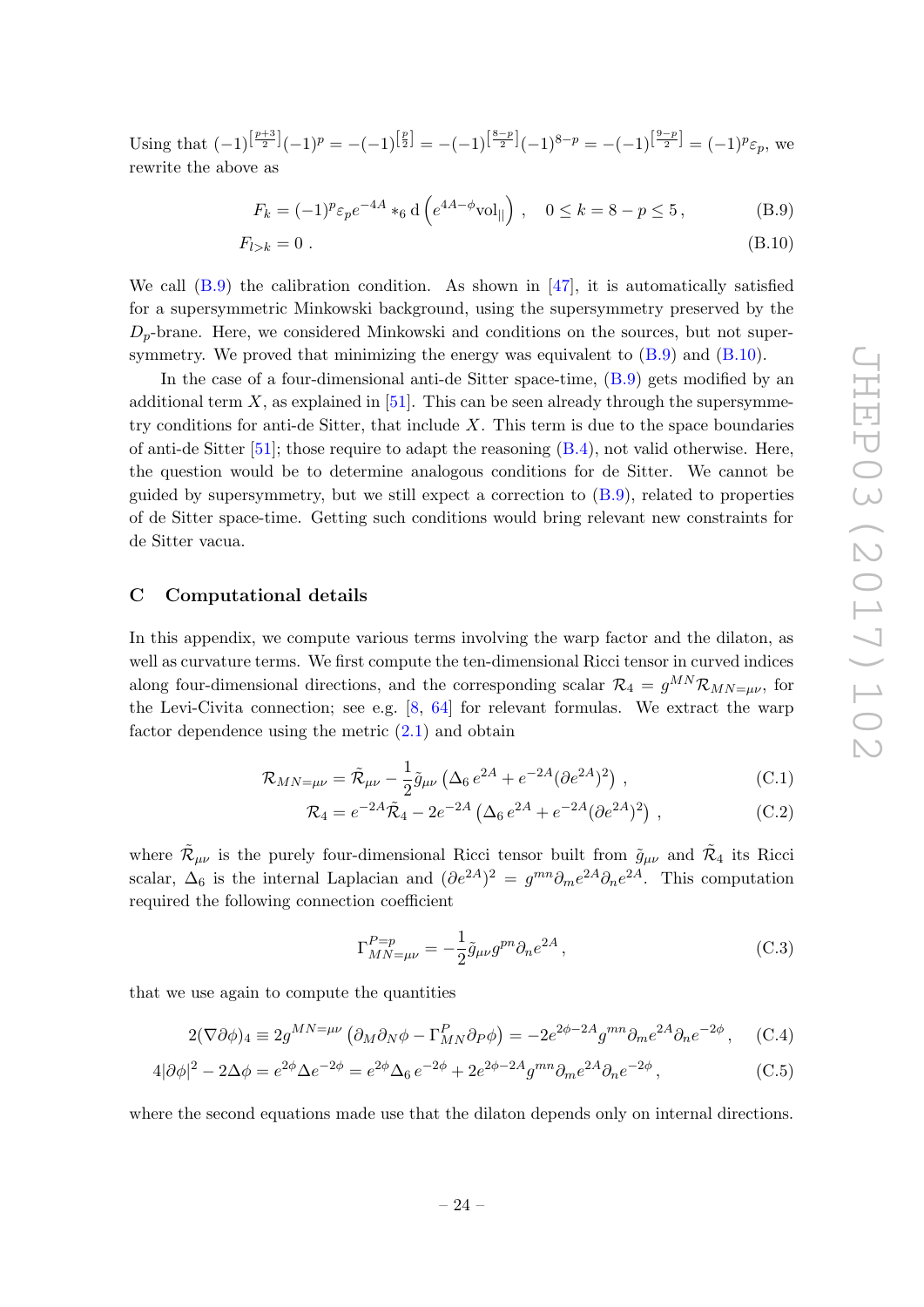Using that $(-1)^{\left[\frac{p+3}{2}\right]}(-1)^p = -(-1)^{\left[\frac{p}{2}\right]} = -(-1)^{\left[\frac{8-p}{2}\right]}(-1)^{8-p} = -(-1)^{\left[\frac{9-p}{2}\right]} = (-1)^p \varepsilon_p$, we rewrite the above as

$$F_k = (-1)^p \varepsilon_p e^{-4A} *_6 \mathrm{d}\left(e^{4A-\phi}\mathrm{vol}_{||}\right) \ , \quad 0 \leq k = 8-p \leq 5 \, , \tag{B.9}$$

$$F_{l>k} = 0 \ . \tag{B.10}$$

We call (B.9) the calibration condition. As shown in [47], it is automatically satisfied for a supersymmetric Minkowski background, using the supersymmetry preserved by the $D_p$-brane. Here, we considered Minkowski and conditions on the sources, but not supersymmetry. We proved that minimizing the energy was equivalent to (B.9) and (B.10).

In the case of a four-dimensional anti-de Sitter space-time, (B.9) gets modified by an additional term $X$, as explained in [51]. This can be seen already through the supersymmetry conditions for anti-de Sitter, that include $X$. This term is due to the space boundaries of anti-de Sitter [51]; those require to adapt the reasoning (B.4), not valid otherwise. Here, the question would be to determine analogous conditions for de Sitter. We cannot be guided by supersymmetry, but we still expect a correction to (B.9), related to properties of de Sitter space-time. Getting such conditions would bring relevant new constraints for de Sitter vacua.

## C Computational details

In this appendix, we compute various terms involving the warp factor and the dilaton, as well as curvature terms. We first compute the ten-dimensional Ricci tensor in curved indices along four-dimensional directions, and the corresponding scalar $\mathcal{R}_4 = g^{MN}\mathcal{R}_{MN=\mu\nu}$, for the Levi-Civita connection; see e.g. [8, 64] for relevant formulas. We extract the warp factor dependence using the metric (2.1) and obtain

$$\mathcal{R}_{MN=\mu\nu} = \tilde{\mathcal{R}}_{\mu\nu} - \frac{1}{2}\tilde{g}_{\mu\nu}\left(\Delta_6\, e^{2A} + e^{-2A}(\partial e^{2A})^2\right) \ , \tag{C.1}$$

$$\mathcal{R}_4 = e^{-2A}\tilde{\mathcal{R}}_4 - 2e^{-2A}\left(\Delta_6\, e^{2A} + e^{-2A}(\partial e^{2A})^2\right) \ , \tag{C.2}$$

where $\tilde{\mathcal{R}}_{\mu\nu}$ is the purely four-dimensional Ricci tensor built from $\tilde{g}_{\mu\nu}$ and $\tilde{\mathcal{R}}_4$ its Ricci scalar, $\Delta_6$ is the internal Laplacian and $(\partial e^{2A})^2 = g^{mn}\partial_m e^{2A}\partial_n e^{2A}$. This computation required the following connection coefficient

$$\Gamma^{P=p}_{MN=\mu\nu} = -\frac{1}{2}\tilde{g}_{\mu\nu}g^{pn}\partial_n e^{2A} \, , \tag{C.3}$$

that we use again to compute the quantities

$$2(\nabla\partial\phi)_4 \equiv 2g^{MN=\mu\nu}\left(\partial_M\partial_N\phi - \Gamma^P_{MN}\partial_P\phi\right) = -2e^{2\phi-2A}g^{mn}\partial_m e^{2A}\partial_n e^{-2\phi} \, , \tag{C.4}$$

$$4|\partial\phi|^2 - 2\Delta\phi = e^{2\phi}\Delta e^{-2\phi} = e^{2\phi}\Delta_6\, e^{-2\phi} + 2e^{2\phi-2A}g^{mn}\partial_m e^{2A}\partial_n e^{-2\phi} \, , \tag{C.5}$$

where the second equations made use that the dilaton depends only on internal directions.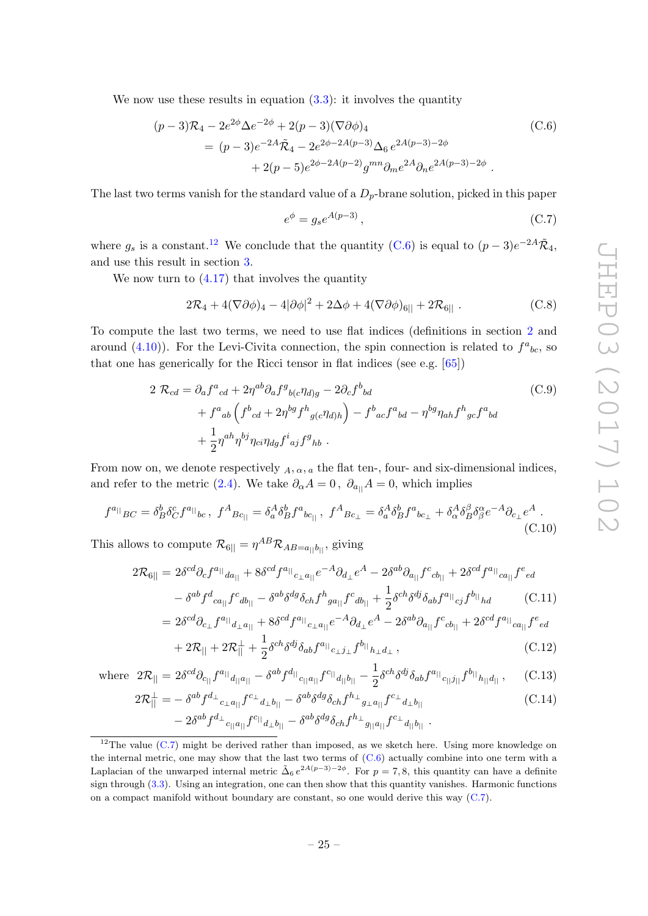We now use these results in equation (3.3): it involves the quantity

$$
\begin{aligned}
&(p-3)\mathcal{R}_4 - 2e^{2\phi}\Delta e^{-2\phi} + 2(p-3)(\nabla\partial\phi)_4 \\
&\quad = (p-3)e^{-2A}\tilde{\mathcal{R}}_4 - 2e^{2\phi-2A(p-3)}\Delta_6\, e^{2A(p-3)-2\phi} \\
&\qquad + 2(p-5)e^{2\phi-2A(p-2)}g^{mn}\partial_m e^{2A}\partial_n e^{2A(p-3)-2\phi}\ .
\end{aligned} \tag{C.6}
$$

The last two terms vanish for the standard value of a $D_p$-brane solution, picked in this paper

$$
e^{\phi} = g_s e^{A(p-3)}\,, \tag{C.7}
$$

where $g_s$ is a constant.[12] We conclude that the quantity (C.6) is equal to $(p-3)e^{-2A}\tilde{\mathcal{R}}_4$, and use this result in section 3.

We now turn to (4.17) that involves the quantity

$$
2\mathcal{R}_4 + 4(\nabla\partial\phi)_4 - 4|\partial\phi|^2 + 2\Delta\phi + 4(\nabla\partial\phi)_{6||} + 2\mathcal{R}_{6||}\ . \tag{C.8}
$$

To compute the last two terms, we need to use flat indices (definitions in section 2 and around (4.10)). For the Levi-Civita connection, the spin connection is related to $f^a{}_{bc}$, so that one has generically for the Ricci tensor in flat indices (see e.g. [65])

$$
\begin{aligned}
2\ \mathcal{R}_{cd} &= \partial_a f^a{}_{cd} + 2\eta^{ab}\partial_a f^g{}_{b(c}\eta_{d)g} - 2\partial_c f^b{}_{bd} \\
&\quad + f^a{}_{ab}\left(f^b{}_{cd} + 2\eta^{bg}f^h{}_{g(c}\eta_{d)h}\right) - f^b{}_{ac}f^a{}_{bd} - \eta^{bg}\eta_{ah}f^h{}_{gc}f^a{}_{bd} \\
&\quad + \frac{1}{2}\eta^{ah}\eta^{bj}\eta_{ci}\eta_{dg}f^i{}_{aj}f^g{}_{hb}\ .
\end{aligned} \tag{C.9}
$$

From now on, we denote respectively ${}_{A,\,\alpha,\,a}$ the flat ten-, four- and six-dimensional indices, and refer to the metric (2.4). We take $\partial_\alpha A = 0\,,\ \partial_{a_{||}} A = 0$, which implies

$$
f^{a_{||}}{}_{BC} = \delta^b_B\delta^c_C f^{a_{||}}{}_{bc}\,,\ f^A{}_{Bc_{||}} = \delta^A_a\delta^b_B f^a{}_{bc_{||}}\,,\ f^A{}_{Bc_\perp} = \delta^A_a\delta^b_B f^a{}_{bc_\perp} + \delta^A_\alpha\delta^\beta_B\delta^\alpha_\beta e^{-A}\partial_{c_\perp}e^A\ . \tag{C.10}
$$

This allows to compute $\mathcal{R}_{6||} = \eta^{AB}\mathcal{R}_{AB=a_{||}b_{||}}$, giving

$$
\begin{aligned}
2\mathcal{R}_{6||} &= 2\delta^{cd}\partial_c f^{a_{||}}{}_{da_{||}} + 8\delta^{cd}f^{a_{||}}{}_{c_\perp a_{||}}e^{-A}\partial_{d_\perp}e^A - 2\delta^{ab}\partial_{a_{||}}f^c{}_{cb_{||}} + 2\delta^{cd}f^{a_{||}}{}_{ca_{||}}f^e{}_{ed} \\
&\quad - \delta^{ab}f^d{}_{ca_{||}}f^c{}_{db_{||}} - \delta^{ab}\delta^{dg}\delta_{ch}f^h{}_{ga_{||}}f^c{}_{db_{||}} + \frac{1}{2}\delta^{ch}\delta^{dj}\delta_{ab}f^{a_{||}}{}_{cj}f^{b_{||}}{}_{hd} && \text{(C.11)}\\
&= 2\delta^{cd}\partial_{c_\perp}f^{a_{||}}{}_{d_\perp a_{||}} + 8\delta^{cd}f^{a_{||}}{}_{c_\perp a_{||}}e^{-A}\partial_{d_\perp}e^A - 2\delta^{ab}\partial_{a_{||}}f^c{}_{cb_{||}} + 2\delta^{cd}f^{a_{||}}{}_{ca_{||}}f^e{}_{ed} \\
&\quad + 2\mathcal{R}_{||} + 2\mathcal{R}_{||}^{\perp} + \frac{1}{2}\delta^{ch}\delta^{dj}\delta_{ab}f^{a_{||}}{}_{c_\perp j_\perp}f^{b_{||}}{}_{h_\perp d_\perp}\,, && \text{(C.12)}
\end{aligned}
$$

$$
\text{where}\ \ 2\mathcal{R}_{||} = 2\delta^{cd}\partial_{c_{||}}f^{a_{||}}{}_{d_{||}a_{||}} - \delta^{ab}f^{d_{||}}{}_{c_{||}a_{||}}f^{c_{||}}{}_{d_{||}b_{||}} - \frac{1}{2}\delta^{ch}\delta^{dj}\delta_{ab}f^{a_{||}}{}_{c_{||}j_{||}}f^{b_{||}}{}_{h_{||}d_{||}}\,, \tag{C.13}
$$

$$
\begin{aligned}
2\mathcal{R}_{||}^{\perp} &= -\delta^{ab}f^{d_\perp}{}_{c_\perp a_{||}}f^{c_\perp}{}_{d_\perp b_{||}} - \delta^{ab}\delta^{dg}\delta_{ch}f^{h_\perp}{}_{g_\perp a_{||}}f^{c_\perp}{}_{d_\perp b_{||}} \\
&\quad - 2\delta^{ab}f^{d_\perp}{}_{c_{||}a_{||}}f^{c_{||}}{}_{d_\perp b_{||}} - \delta^{ab}\delta^{dg}\delta_{ch}f^{h_\perp}{}_{g_{||}a_{||}}f^{c_\perp}{}_{d_{||}b_{||}}\ .
\end{aligned} \tag{C.14}
$$

---

[12] The value (C.7) might be derived rather than imposed, as we sketch here. Using more knowledge on the internal metric, one may show that the last two terms of (C.6) actually combine into one term with a Laplacian of the unwarped internal metric $\tilde{\Delta}_6\, e^{2A(p-3)-2\phi}$. For $p=7,8$, this quantity can have a definite sign through (3.3). Using an integration, one can then show that this quantity vanishes. Harmonic functions on a compact manifold without boundary are constant, so one would derive this way (C.7).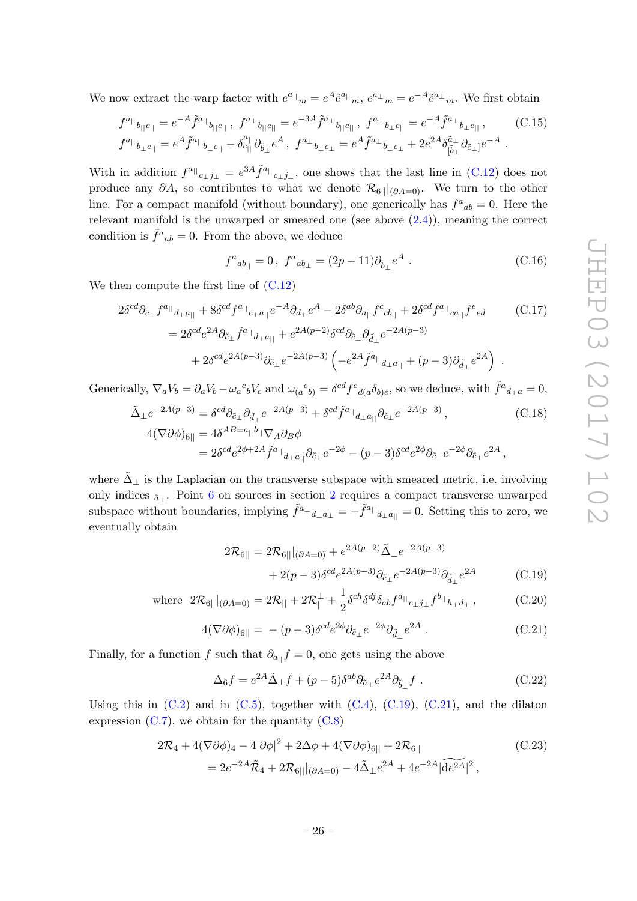We now extract the warp factor with $e^{a_{||}}{}_m = e^A \tilde{e}^{a_{||}}{}_m$, $e^{a_\perp}{}_m = e^{-A} \tilde{e}^{a_\perp}{}_m$. We first obtain

$$
\begin{aligned}
&f^{a_{||}}{}_{b_{||}c_{||}} = e^{-A} \tilde{f}^{a_{||}}{}_{b_{||}c_{||}}\,,\ f^{a_\perp}{}_{b_{||}c_{||}} = e^{-3A} \tilde{f}^{a_\perp}{}_{b_{||}c_{||}}\,,\ f^{a_\perp}{}_{b_\perp c_{||}} = e^{-A} \tilde{f}^{a_\perp}{}_{b_\perp c_{||}}\,, \\
&f^{a_{||}}{}_{b_\perp c_{||}} = e^{A} \tilde{f}^{a_{||}}{}_{b_\perp c_{||}} - \delta^{a_{||}}_{c_{||}} \partial_{\tilde{b}_\perp} e^A\,,\ f^{a_\perp}{}_{b_\perp c_\perp} = e^{A} \tilde{f}^{a_\perp}{}_{b_\perp c_\perp} + 2e^{2A} \delta^{\tilde{a}_\perp}_{[\tilde{b}_\perp} \partial_{\tilde{c}_\perp]} e^{-A}\,.
\end{aligned} \tag{C.15}
$$

With in addition $f^{a_{||}}{}_{c_\perp j_\perp} = e^{3A} \tilde{f}^{a_{||}}{}_{c_\perp j_\perp}$, one shows that the last line in (C.12) does not produce any $\partial A$, so contributes to what we denote $\mathcal{R}_{6||}|_{(\partial A=0)}$. We turn to the other line. For a compact manifold (without boundary), one generically has $f^a{}_{ab} = 0$. Here the relevant manifold is the unwarped or smeared one (see above (2.4)), meaning the correct condition is $\tilde{f}^a{}_{ab} = 0$. From the above, we deduce

$$
f^a{}_{ab_{||}} = 0\,,\ f^a{}_{ab_\perp} = (2p-11) \partial_{\tilde{b}_\perp} e^A\,. \tag{C.16}
$$

We then compute the first line of (C.12)

$$
\begin{aligned}
&2\delta^{cd} \partial_{c_\perp} f^{a_{||}}{}_{d_\perp a_{||}} + 8\delta^{cd} f^{a_{||}}{}_{c_\perp a_{||}} e^{-A} \partial_{d_\perp} e^A - 2\delta^{ab} \partial_{a_{||}} f^c{}_{cb_{||}} + 2\delta^{cd} f^{a_{||}}{}_{ca_{||}} f^e{}_{ed} \\
&\quad = 2\delta^{cd} e^{2A} \partial_{\tilde{c}_\perp} \tilde{f}^{a_{||}}{}_{d_\perp a_{||}} + e^{2A(p-2)} \delta^{cd} \partial_{\tilde{c}_\perp} \partial_{\tilde{d}_\perp} e^{-2A(p-3)} \\
&\qquad + 2\delta^{cd} e^{2A(p-3)} \partial_{\tilde{c}_\perp} e^{-2A(p-3)} \left( -e^{2A} \tilde{f}^{a_{||}}{}_{d_\perp a_{||}} + (p-3) \partial_{\tilde{d}_\perp} e^{2A} \right)\,.
\end{aligned} \tag{C.17}
$$

Generically, $\nabla_a V_b = \partial_a V_b - \omega_a{}^c{}_b V_c$ and $\omega_{(a}{}^c{}_{b)} = \delta^{cd} f^e{}_{d(a} \delta_{b)e}$, so we deduce, with $\tilde{f}^a{}_{d_\perp a} = 0$,

$$
\begin{aligned}
\tilde{\Delta}_\perp e^{-2A(p-3)} &= \delta^{cd} \partial_{\tilde{c}_\perp} \partial_{\tilde{d}_\perp} e^{-2A(p-3)} + \delta^{cd} \tilde{f}^{a_{||}}{}_{d_\perp a_{||}} \partial_{\tilde{c}_\perp} e^{-2A(p-3)}\,, \\
4(\nabla\partial\phi)_{6||} &= 4\delta^{AB=a_{||}b_{||}} \nabla_A \partial_B \phi \\
&= 2\delta^{cd} e^{2\phi+2A} \tilde{f}^{a_{||}}{}_{d_\perp a_{||}} \partial_{\tilde{c}_\perp} e^{-2\phi} - (p-3) \delta^{cd} e^{2\phi} \partial_{\tilde{c}_\perp} e^{-2\phi} \partial_{\tilde{c}_\perp} e^{2A}\,,
\end{aligned} \tag{C.18}
$$

where $\tilde{\Delta}_\perp$ is the Laplacian on the transverse subspace with smeared metric, i.e. involving only indices $_{\tilde{a}_\perp}$. Point 6 on sources in section 2 requires a compact transverse unwarped subspace without boundaries, implying $\tilde{f}^{a_\perp}{}_{d_\perp a_\perp} = -\tilde{f}^{a_{||}}{}_{d_\perp a_{||}} = 0$. Setting this to zero, we eventually obtain

$$
\begin{aligned}
2\mathcal{R}_{6||} &= 2\mathcal{R}_{6||}|_{(\partial A=0)} + e^{2A(p-2)} \tilde{\Delta}_\perp e^{-2A(p-3)} \\
&\quad + 2(p-3) \delta^{cd} e^{2A(p-3)} \partial_{\tilde{c}_\perp} e^{-2A(p-3)} \partial_{\tilde{d}_\perp} e^{2A}
\end{aligned} \tag{C.19}
$$

$$
\text{where}\ \ 2\mathcal{R}_{6||}|_{(\partial A=0)} = 2\mathcal{R}_{||} + 2\mathcal{R}_{||}^\perp + \frac{1}{2} \delta^{ch} \delta^{dj} \delta_{ab} f^{a_{||}}{}_{c_\perp j_\perp} f^{b_{||}}{}_{h_\perp d_\perp}\,, \tag{C.20}
$$

$$
4(\nabla\partial\phi)_{6||} = -(p-3) \delta^{cd} e^{2\phi} \partial_{\tilde{c}_\perp} e^{-2\phi} \partial_{\tilde{d}_\perp} e^{2A}\,. \tag{C.21}
$$

Finally, for a function $f$ such that $\partial_{a_{||}} f = 0$, one gets using the above

$$
\Delta_6 f = e^{2A} \tilde{\Delta}_\perp f + (p-5) \delta^{ab} \partial_{\tilde{a}_\perp} e^{2A} \partial_{\tilde{b}_\perp} f\,. \tag{C.22}
$$

Using this in (C.2) and in (C.5), together with (C.4), (C.19), (C.21), and the dilaton expression (C.7), we obtain for the quantity (C.8)

$$
\begin{aligned}
&2\mathcal{R}_4 + 4(\nabla\partial\phi)_4 - 4|\partial\phi|^2 + 2\Delta\phi + 4(\nabla\partial\phi)_{6||} + 2\mathcal{R}_{6||} \\
&\quad = 2e^{-2A} \tilde{\mathcal{R}}_4 + 2\mathcal{R}_{6||}|_{(\partial A=0)} - 4\tilde{\Delta}_\perp e^{2A} + 4e^{-2A} |\widetilde{\mathrm{d}e^{2A}}|^2\,,
\end{aligned} \tag{C.23}
$$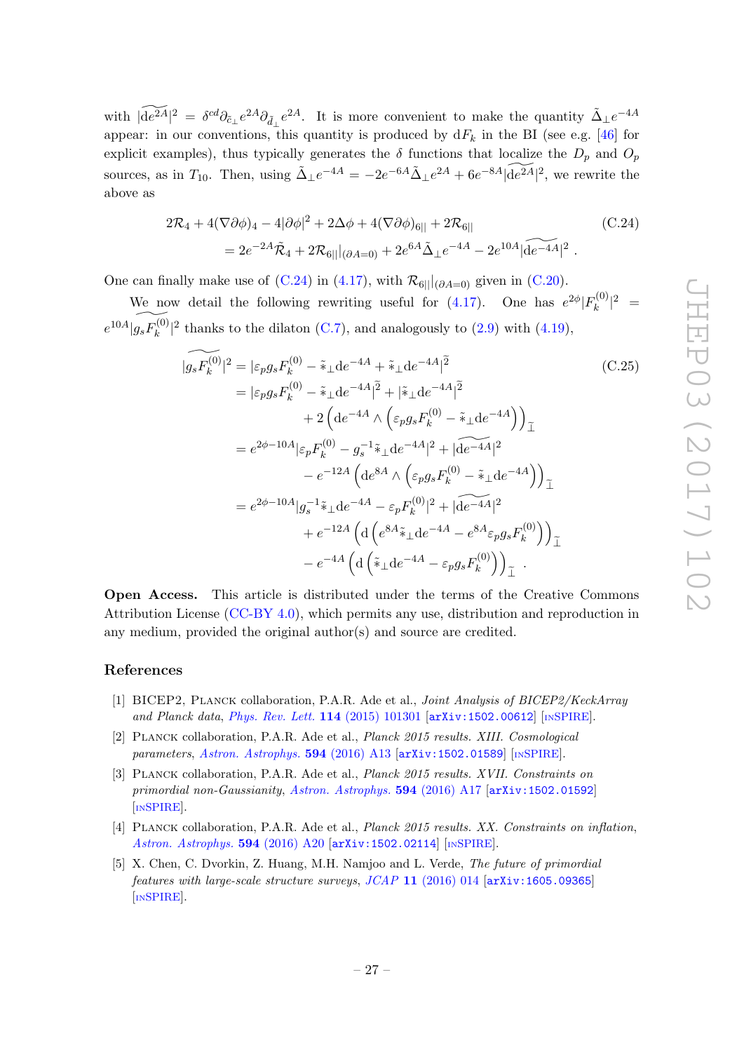with $|\widetilde{\mathrm{d}e^{2A}}|^2 = \delta^{cd}\partial_{\tilde{c}_\perp} e^{2A}\partial_{\tilde{d}_\perp} e^{2A}$. It is more convenient to make the quantity $\tilde{\Delta}_\perp e^{-4A}$ appear: in our conventions, this quantity is produced by $\mathrm{d}F_k$ in the BI (see e.g. [46] for explicit examples), thus typically generates the $\delta$ functions that localize the $D_p$ and $O_p$ sources, as in $T_{10}$. Then, using $\tilde{\Delta}_\perp e^{-4A} = -2e^{-6A}\tilde{\Delta}_\perp e^{2A} + 6e^{-8A}|\widetilde{\mathrm{d}e^{2A}}|^2$, we rewrite the above as

$$
\begin{aligned}
2\mathcal{R}_4 + 4(\nabla\partial\phi)_4 - 4|\partial\phi|^2 + 2\Delta\phi + 4(\nabla\partial\phi)_{6||} + 2\mathcal{R}_{6||} \\
= 2e^{-2A}\tilde{\mathcal{R}}_4 + 2\mathcal{R}_{6||}|_{(\partial A=0)} + 2e^{6A}\tilde{\Delta}_\perp e^{-4A} - 2e^{10A}|\widetilde{\mathrm{d}e^{-4A}}|^2 \, .
\end{aligned}
\tag{C.24}
$$

One can finally make use of (C.24) in (4.17), with $\mathcal{R}_{6||}|_{(\partial A=0)}$ given in (C.20).

We now detail the following rewriting useful for (4.17). One has $e^{2\phi}|F_k^{(0)}|^2 = e^{10A}|\widetilde{g_s F_k^{(0)}}|^2$ thanks to the dilaton (C.7), and analogously to (2.9) with (4.19),

$$
\begin{aligned}
|\widetilde{g_s F_k^{(0)}}|^2 &= |\varepsilon_p g_s F_k^{(0)} - \tilde{*}_\perp \mathrm{d}e^{-4A} + \tilde{*}_\perp \mathrm{d}e^{-4A}|^{\tilde{2}} \\
&= |\varepsilon_p g_s F_k^{(0)} - \tilde{*}_\perp \mathrm{d}e^{-4A}|^{\tilde{2}} + |\tilde{*}_\perp \mathrm{d}e^{-4A}|^{\tilde{2}} \\
&\quad + 2\left(\mathrm{d}e^{-4A} \wedge \left(\varepsilon_p g_s F_k^{(0)} - \tilde{*}_\perp \mathrm{d}e^{-4A}\right)\right)_{\tilde{\perp}} \\
&= e^{2\phi-10A}|\varepsilon_p F_k^{(0)} - g_s^{-1}\tilde{*}_\perp \mathrm{d}e^{-4A}|^2 + |\widetilde{\mathrm{d}e^{-4A}}|^2 \\
&\quad - e^{-12A}\left(\mathrm{d}e^{8A} \wedge \left(\varepsilon_p g_s F_k^{(0)} - \tilde{*}_\perp \mathrm{d}e^{-4A}\right)\right)_{\tilde{\perp}} \\
&= e^{2\phi-10A}|g_s^{-1}\tilde{*}_\perp \mathrm{d}e^{-4A} - \varepsilon_p F_k^{(0)}|^2 + |\widetilde{\mathrm{d}e^{-4A}}|^2 \\
&\quad + e^{-12A}\left(\mathrm{d}\left(e^{8A}\tilde{*}_\perp \mathrm{d}e^{-4A} - e^{8A}\varepsilon_p g_s F_k^{(0)}\right)\right)_{\tilde{\perp}} \\
&\quad - e^{-4A}\left(\mathrm{d}\left(\tilde{*}_\perp \mathrm{d}e^{-4A} - \varepsilon_p g_s F_k^{(0)}\right)\right)_{\tilde{\perp}} \, .
\end{aligned}
\tag{C.25}
$$

**Open Access.** This article is distributed under the terms of the Creative Commons Attribution License (CC-BY 4.0), which permits any use, distribution and reproduction in any medium, provided the original author(s) and source are credited.

## References

[1] BICEP2, Planck collaboration, P.A.R. Ade et al., *Joint Analysis of BICEP2/KeckArray and Planck data*, Phys. Rev. Lett. **114** (2015) 101301 [arXiv:1502.00612] [INSPIRE].

[2] Planck collaboration, P.A.R. Ade et al., *Planck 2015 results. XIII. Cosmological parameters*, Astron. Astrophys. **594** (2016) A13 [arXiv:1502.01589] [INSPIRE].

[3] Planck collaboration, P.A.R. Ade et al., *Planck 2015 results. XVII. Constraints on primordial non-Gaussianity*, Astron. Astrophys. **594** (2016) A17 [arXiv:1502.01592] [INSPIRE].

[4] Planck collaboration, P.A.R. Ade et al., *Planck 2015 results. XX. Constraints on inflation*, Astron. Astrophys. **594** (2016) A20 [arXiv:1502.02114] [INSPIRE].

[5] X. Chen, C. Dvorkin, Z. Huang, M.H. Namjoo and L. Verde, *The future of primordial features with large-scale structure surveys*, JCAP **11** (2016) 014 [arXiv:1605.09365] [INSPIRE].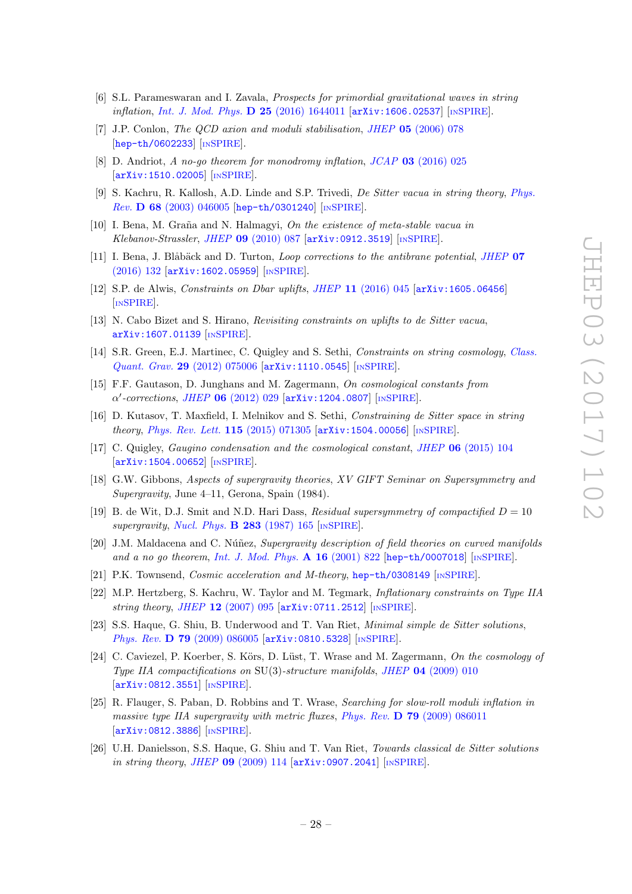[6] S.L. Parameswaran and I. Zavala, *Prospects for primordial gravitational waves in string inflation*, *Int. J. Mod. Phys.* **D 25** (2016) 1644011 [arXiv:1606.02537] [INSPIRE].

[7] J.P. Conlon, *The QCD axion and moduli stabilisation*, *JHEP* **05** (2006) 078 [hep-th/0602233] [INSPIRE].

[8] D. Andriot, *A no-go theorem for monodromy inflation*, *JCAP* **03** (2016) 025 [arXiv:1510.02005] [INSPIRE].

[9] S. Kachru, R. Kallosh, A.D. Linde and S.P. Trivedi, *De Sitter vacua in string theory*, *Phys. Rev.* **D 68** (2003) 046005 [hep-th/0301240] [INSPIRE].

[10] I. Bena, M. Graña and N. Halmagyi, *On the existence of meta-stable vacua in Klebanov-Strassler*, *JHEP* **09** (2010) 087 [arXiv:0912.3519] [INSPIRE].

[11] I. Bena, J. Blåbäck and D. Turton, *Loop corrections to the antibrane potential*, *JHEP* **07** (2016) 132 [arXiv:1602.05959] [INSPIRE].

[12] S.P. de Alwis, *Constraints on Dbar uplifts*, *JHEP* **11** (2016) 045 [arXiv:1605.06456] [INSPIRE].

[13] N. Cabo Bizet and S. Hirano, *Revisiting constraints on uplifts to de Sitter vacua*, arXiv:1607.01139 [INSPIRE].

[14] S.R. Green, E.J. Martinec, C. Quigley and S. Sethi, *Constraints on string cosmology*, *Class. Quant. Grav.* **29** (2012) 075006 [arXiv:1110.0545] [INSPIRE].

[15] F.F. Gautason, D. Junghans and M. Zagermann, *On cosmological constants from $\alpha'$-corrections*, *JHEP* **06** (2012) 029 [arXiv:1204.0807] [INSPIRE].

[16] D. Kutasov, T. Maxfield, I. Melnikov and S. Sethi, *Constraining de Sitter space in string theory*, *Phys. Rev. Lett.* **115** (2015) 071305 [arXiv:1504.00056] [INSPIRE].

[17] C. Quigley, *Gaugino condensation and the cosmological constant*, *JHEP* **06** (2015) 104 [arXiv:1504.00652] [INSPIRE].

[18] G.W. Gibbons, *Aspects of supergravity theories*, *XV GIFT Seminar on Supersymmetry and Supergravity*, June 4–11, Gerona, Spain (1984).

[19] B. de Wit, D.J. Smit and N.D. Hari Dass, *Residual supersymmetry of compactified $D = 10$ supergravity*, *Nucl. Phys.* **B 283** (1987) 165 [INSPIRE].

[20] J.M. Maldacena and C. Núñez, *Supergravity description of field theories on curved manifolds and a no go theorem*, *Int. J. Mod. Phys.* **A 16** (2001) 822 [hep-th/0007018] [INSPIRE].

[21] P.K. Townsend, *Cosmic acceleration and M-theory*, hep-th/0308149 [INSPIRE].

[22] M.P. Hertzberg, S. Kachru, W. Taylor and M. Tegmark, *Inflationary constraints on Type IIA string theory*, *JHEP* **12** (2007) 095 [arXiv:0711.2512] [INSPIRE].

[23] S.S. Haque, G. Shiu, B. Underwood and T. Van Riet, *Minimal simple de Sitter solutions*, *Phys. Rev.* **D 79** (2009) 086005 [arXiv:0810.5328] [INSPIRE].

[24] C. Caviezel, P. Koerber, S. Körs, D. Lüst, T. Wrase and M. Zagermann, *On the cosmology of Type IIA compactifications on* SU(3)*-structure manifolds*, *JHEP* **04** (2009) 010 [arXiv:0812.3551] [INSPIRE].

[25] R. Flauger, S. Paban, D. Robbins and T. Wrase, *Searching for slow-roll moduli inflation in massive type IIA supergravity with metric fluxes*, *Phys. Rev.* **D 79** (2009) 086011 [arXiv:0812.3886] [INSPIRE].

[26] U.H. Danielsson, S.S. Haque, G. Shiu and T. Van Riet, *Towards classical de Sitter solutions in string theory*, *JHEP* **09** (2009) 114 [arXiv:0907.2041] [INSPIRE].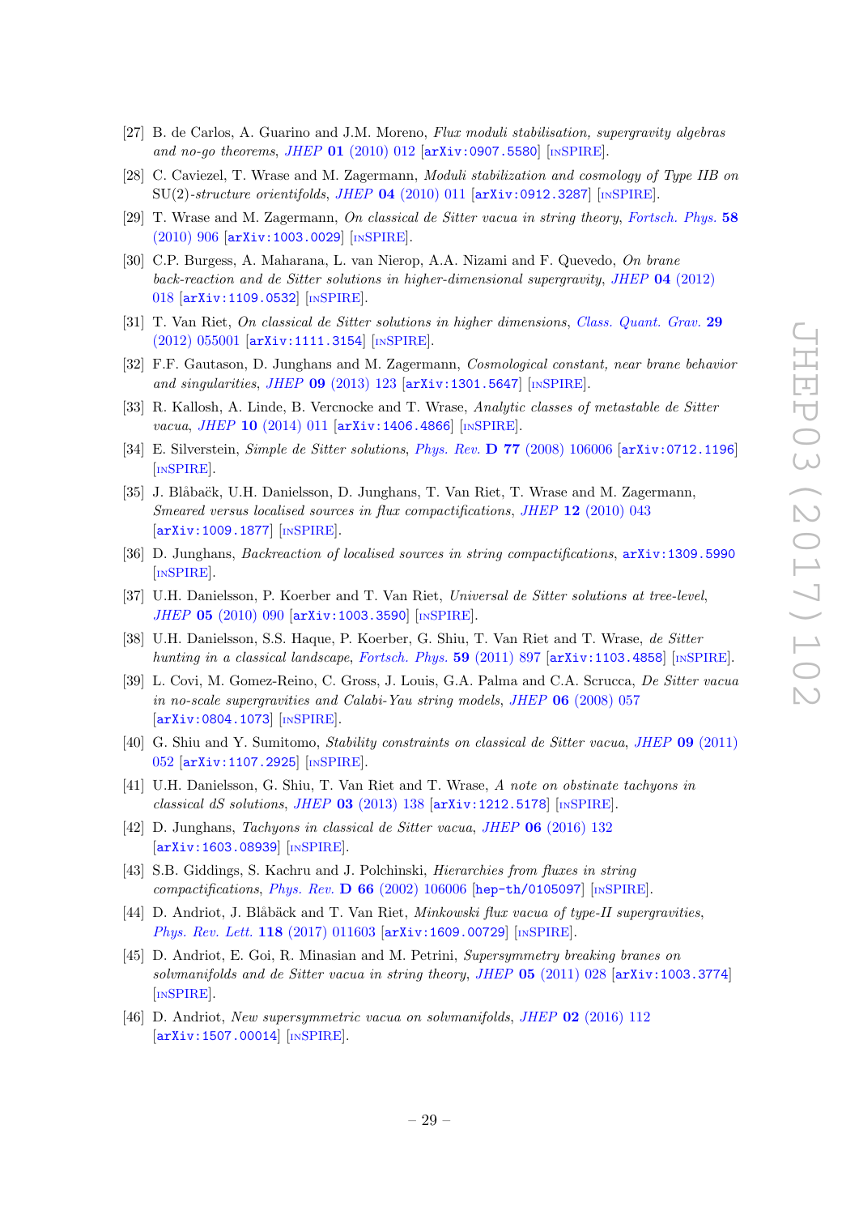[27] B. de Carlos, A. Guarino and J.M. Moreno, *Flux moduli stabilisation, supergravity algebras and no-go theorems*, JHEP **01** (2010) 012 [arXiv:0907.5580] [INSPIRE].

[28] C. Caviezel, T. Wrase and M. Zagermann, *Moduli stabilization and cosmology of Type IIB on* SU(2)*-structure orientifolds*, JHEP **04** (2010) 011 [arXiv:0912.3287] [INSPIRE].

[29] T. Wrase and M. Zagermann, *On classical de Sitter vacua in string theory*, Fortsch. Phys. **58** (2010) 906 [arXiv:1003.0029] [INSPIRE].

[30] C.P. Burgess, A. Maharana, L. van Nierop, A.A. Nizami and F. Quevedo, *On brane back-reaction and de Sitter solutions in higher-dimensional supergravity*, JHEP **04** (2012) 018 [arXiv:1109.0532] [INSPIRE].

[31] T. Van Riet, *On classical de Sitter solutions in higher dimensions*, Class. Quant. Grav. **29** (2012) 055001 [arXiv:1111.3154] [INSPIRE].

[32] F.F. Gautason, D. Junghans and M. Zagermann, *Cosmological constant, near brane behavior and singularities*, JHEP **09** (2013) 123 [arXiv:1301.5647] [INSPIRE].

[33] R. Kallosh, A. Linde, B. Vercnocke and T. Wrase, *Analytic classes of metastable de Sitter vacua*, JHEP **10** (2014) 011 [arXiv:1406.4866] [INSPIRE].

[34] E. Silverstein, *Simple de Sitter solutions*, Phys. Rev. **D 77** (2008) 106006 [arXiv:0712.1196] [INSPIRE].

[35] J. Blåbäck, U.H. Danielsson, D. Junghans, T. Van Riet, T. Wrase and M. Zagermann, *Smeared versus localised sources in flux compactifications*, JHEP **12** (2010) 043 [arXiv:1009.1877] [INSPIRE].

[36] D. Junghans, *Backreaction of localised sources in string compactifications*, arXiv:1309.5990 [INSPIRE].

[37] U.H. Danielsson, P. Koerber and T. Van Riet, *Universal de Sitter solutions at tree-level*, JHEP **05** (2010) 090 [arXiv:1003.3590] [INSPIRE].

[38] U.H. Danielsson, S.S. Haque, P. Koerber, G. Shiu, T. Van Riet and T. Wrase, *de Sitter hunting in a classical landscape*, Fortsch. Phys. **59** (2011) 897 [arXiv:1103.4858] [INSPIRE].

[39] L. Covi, M. Gomez-Reino, C. Gross, J. Louis, G.A. Palma and C.A. Scrucca, *De Sitter vacua in no-scale supergravities and Calabi-Yau string models*, JHEP **06** (2008) 057 [arXiv:0804.1073] [INSPIRE].

[40] G. Shiu and Y. Sumitomo, *Stability constraints on classical de Sitter vacua*, JHEP **09** (2011) 052 [arXiv:1107.2925] [INSPIRE].

[41] U.H. Danielsson, G. Shiu, T. Van Riet and T. Wrase, *A note on obstinate tachyons in classical dS solutions*, JHEP **03** (2013) 138 [arXiv:1212.5178] [INSPIRE].

[42] D. Junghans, *Tachyons in classical de Sitter vacua*, JHEP **06** (2016) 132 [arXiv:1603.08939] [INSPIRE].

[43] S.B. Giddings, S. Kachru and J. Polchinski, *Hierarchies from fluxes in string compactifications*, Phys. Rev. **D 66** (2002) 106006 [hep-th/0105097] [INSPIRE].

[44] D. Andriot, J. Blåbäck and T. Van Riet, *Minkowski flux vacua of type-II supergravities*, Phys. Rev. Lett. **118** (2017) 011603 [arXiv:1609.00729] [INSPIRE].

[45] D. Andriot, E. Goi, R. Minasian and M. Petrini, *Supersymmetry breaking branes on solvmanifolds and de Sitter vacua in string theory*, JHEP **05** (2011) 028 [arXiv:1003.3774] [INSPIRE].

[46] D. Andriot, *New supersymmetric vacua on solvmanifolds*, JHEP **02** (2016) 112 [arXiv:1507.00014] [INSPIRE].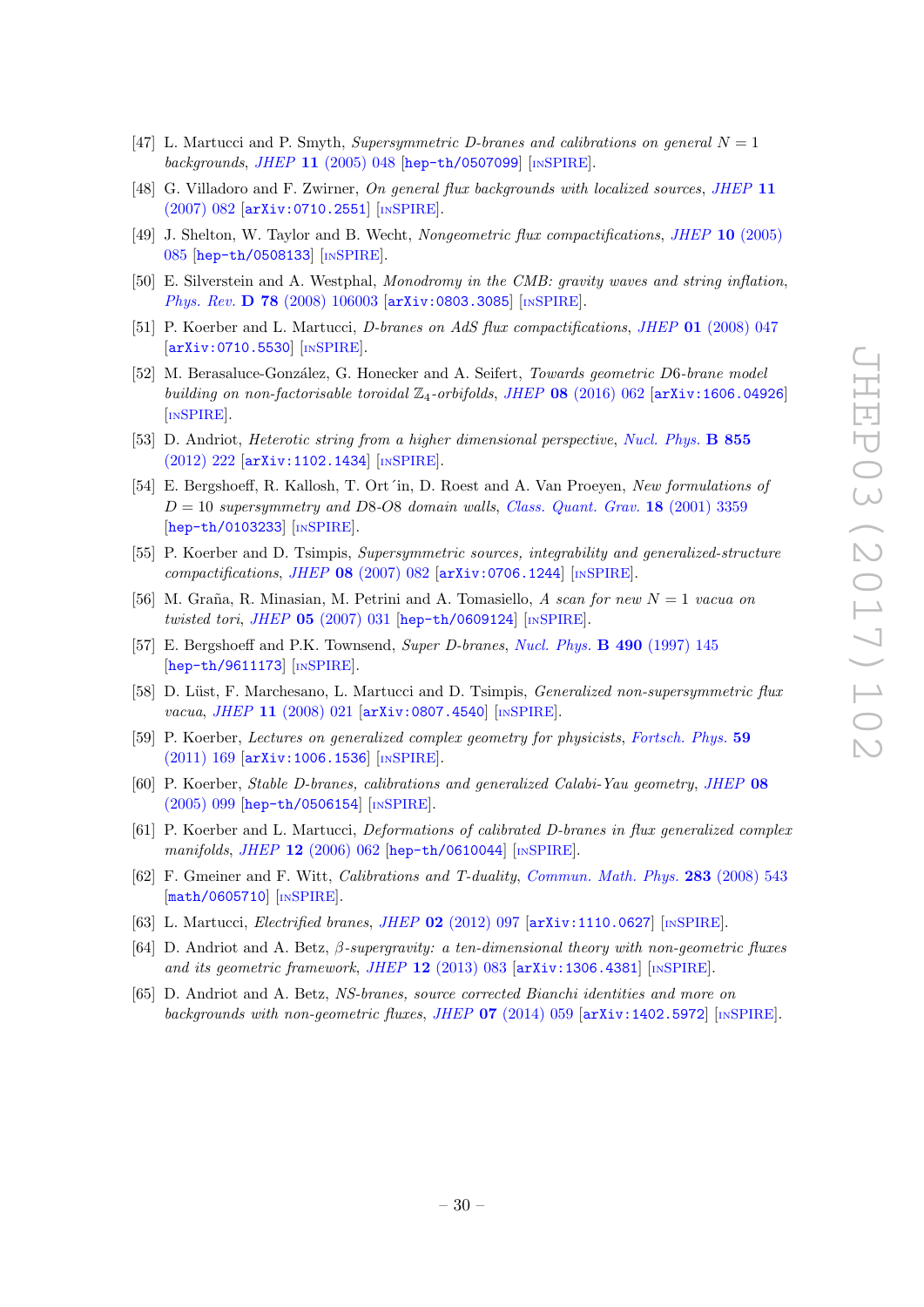[47] L. Martucci and P. Smyth, *Supersymmetric D-branes and calibrations on general $N = 1$ backgrounds*, JHEP **11** (2005) 048 [hep-th/0507099] [INSPIRE].

[48] G. Villadoro and F. Zwirner, *On general flux backgrounds with localized sources*, JHEP **11** (2007) 082 [arXiv:0710.2551] [INSPIRE].

[49] J. Shelton, W. Taylor and B. Wecht, *Nongeometric flux compactifications*, JHEP **10** (2005) 085 [hep-th/0508133] [INSPIRE].

[50] E. Silverstein and A. Westphal, *Monodromy in the CMB: gravity waves and string inflation*, Phys. Rev. **D 78** (2008) 106003 [arXiv:0803.3085] [INSPIRE].

[51] P. Koerber and L. Martucci, *D-branes on AdS flux compactifications*, JHEP **01** (2008) 047 [arXiv:0710.5530] [INSPIRE].

[52] M. Berasaluce-González, G. Honecker and A. Seifert, *Towards geometric D6-brane model building on non-factorisable toroidal $\mathbb{Z}_4$-orbifolds*, JHEP **08** (2016) 062 [arXiv:1606.04926] [INSPIRE].

[53] D. Andriot, *Heterotic string from a higher dimensional perspective*, Nucl. Phys. **B 855** (2012) 222 [arXiv:1102.1434] [INSPIRE].

[54] E. Bergshoeff, R. Kallosh, T. Ort´in, D. Roest and A. Van Proeyen, *New formulations of $D = 10$ supersymmetry and D8-O8 domain walls*, Class. Quant. Grav. **18** (2001) 3359 [hep-th/0103233] [INSPIRE].

[55] P. Koerber and D. Tsimpis, *Supersymmetric sources, integrability and generalized-structure compactifications*, JHEP **08** (2007) 082 [arXiv:0706.1244] [INSPIRE].

[56] M. Graña, R. Minasian, M. Petrini and A. Tomasiello, *A scan for new $N = 1$ vacua on twisted tori*, JHEP **05** (2007) 031 [hep-th/0609124] [INSPIRE].

[57] E. Bergshoeff and P.K. Townsend, *Super D-branes*, Nucl. Phys. **B 490** (1997) 145 [hep-th/9611173] [INSPIRE].

[58] D. Lüst, F. Marchesano, L. Martucci and D. Tsimpis, *Generalized non-supersymmetric flux vacua*, JHEP **11** (2008) 021 [arXiv:0807.4540] [INSPIRE].

[59] P. Koerber, *Lectures on generalized complex geometry for physicists*, Fortsch. Phys. **59** (2011) 169 [arXiv:1006.1536] [INSPIRE].

[60] P. Koerber, *Stable D-branes, calibrations and generalized Calabi-Yau geometry*, JHEP **08** (2005) 099 [hep-th/0506154] [INSPIRE].

[61] P. Koerber and L. Martucci, *Deformations of calibrated D-branes in flux generalized complex manifolds*, JHEP **12** (2006) 062 [hep-th/0610044] [INSPIRE].

[62] F. Gmeiner and F. Witt, *Calibrations and T-duality*, Commun. Math. Phys. **283** (2008) 543 [math/0605710] [INSPIRE].

[63] L. Martucci, *Electrified branes*, JHEP **02** (2012) 097 [arXiv:1110.0627] [INSPIRE].

[64] D. Andriot and A. Betz, *$\beta$-supergravity: a ten-dimensional theory with non-geometric fluxes and its geometric framework*, JHEP **12** (2013) 083 [arXiv:1306.4381] [INSPIRE].

[65] D. Andriot and A. Betz, *NS-branes, source corrected Bianchi identities and more on backgrounds with non-geometric fluxes*, JHEP **07** (2014) 059 [arXiv:1402.5972] [INSPIRE].